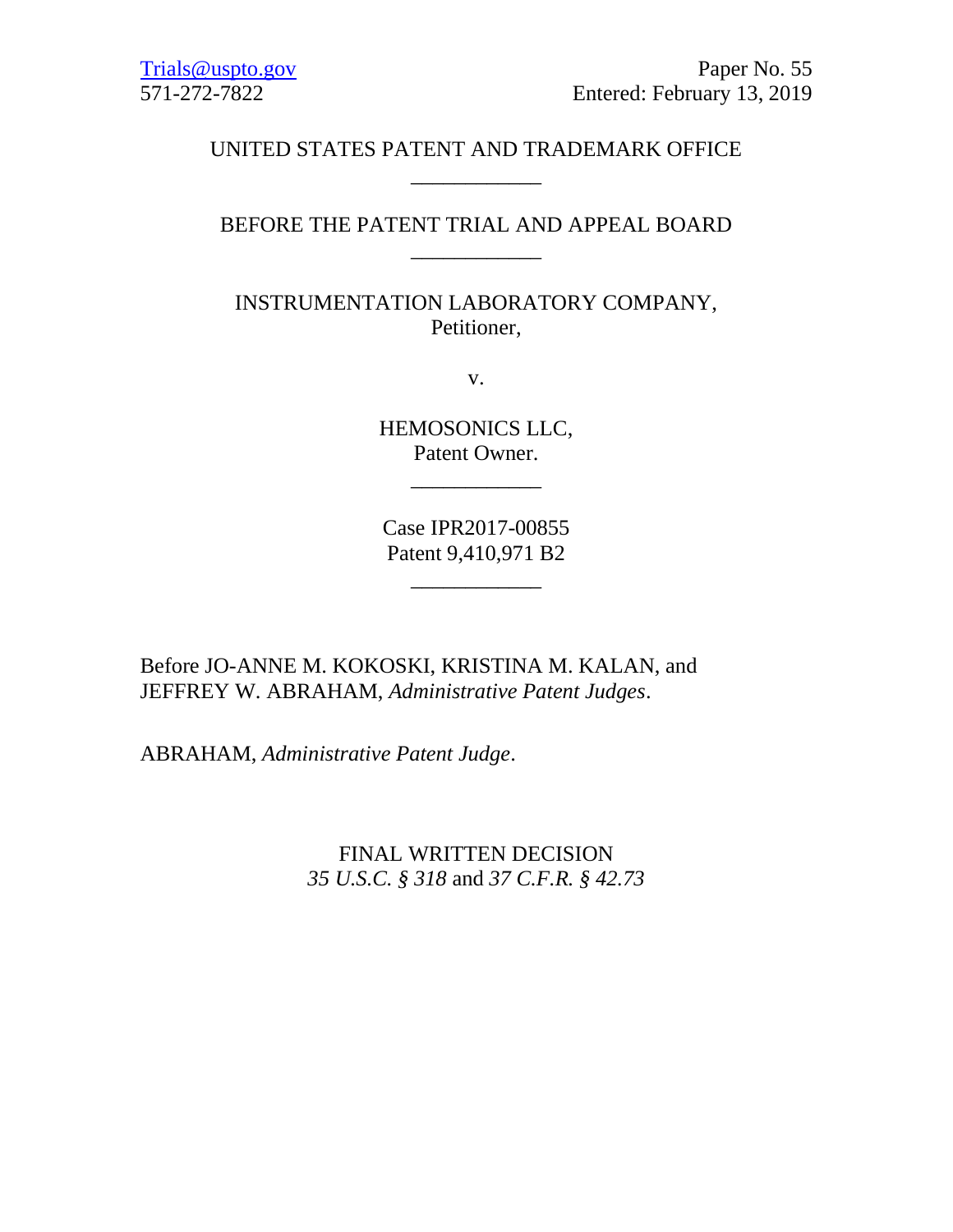Trials@uspto.gov
571-272-7822

Paper No. 55
Entered: February 13, 2019

UNITED STATES PATENT AND TRADEMARK OFFICE

____________

BEFORE THE PATENT TRIAL AND APPEAL BOARD

____________

INSTRUMENTATION LABORATORY COMPANY,
Petitioner,

v.

HEMOSONICS LLC,
Patent Owner.

____________

Case IPR2017-00855
Patent 9,410,971 B2

____________

Before JO-ANNE M. KOKOSKI, KRISTINA M. KALAN, and JEFFREY W. ABRAHAM, *Administrative Patent Judges*.

ABRAHAM, *Administrative Patent Judge*.

FINAL WRITTEN DECISION
*35 U.S.C. § 318* and *37 C.F.R. § 42.73*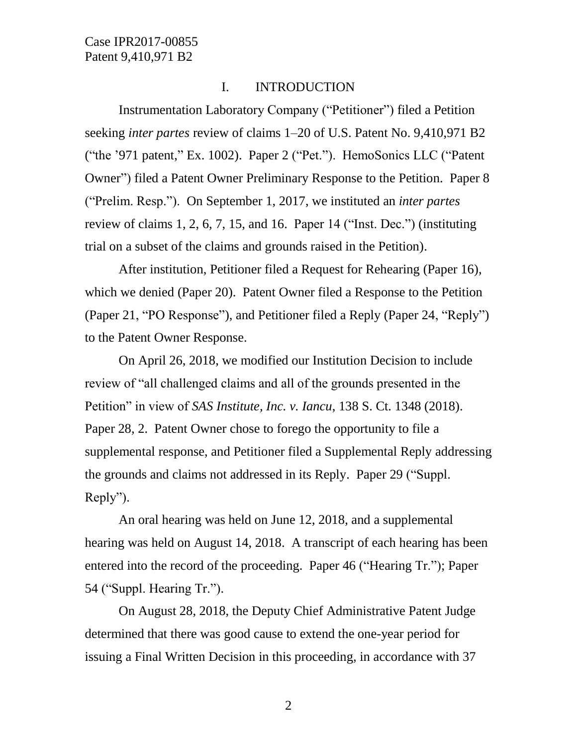## I. INTRODUCTION

Instrumentation Laboratory Company ("Petitioner") filed a Petition seeking *inter partes* review of claims 1–20 of U.S. Patent No. 9,410,971 B2 ("the '971 patent," Ex. 1002). Paper 2 ("Pet."). HemoSonics LLC ("Patent Owner") filed a Patent Owner Preliminary Response to the Petition. Paper 8 ("Prelim. Resp."). On September 1, 2017, we instituted an *inter partes* review of claims 1, 2, 6, 7, 15, and 16. Paper 14 ("Inst. Dec.") (instituting trial on a subset of the claims and grounds raised in the Petition).

After institution, Petitioner filed a Request for Rehearing (Paper 16), which we denied (Paper 20). Patent Owner filed a Response to the Petition (Paper 21, "PO Response"), and Petitioner filed a Reply (Paper 24, "Reply") to the Patent Owner Response.

On April 26, 2018, we modified our Institution Decision to include review of "all challenged claims and all of the grounds presented in the Petition" in view of *SAS Institute, Inc. v. Iancu*, 138 S. Ct. 1348 (2018). Paper 28, 2. Patent Owner chose to forego the opportunity to file a supplemental response, and Petitioner filed a Supplemental Reply addressing the grounds and claims not addressed in its Reply. Paper 29 ("Suppl. Reply").

An oral hearing was held on June 12, 2018, and a supplemental hearing was held on August 14, 2018. A transcript of each hearing has been entered into the record of the proceeding. Paper 46 ("Hearing Tr."); Paper 54 ("Suppl. Hearing Tr.").

On August 28, 2018, the Deputy Chief Administrative Patent Judge determined that there was good cause to extend the one-year period for issuing a Final Written Decision in this proceeding, in accordance with 37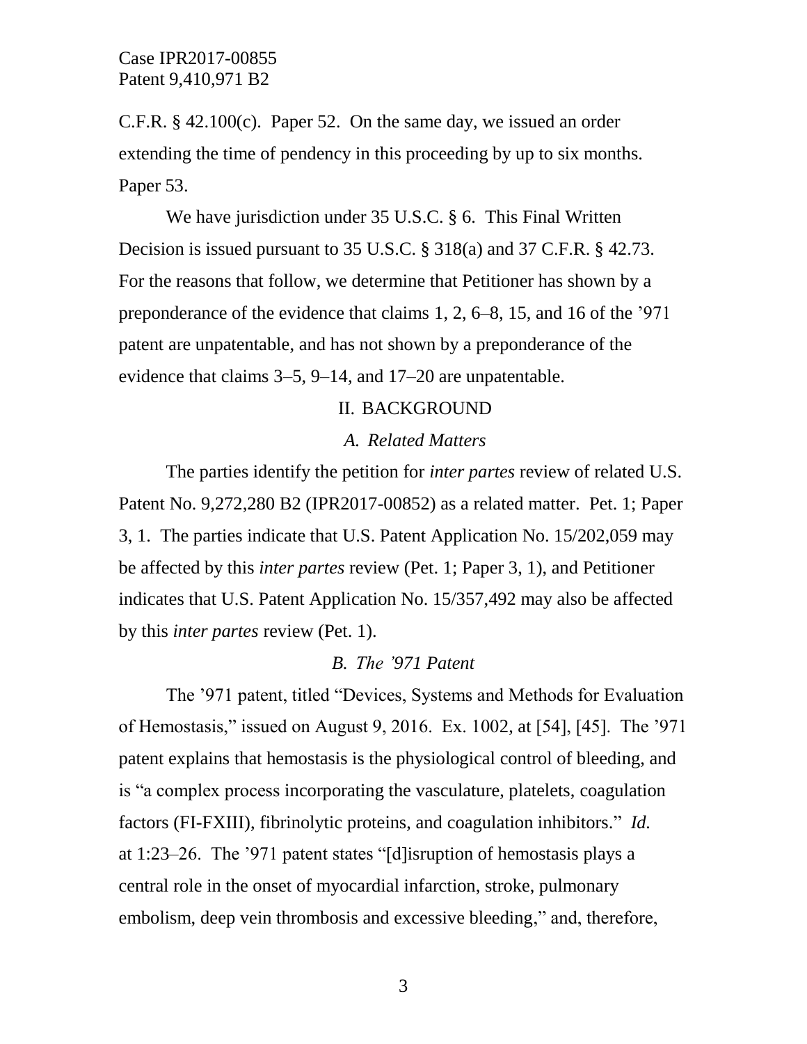C.F.R. § 42.100(c). Paper 52. On the same day, we issued an order extending the time of pendency in this proceeding by up to six months. Paper 53.

We have jurisdiction under 35 U.S.C. § 6. This Final Written Decision is issued pursuant to 35 U.S.C. § 318(a) and 37 C.F.R. § 42.73. For the reasons that follow, we determine that Petitioner has shown by a preponderance of the evidence that claims 1, 2, 6–8, 15, and 16 of the ’971 patent are unpatentable, and has not shown by a preponderance of the evidence that claims 3–5, 9–14, and 17–20 are unpatentable.

## II. BACKGROUND

### *A. Related Matters*

The parties identify the petition for *inter partes* review of related U.S. Patent No. 9,272,280 B2 (IPR2017-00852) as a related matter. Pet. 1; Paper 3, 1. The parties indicate that U.S. Patent Application No. 15/202,059 may be affected by this *inter partes* review (Pet. 1; Paper 3, 1), and Petitioner indicates that U.S. Patent Application No. 15/357,492 may also be affected by this *inter partes* review (Pet. 1).

### *B. The ’971 Patent*

The ’971 patent, titled “Devices, Systems and Methods for Evaluation of Hemostasis,” issued on August 9, 2016. Ex. 1002, at [54], [45]. The ’971 patent explains that hemostasis is the physiological control of bleeding, and is “a complex process incorporating the vasculature, platelets, coagulation factors (FI-FXIII), fibrinolytic proteins, and coagulation inhibitors.” *Id.* at 1:23–26. The ’971 patent states “[d]isruption of hemostasis plays a central role in the onset of myocardial infarction, stroke, pulmonary embolism, deep vein thrombosis and excessive bleeding,” and, therefore,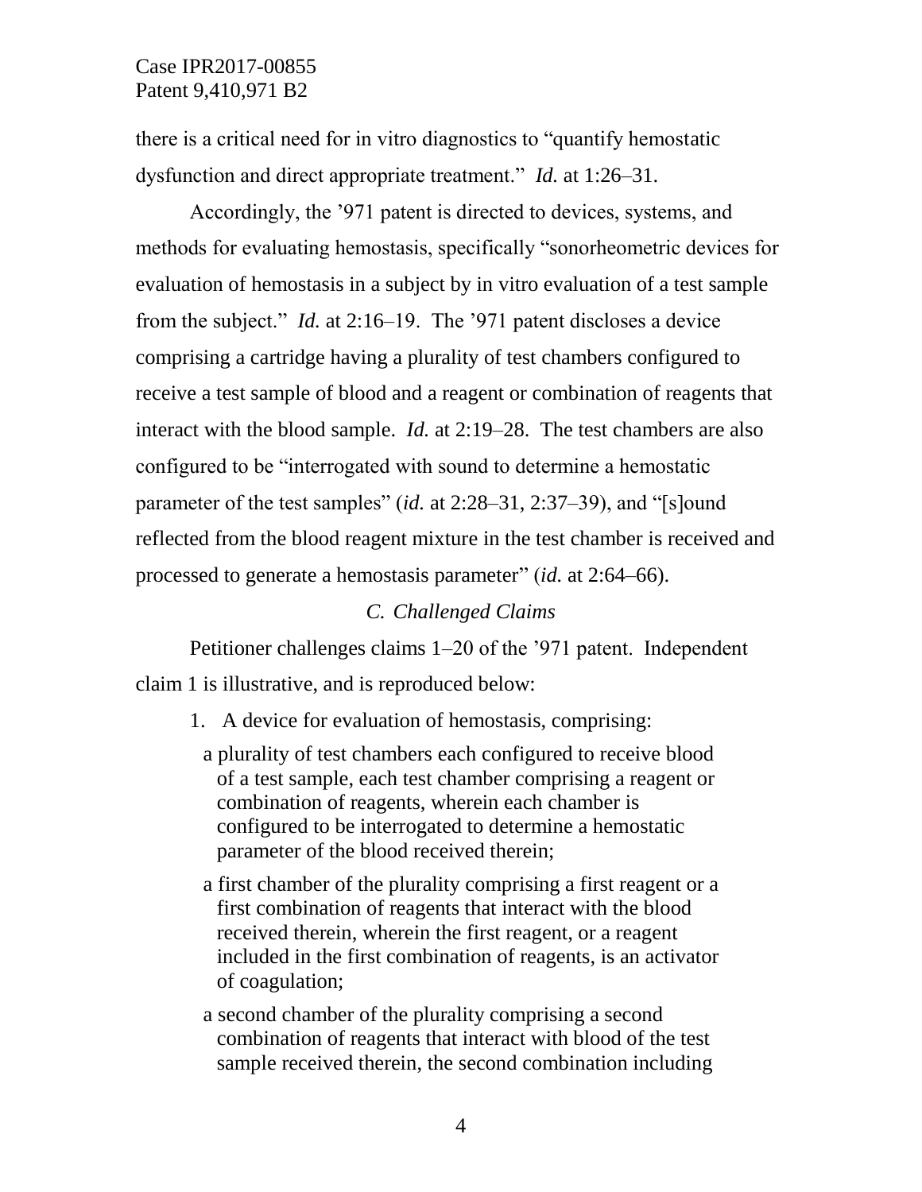there is a critical need for in vitro diagnostics to "quantify hemostatic dysfunction and direct appropriate treatment." *Id.* at 1:26–31.

Accordingly, the '971 patent is directed to devices, systems, and methods for evaluating hemostasis, specifically "sonorheometric devices for evaluation of hemostasis in a subject by in vitro evaluation of a test sample from the subject." *Id.* at 2:16–19. The '971 patent discloses a device comprising a cartridge having a plurality of test chambers configured to receive a test sample of blood and a reagent or combination of reagents that interact with the blood sample. *Id.* at 2:19–28. The test chambers are also configured to be "interrogated with sound to determine a hemostatic parameter of the test samples" (*id.* at 2:28–31, 2:37–39), and "[s]ound reflected from the blood reagent mixture in the test chamber is received and processed to generate a hemostasis parameter" (*id.* at 2:64–66).

### *C. Challenged Claims*

Petitioner challenges claims 1–20 of the '971 patent. Independent claim 1 is illustrative, and is reproduced below:

> 1. A device for evaluation of hemostasis, comprising:
>
> a plurality of test chambers each configured to receive blood of a test sample, each test chamber comprising a reagent or combination of reagents, wherein each chamber is configured to be interrogated to determine a hemostatic parameter of the blood received therein;
>
> a first chamber of the plurality comprising a first reagent or a first combination of reagents that interact with the blood received therein, wherein the first reagent, or a reagent included in the first combination of reagents, is an activator of coagulation;
>
> a second chamber of the plurality comprising a second combination of reagents that interact with blood of the test sample received therein, the second combination including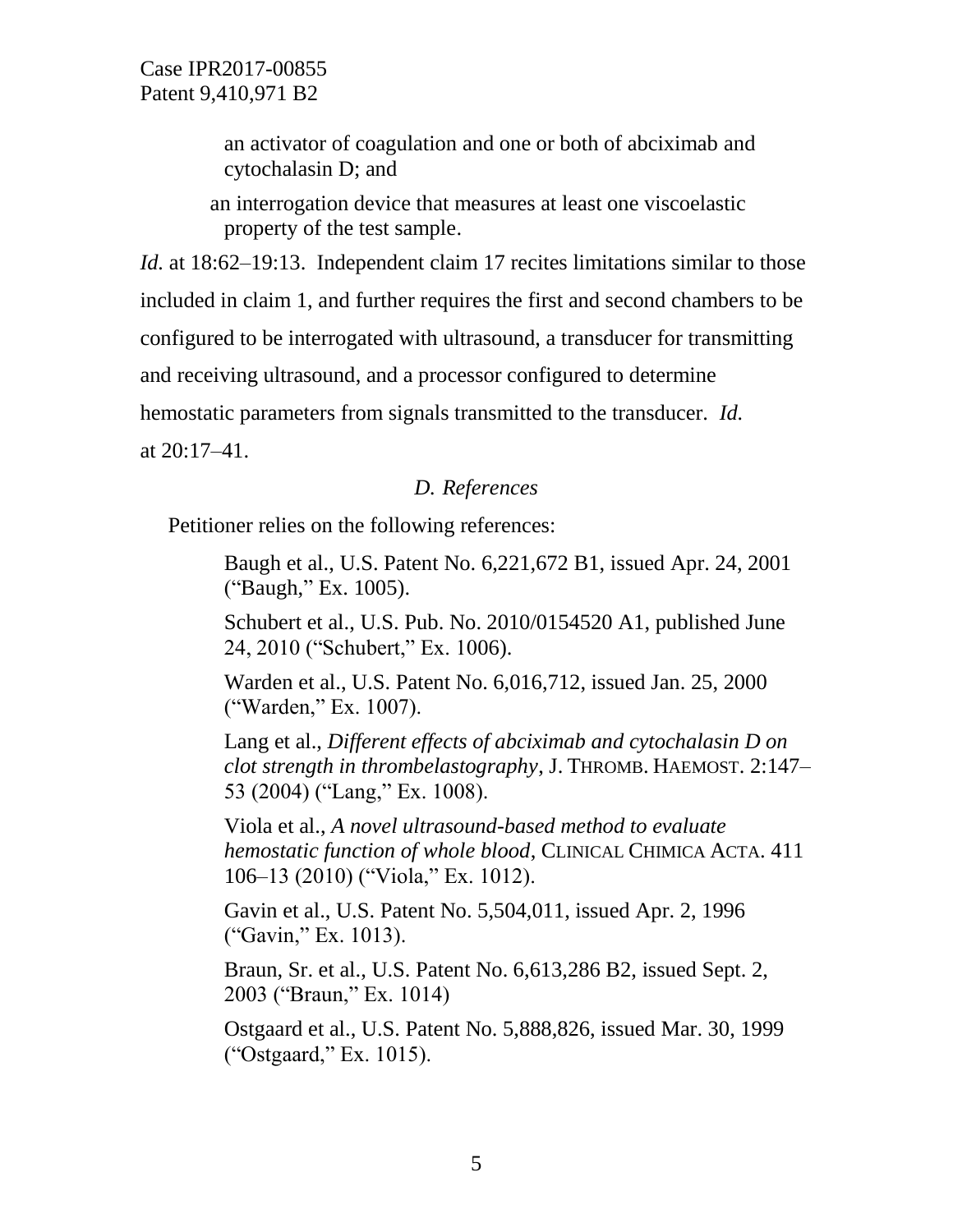an activator of coagulation and one or both of abciximab and cytochalasin D; and

an interrogation device that measures at least one viscoelastic property of the test sample.

*Id.* at 18:62–19:13. Independent claim 17 recites limitations similar to those included in claim 1, and further requires the first and second chambers to be configured to be interrogated with ultrasound, a transducer for transmitting and receiving ultrasound, and a processor configured to determine hemostatic parameters from signals transmitted to the transducer. *Id.* at 20:17–41.

### *D. References*

Petitioner relies on the following references:

Baugh et al., U.S. Patent No. 6,221,672 B1, issued Apr. 24, 2001 ("Baugh," Ex. 1005).

Schubert et al., U.S. Pub. No. 2010/0154520 A1, published June 24, 2010 ("Schubert," Ex. 1006).

Warden et al., U.S. Patent No. 6,016,712, issued Jan. 25, 2000 ("Warden," Ex. 1007).

Lang et al., *Different effects of abciximab and cytochalasin D on clot strength in thrombelastography*, J. THROMB. HAEMOST. 2:147–53 (2004) ("Lang," Ex. 1008).

Viola et al., *A novel ultrasound-based method to evaluate hemostatic function of whole blood*, CLINICAL CHIMICA ACTA. 411 106–13 (2010) ("Viola," Ex. 1012).

Gavin et al., U.S. Patent No. 5,504,011, issued Apr. 2, 1996 ("Gavin," Ex. 1013).

Braun, Sr. et al., U.S. Patent No. 6,613,286 B2, issued Sept. 2, 2003 ("Braun," Ex. 1014)

Ostgaard et al., U.S. Patent No. 5,888,826, issued Mar. 30, 1999 ("Ostgaard," Ex. 1015).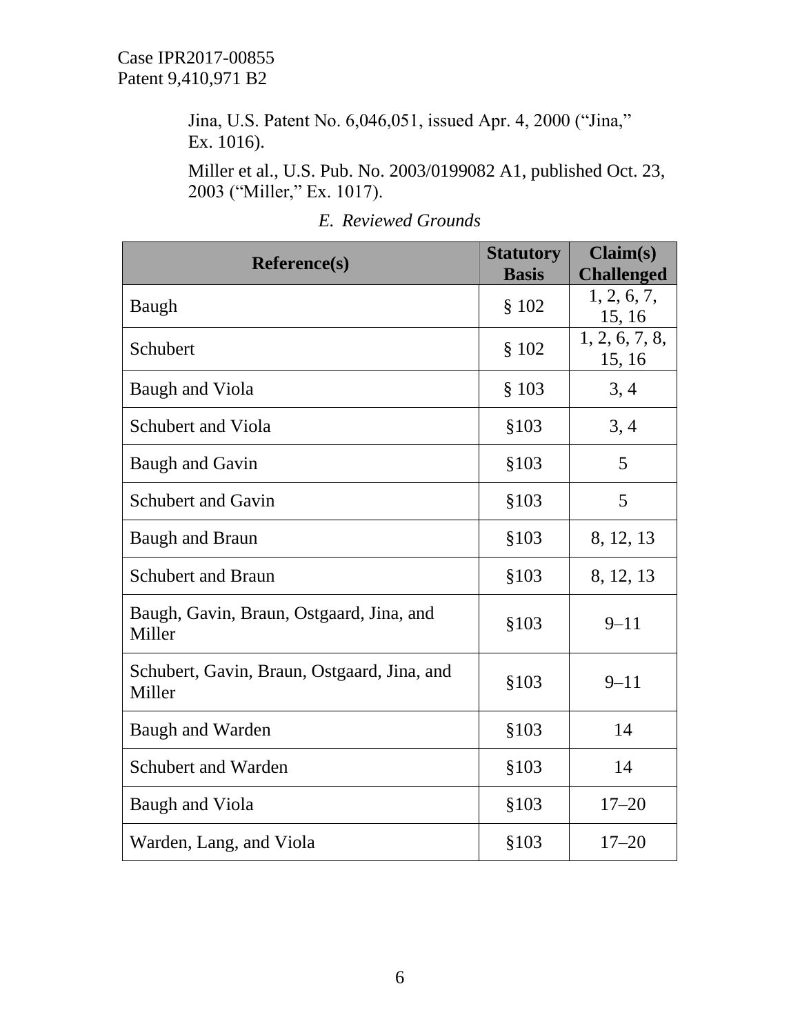Jina, U.S. Patent No. 6,046,051, issued Apr. 4, 2000 ("Jina," Ex. 1016).

Miller et al., U.S. Pub. No. 2003/0199082 A1, published Oct. 23, 2003 ("Miller," Ex. 1017).

### *E. Reviewed Grounds*

| Reference(s) | Statutory Basis | Claim(s) Challenged |
|---|---|---|
| Baugh | § 102 | 1, 2, 6, 7, 15, 16 |
| Schubert | § 102 | 1, 2, 6, 7, 8, 15, 16 |
| Baugh and Viola | § 103 | 3, 4 |
| Schubert and Viola | §103 | 3, 4 |
| Baugh and Gavin | §103 | 5 |
| Schubert and Gavin | §103 | 5 |
| Baugh and Braun | §103 | 8, 12, 13 |
| Schubert and Braun | §103 | 8, 12, 13 |
| Baugh, Gavin, Braun, Ostgaard, Jina, and Miller | §103 | 9–11 |
| Schubert, Gavin, Braun, Ostgaard, Jina, and Miller | §103 | 9–11 |
| Baugh and Warden | §103 | 14 |
| Schubert and Warden | §103 | 14 |
| Baugh and Viola | §103 | 17–20 |
| Warden, Lang, and Viola | §103 | 17–20 |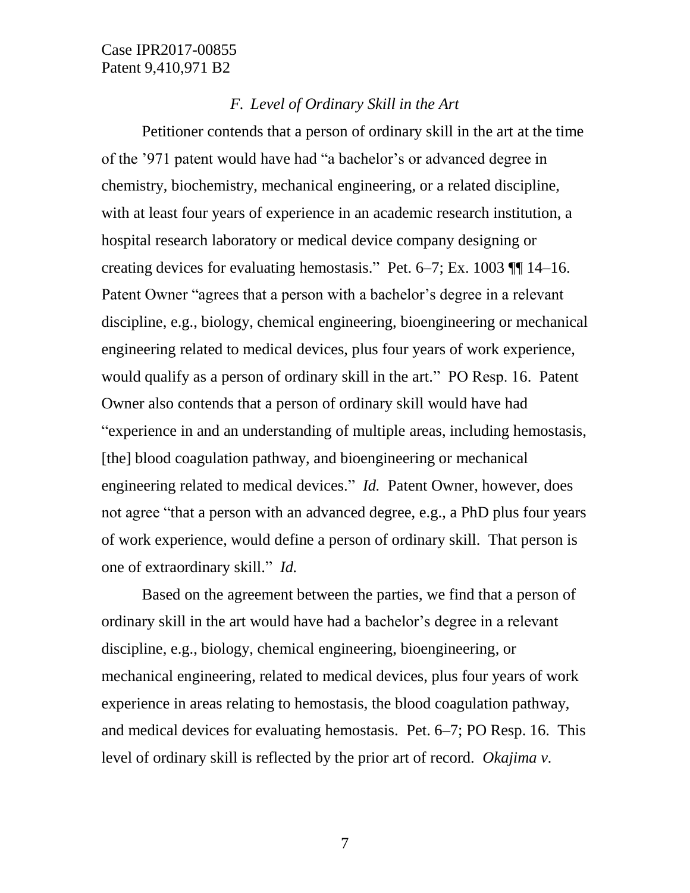### *F. Level of Ordinary Skill in the Art*

Petitioner contends that a person of ordinary skill in the art at the time of the '971 patent would have had "a bachelor's or advanced degree in chemistry, biochemistry, mechanical engineering, or a related discipline, with at least four years of experience in an academic research institution, a hospital research laboratory or medical device company designing or creating devices for evaluating hemostasis." Pet. 6–7; Ex. 1003 ¶¶ 14–16. Patent Owner "agrees that a person with a bachelor's degree in a relevant discipline, e.g., biology, chemical engineering, bioengineering or mechanical engineering related to medical devices, plus four years of work experience, would qualify as a person of ordinary skill in the art." PO Resp. 16. Patent Owner also contends that a person of ordinary skill would have had "experience in and an understanding of multiple areas, including hemostasis, [the] blood coagulation pathway, and bioengineering or mechanical engineering related to medical devices." *Id.* Patent Owner, however, does not agree "that a person with an advanced degree, e.g., a PhD plus four years of work experience, would define a person of ordinary skill. That person is one of extraordinary skill." *Id.*

Based on the agreement between the parties, we find that a person of ordinary skill in the art would have had a bachelor's degree in a relevant discipline, e.g., biology, chemical engineering, bioengineering, or mechanical engineering, related to medical devices, plus four years of work experience in areas relating to hemostasis, the blood coagulation pathway, and medical devices for evaluating hemostasis. Pet. 6–7; PO Resp. 16. This level of ordinary skill is reflected by the prior art of record. *Okajima v.*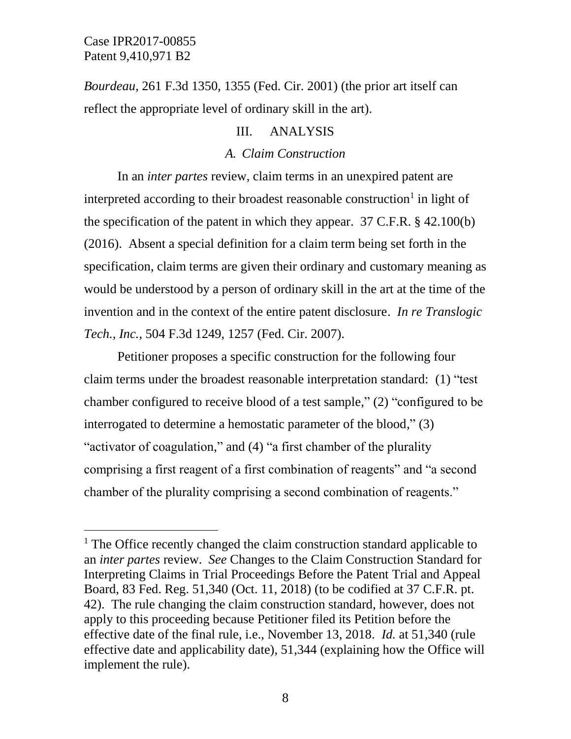*Bourdeau*, 261 F.3d 1350, 1355 (Fed. Cir. 2001) (the prior art itself can reflect the appropriate level of ordinary skill in the art).

## III. ANALYSIS

### *A. Claim Construction*

In an *inter partes* review, claim terms in an unexpired patent are interpreted according to their broadest reasonable construction[1] in light of the specification of the patent in which they appear. 37 C.F.R. § 42.100(b) (2016). Absent a special definition for a claim term being set forth in the specification, claim terms are given their ordinary and customary meaning as would be understood by a person of ordinary skill in the art at the time of the invention and in the context of the entire patent disclosure. *In re Translogic Tech., Inc.*, 504 F.3d 1249, 1257 (Fed. Cir. 2007).

Petitioner proposes a specific construction for the following four claim terms under the broadest reasonable interpretation standard: (1) "test chamber configured to receive blood of a test sample," (2) "configured to be interrogated to determine a hemostatic parameter of the blood," (3) "activator of coagulation," and (4) "a first chamber of the plurality comprising a first reagent of a first combination of reagents" and "a second chamber of the plurality comprising a second combination of reagents."

---

[1] The Office recently changed the claim construction standard applicable to an *inter partes* review. *See* Changes to the Claim Construction Standard for Interpreting Claims in Trial Proceedings Before the Patent Trial and Appeal Board, 83 Fed. Reg. 51,340 (Oct. 11, 2018) (to be codified at 37 C.F.R. pt. 42). The rule changing the claim construction standard, however, does not apply to this proceeding because Petitioner filed its Petition before the effective date of the final rule, i.e., November 13, 2018. *Id.* at 51,340 (rule effective date and applicability date), 51,344 (explaining how the Office will implement the rule).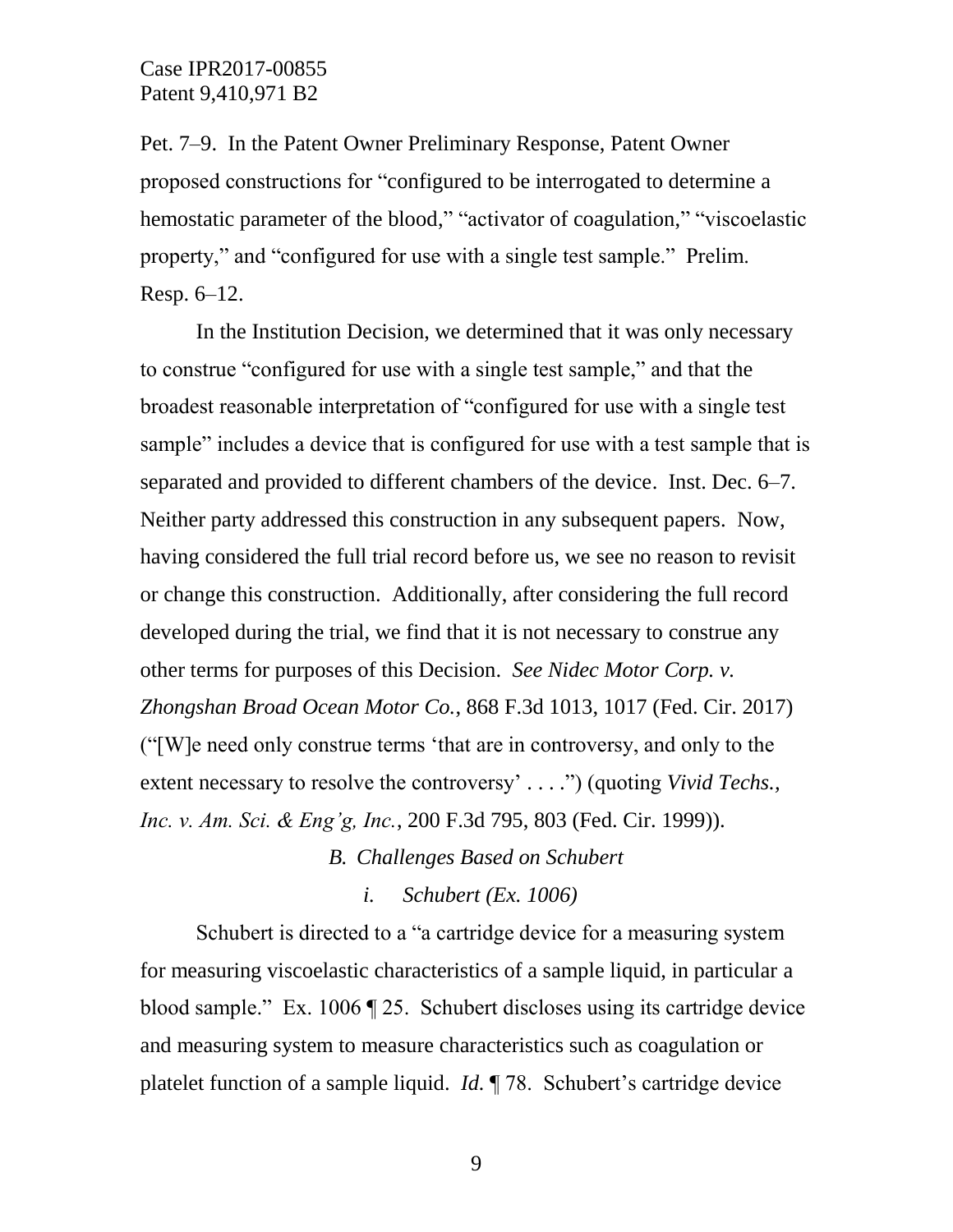Pet. 7–9. In the Patent Owner Preliminary Response, Patent Owner proposed constructions for "configured to be interrogated to determine a hemostatic parameter of the blood," "activator of coagulation," "viscoelastic property," and "configured for use with a single test sample." Prelim. Resp. 6–12.

In the Institution Decision, we determined that it was only necessary to construe "configured for use with a single test sample," and that the broadest reasonable interpretation of "configured for use with a single test sample" includes a device that is configured for use with a test sample that is separated and provided to different chambers of the device. Inst. Dec. 6–7. Neither party addressed this construction in any subsequent papers. Now, having considered the full trial record before us, we see no reason to revisit or change this construction. Additionally, after considering the full record developed during the trial, we find that it is not necessary to construe any other terms for purposes of this Decision. *See Nidec Motor Corp. v. Zhongshan Broad Ocean Motor Co.*, 868 F.3d 1013, 1017 (Fed. Cir. 2017) ("[W]e need only construe terms 'that are in controversy, and only to the extent necessary to resolve the controversy' . . . .") (quoting *Vivid Techs., Inc. v. Am. Sci. & Eng'g, Inc.*, 200 F.3d 795, 803 (Fed. Cir. 1999)).

### *B. Challenges Based on Schubert*

#### *i. Schubert (Ex. 1006)*

Schubert is directed to a "a cartridge device for a measuring system for measuring viscoelastic characteristics of a sample liquid, in particular a blood sample." Ex. 1006 ¶ 25. Schubert discloses using its cartridge device and measuring system to measure characteristics such as coagulation or platelet function of a sample liquid. *Id.* ¶ 78. Schubert's cartridge device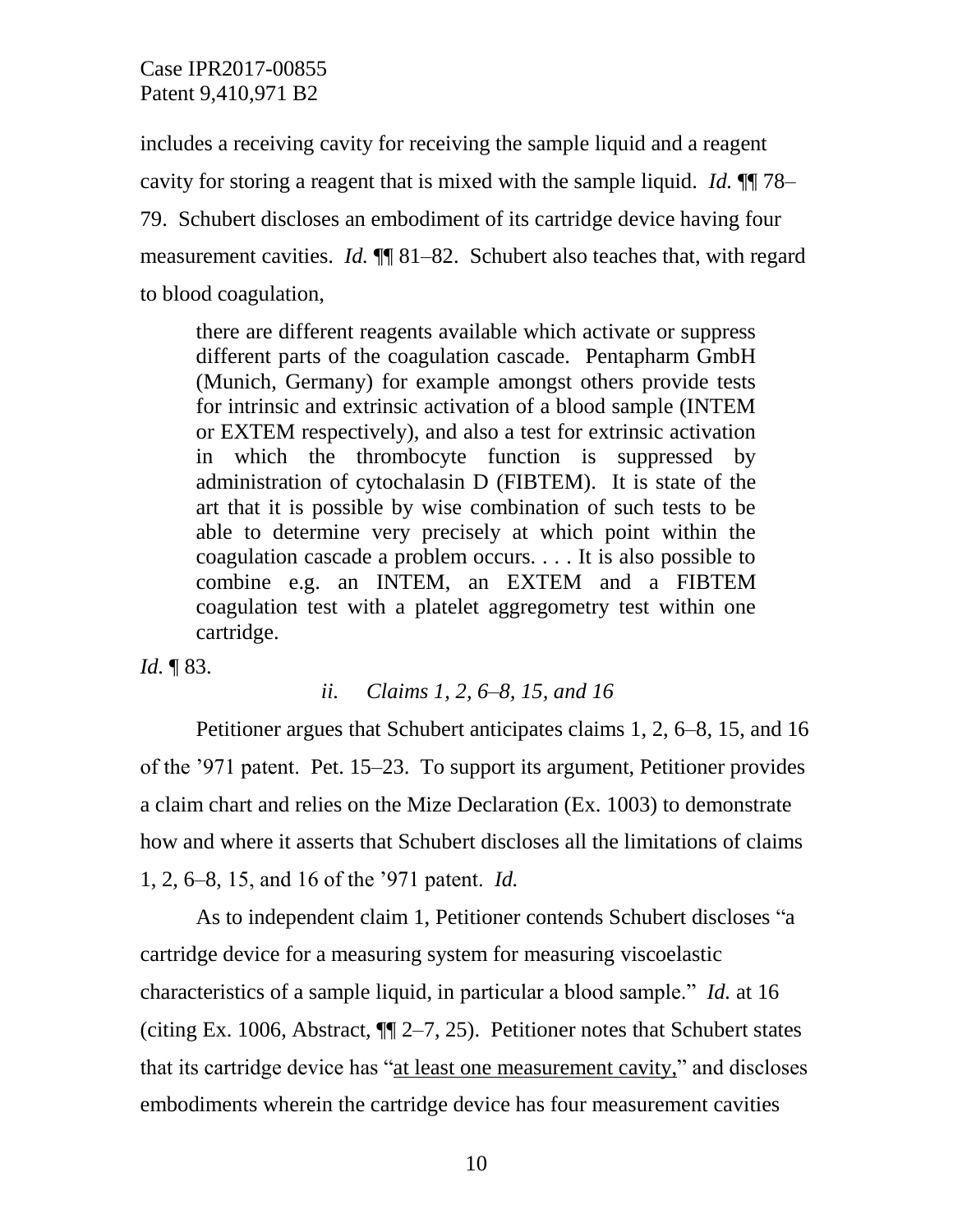includes a receiving cavity for receiving the sample liquid and a reagent cavity for storing a reagent that is mixed with the sample liquid. *Id.* ¶¶ 78–79. Schubert discloses an embodiment of its cartridge device having four measurement cavities. *Id.* ¶¶ 81–82. Schubert also teaches that, with regard to blood coagulation,

> there are different reagents available which activate or suppress different parts of the coagulation cascade. Pentapharm GmbH (Munich, Germany) for example amongst others provide tests for intrinsic and extrinsic activation of a blood sample (INTEM or EXTEM respectively), and also a test for extrinsic activation in which the thrombocyte function is suppressed by administration of cytochalasin D (FIBTEM). It is state of the art that it is possible by wise combination of such tests to be able to determine very precisely at which point within the coagulation cascade a problem occurs. . . . It is also possible to combine e.g. an INTEM, an EXTEM and a FIBTEM coagulation test with a platelet aggregometry test within one cartridge.

*Id.* ¶ 83.

*ii. Claims 1, 2, 6–8, 15, and 16*

Petitioner argues that Schubert anticipates claims 1, 2, 6–8, 15, and 16 of the '971 patent. Pet. 15–23. To support its argument, Petitioner provides a claim chart and relies on the Mize Declaration (Ex. 1003) to demonstrate how and where it asserts that Schubert discloses all the limitations of claims 1, 2, 6–8, 15, and 16 of the '971 patent. *Id.*

As to independent claim 1, Petitioner contends Schubert discloses "a cartridge device for a measuring system for measuring viscoelastic characteristics of a sample liquid, in particular a blood sample." *Id.* at 16 (citing Ex. 1006, Abstract, ¶¶ 2–7, 25). Petitioner notes that Schubert states that its cartridge device has "<u>at least one measurement cavity,</u>" and discloses embodiments wherein the cartridge device has four measurement cavities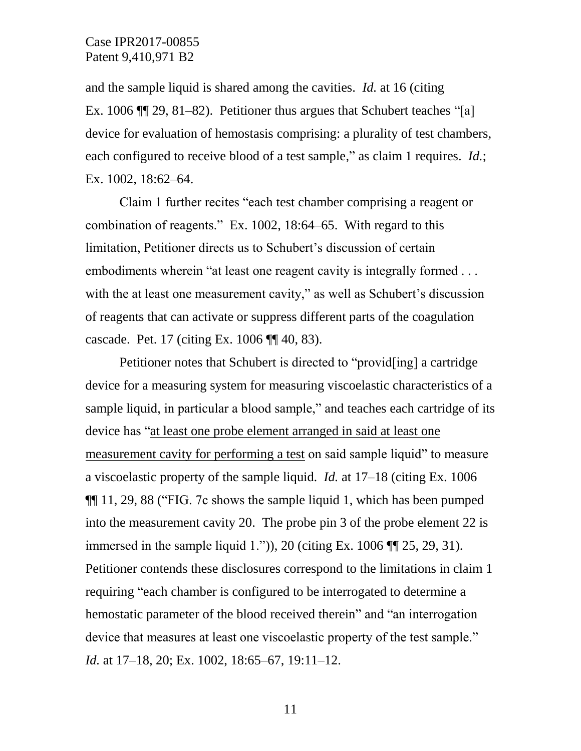and the sample liquid is shared among the cavities. *Id.* at 16 (citing Ex. 1006 ¶¶ 29, 81–82). Petitioner thus argues that Schubert teaches "[a] device for evaluation of hemostasis comprising: a plurality of test chambers, each configured to receive blood of a test sample," as claim 1 requires. *Id.*; Ex. 1002, 18:62–64.

Claim 1 further recites "each test chamber comprising a reagent or combination of reagents." Ex. 1002, 18:64–65. With regard to this limitation, Petitioner directs us to Schubert's discussion of certain embodiments wherein "at least one reagent cavity is integrally formed . . . with the at least one measurement cavity," as well as Schubert's discussion of reagents that can activate or suppress different parts of the coagulation cascade. Pet. 17 (citing Ex. 1006 ¶¶ 40, 83).

Petitioner notes that Schubert is directed to "provid[ing] a cartridge device for a measuring system for measuring viscoelastic characteristics of a sample liquid, in particular a blood sample," and teaches each cartridge of its device has "<u>at least one probe element arranged in said at least one measurement cavity for performing a test</u> on said sample liquid" to measure a viscoelastic property of the sample liquid. *Id.* at 17–18 (citing Ex. 1006 ¶¶ 11, 29, 88 ("FIG. 7c shows the sample liquid 1, which has been pumped into the measurement cavity 20. The probe pin 3 of the probe element 22 is immersed in the sample liquid 1.")), 20 (citing Ex. 1006 ¶¶ 25, 29, 31). Petitioner contends these disclosures correspond to the limitations in claim 1 requiring "each chamber is configured to be interrogated to determine a hemostatic parameter of the blood received therein" and "an interrogation device that measures at least one viscoelastic property of the test sample." *Id.* at 17–18, 20; Ex. 1002, 18:65–67, 19:11–12.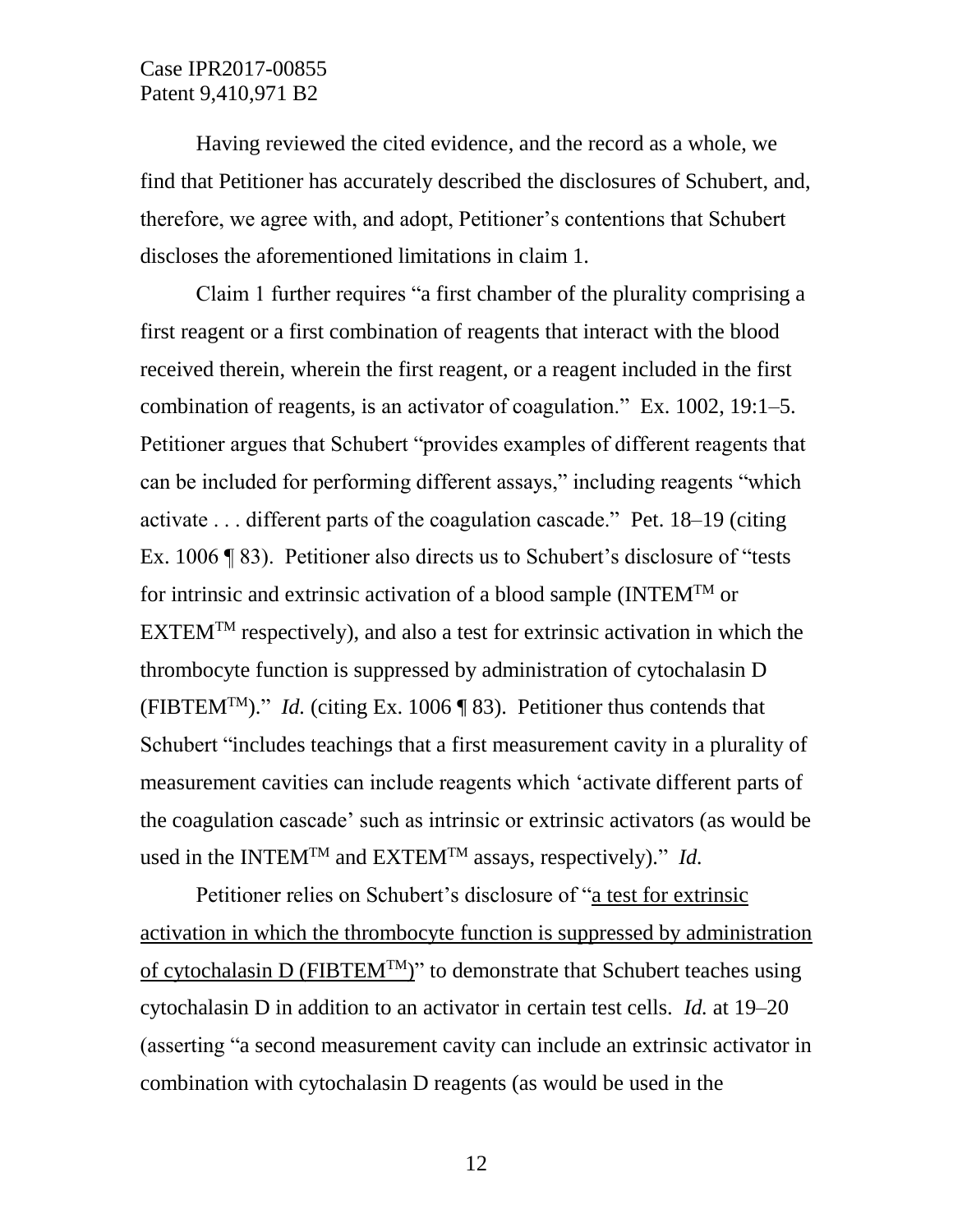Having reviewed the cited evidence, and the record as a whole, we find that Petitioner has accurately described the disclosures of Schubert, and, therefore, we agree with, and adopt, Petitioner's contentions that Schubert discloses the aforementioned limitations in claim 1.

Claim 1 further requires "a first chamber of the plurality comprising a first reagent or a first combination of reagents that interact with the blood received therein, wherein the first reagent, or a reagent included in the first combination of reagents, is an activator of coagulation." Ex. 1002, 19:1–5. Petitioner argues that Schubert "provides examples of different reagents that can be included for performing different assays," including reagents "which activate . . . different parts of the coagulation cascade." Pet. 18–19 (citing Ex. 1006 ¶ 83). Petitioner also directs us to Schubert's disclosure of "tests for intrinsic and extrinsic activation of a blood sample (INTEM™ or EXTEM™ respectively), and also a test for extrinsic activation in which the thrombocyte function is suppressed by administration of cytochalasin D (FIBTEM™)." *Id.* (citing Ex. 1006 ¶ 83). Petitioner thus contends that Schubert "includes teachings that a first measurement cavity in a plurality of measurement cavities can include reagents which 'activate different parts of the coagulation cascade' such as intrinsic or extrinsic activators (as would be used in the INTEM™ and EXTEM™ assays, respectively)." *Id.*

Petitioner relies on Schubert's disclosure of "<u>a test for extrinsic activation in which the thrombocyte function is suppressed by administration of cytochalasin D (FIBTEM™)</u>" to demonstrate that Schubert teaches using cytochalasin D in addition to an activator in certain test cells. *Id.* at 19–20 (asserting "a second measurement cavity can include an extrinsic activator in combination with cytochalasin D reagents (as would be used in the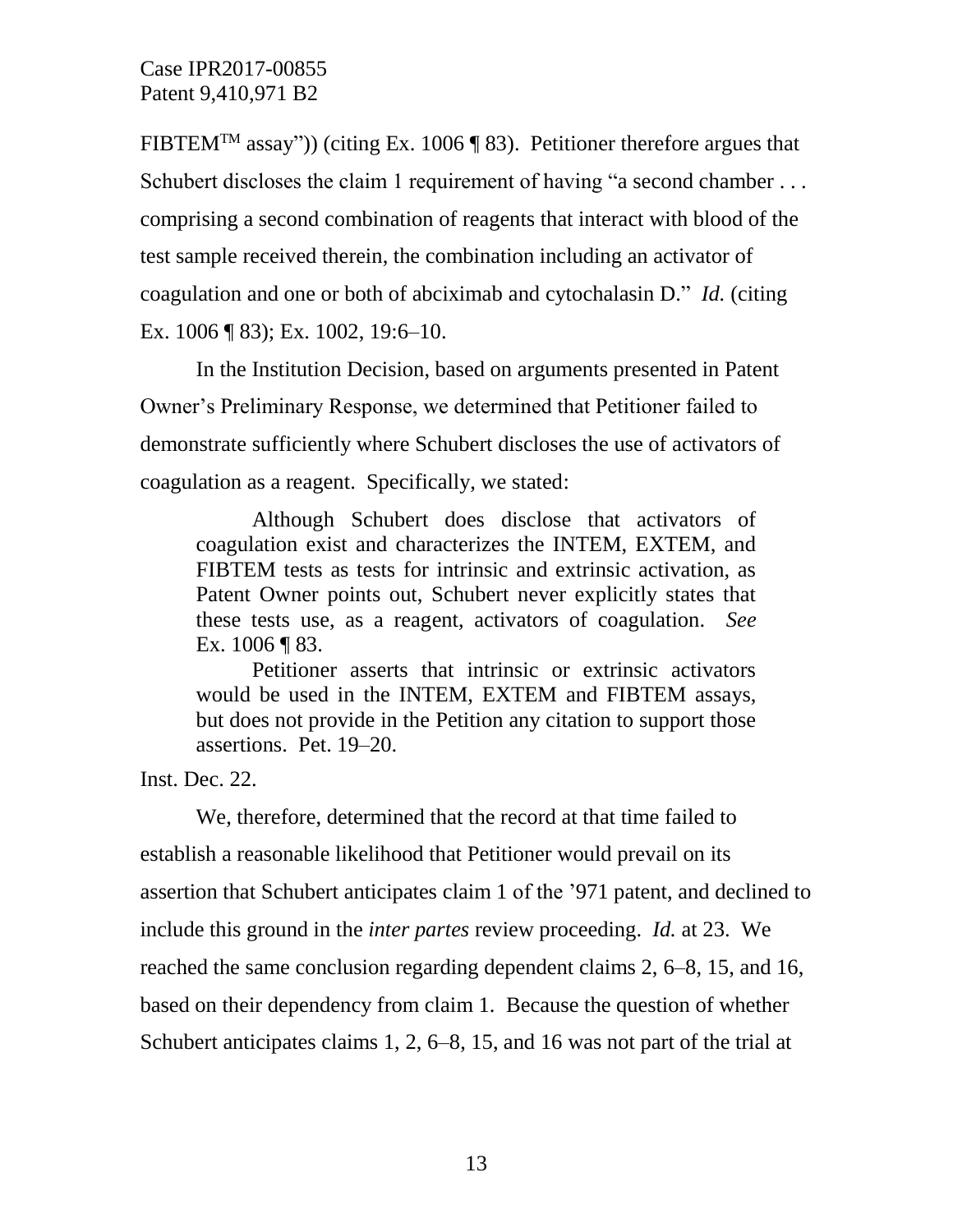FIBTEM™ assay")) (citing Ex. 1006 ¶ 83). Petitioner therefore argues that Schubert discloses the claim 1 requirement of having "a second chamber . . . comprising a second combination of reagents that interact with blood of the test sample received therein, the combination including an activator of coagulation and one or both of abciximab and cytochalasin D." *Id.* (citing Ex. 1006 ¶ 83); Ex. 1002, 19:6–10.

In the Institution Decision, based on arguments presented in Patent Owner's Preliminary Response, we determined that Petitioner failed to demonstrate sufficiently where Schubert discloses the use of activators of coagulation as a reagent. Specifically, we stated:

> Although Schubert does disclose that activators of coagulation exist and characterizes the INTEM, EXTEM, and FIBTEM tests as tests for intrinsic and extrinsic activation, as Patent Owner points out, Schubert never explicitly states that these tests use, as a reagent, activators of coagulation. *See* Ex. 1006 ¶ 83.
>
> Petitioner asserts that intrinsic or extrinsic activators would be used in the INTEM, EXTEM and FIBTEM assays, but does not provide in the Petition any citation to support those assertions. Pet. 19–20.

Inst. Dec. 22.

We, therefore, determined that the record at that time failed to establish a reasonable likelihood that Petitioner would prevail on its assertion that Schubert anticipates claim 1 of the '971 patent, and declined to include this ground in the *inter partes* review proceeding. *Id.* at 23. We reached the same conclusion regarding dependent claims 2, 6–8, 15, and 16, based on their dependency from claim 1. Because the question of whether Schubert anticipates claims 1, 2, 6–8, 15, and 16 was not part of the trial at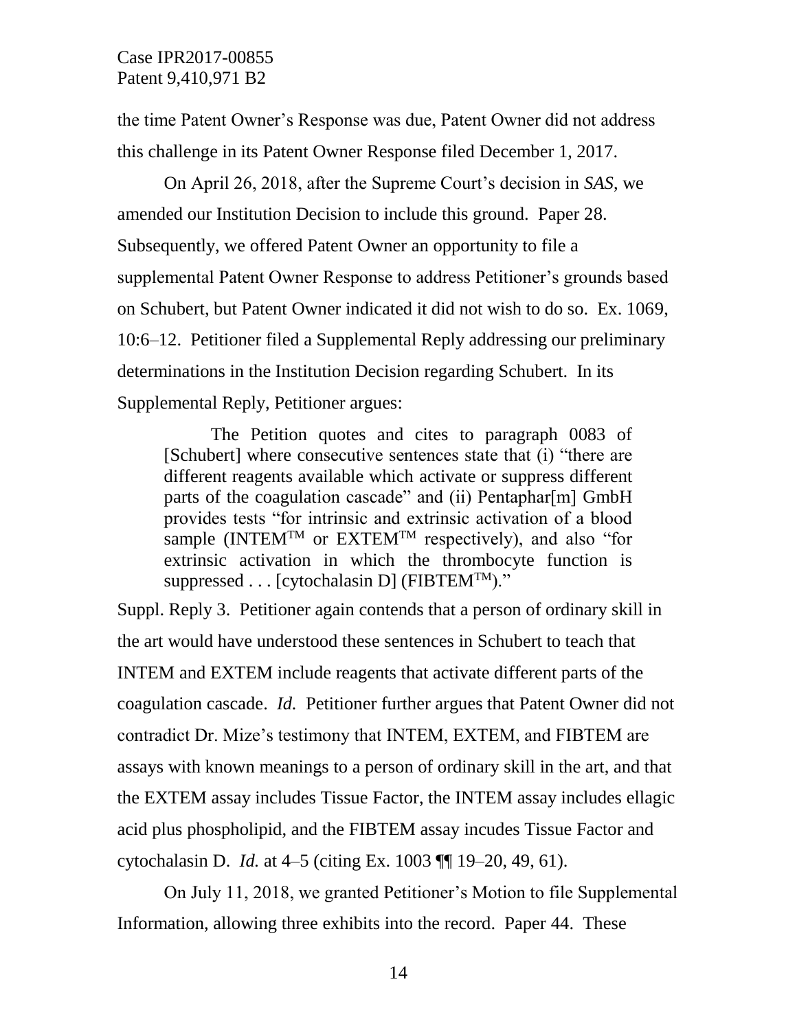the time Patent Owner's Response was due, Patent Owner did not address this challenge in its Patent Owner Response filed December 1, 2017.

On April 26, 2018, after the Supreme Court's decision in *SAS*, we amended our Institution Decision to include this ground. Paper 28. Subsequently, we offered Patent Owner an opportunity to file a supplemental Patent Owner Response to address Petitioner's grounds based on Schubert, but Patent Owner indicated it did not wish to do so. Ex. 1069, 10:6–12. Petitioner filed a Supplemental Reply addressing our preliminary determinations in the Institution Decision regarding Schubert. In its Supplemental Reply, Petitioner argues:

> The Petition quotes and cites to paragraph 0083 of [Schubert] where consecutive sentences state that (i) "there are different reagents available which activate or suppress different parts of the coagulation cascade" and (ii) Pentaphar[m] GmbH provides tests "for intrinsic and extrinsic activation of a blood sample (INTEM™ or EXTEM™ respectively), and also "for extrinsic activation in which the thrombocyte function is suppressed . . . [cytochalasin D] (FIBTEM™)."

Suppl. Reply 3. Petitioner again contends that a person of ordinary skill in the art would have understood these sentences in Schubert to teach that INTEM and EXTEM include reagents that activate different parts of the coagulation cascade. *Id.* Petitioner further argues that Patent Owner did not contradict Dr. Mize's testimony that INTEM, EXTEM, and FIBTEM are assays with known meanings to a person of ordinary skill in the art, and that the EXTEM assay includes Tissue Factor, the INTEM assay includes ellagic acid plus phospholipid, and the FIBTEM assay incudes Tissue Factor and cytochalasin D. *Id.* at 4–5 (citing Ex. 1003 ¶¶ 19–20, 49, 61).

On July 11, 2018, we granted Petitioner's Motion to file Supplemental Information, allowing three exhibits into the record. Paper 44. These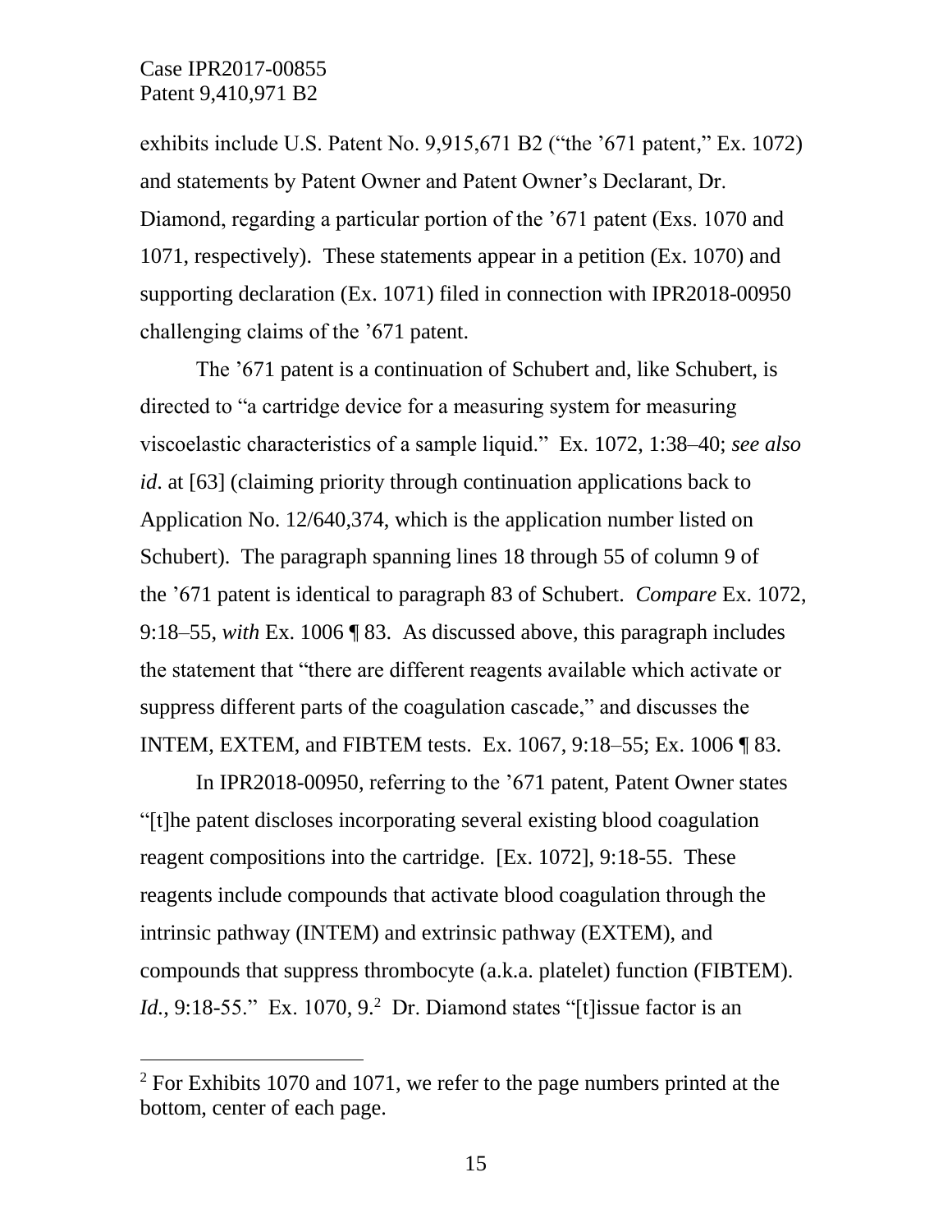exhibits include U.S. Patent No. 9,915,671 B2 ("the '671 patent," Ex. 1072) and statements by Patent Owner and Patent Owner's Declarant, Dr. Diamond, regarding a particular portion of the '671 patent (Exs. 1070 and 1071, respectively). These statements appear in a petition (Ex. 1070) and supporting declaration (Ex. 1071) filed in connection with IPR2018-00950 challenging claims of the '671 patent.

The '671 patent is a continuation of Schubert and, like Schubert, is directed to "a cartridge device for a measuring system for measuring viscoelastic characteristics of a sample liquid." Ex. 1072, 1:38–40; *see also id*. at [63] (claiming priority through continuation applications back to Application No. 12/640,374, which is the application number listed on Schubert). The paragraph spanning lines 18 through 55 of column 9 of the '671 patent is identical to paragraph 83 of Schubert. *Compare* Ex. 1072, 9:18–55, *with* Ex. 1006 ¶ 83. As discussed above, this paragraph includes the statement that "there are different reagents available which activate or suppress different parts of the coagulation cascade," and discusses the INTEM, EXTEM, and FIBTEM tests. Ex. 1067, 9:18–55; Ex. 1006 ¶ 83.

In IPR2018-00950, referring to the '671 patent, Patent Owner states "[t]he patent discloses incorporating several existing blood coagulation reagent compositions into the cartridge. [Ex. 1072], 9:18-55. These reagents include compounds that activate blood coagulation through the intrinsic pathway (INTEM) and extrinsic pathway (EXTEM), and compounds that suppress thrombocyte (a.k.a. platelet) function (FIBTEM). *Id.*, 9:18-55." Ex. 1070, 9.[2] Dr. Diamond states "[t]issue factor is an

[2] For Exhibits 1070 and 1071, we refer to the page numbers printed at the bottom, center of each page.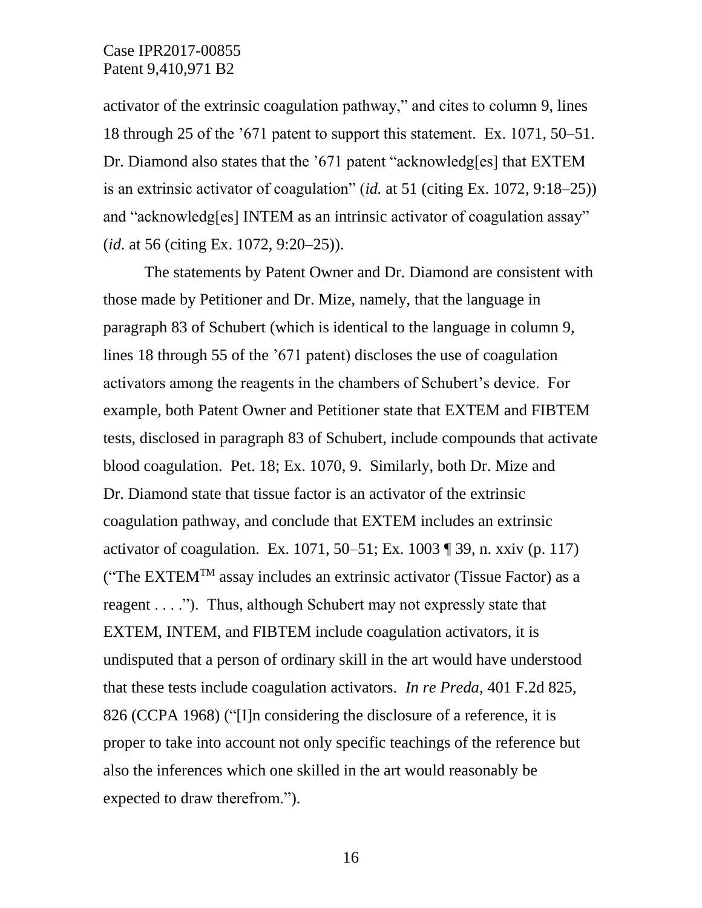activator of the extrinsic coagulation pathway," and cites to column 9, lines 18 through 25 of the '671 patent to support this statement. Ex. 1071, 50–51. Dr. Diamond also states that the '671 patent "acknowledg[es] that EXTEM is an extrinsic activator of coagulation" (*id.* at 51 (citing Ex. 1072, 9:18–25)) and "acknowledg[es] INTEM as an intrinsic activator of coagulation assay" (*id.* at 56 (citing Ex. 1072, 9:20–25)).

The statements by Patent Owner and Dr. Diamond are consistent with those made by Petitioner and Dr. Mize, namely, that the language in paragraph 83 of Schubert (which is identical to the language in column 9, lines 18 through 55 of the '671 patent) discloses the use of coagulation activators among the reagents in the chambers of Schubert's device. For example, both Patent Owner and Petitioner state that EXTEM and FIBTEM tests, disclosed in paragraph 83 of Schubert, include compounds that activate blood coagulation. Pet. 18; Ex. 1070, 9. Similarly, both Dr. Mize and Dr. Diamond state that tissue factor is an activator of the extrinsic coagulation pathway, and conclude that EXTEM includes an extrinsic activator of coagulation. Ex. 1071, 50–51; Ex. 1003 ¶ 39, n. xxiv (p. 117) ("The EXTEM™ assay includes an extrinsic activator (Tissue Factor) as a reagent . . . ."). Thus, although Schubert may not expressly state that EXTEM, INTEM, and FIBTEM include coagulation activators, it is undisputed that a person of ordinary skill in the art would have understood that these tests include coagulation activators. *In re Preda*, 401 F.2d 825, 826 (CCPA 1968) ("[I]n considering the disclosure of a reference, it is proper to take into account not only specific teachings of the reference but also the inferences which one skilled in the art would reasonably be expected to draw therefrom.").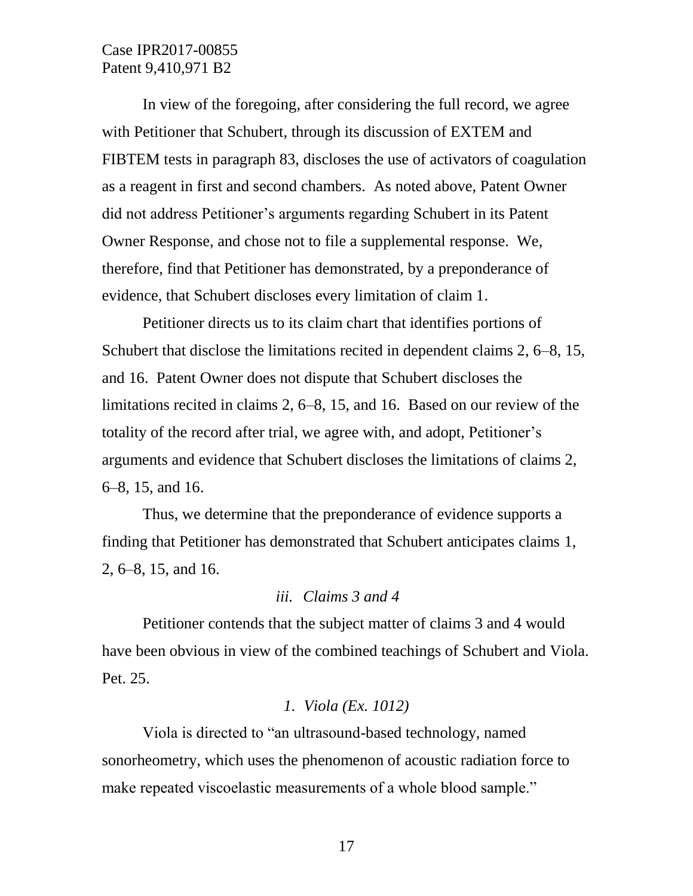In view of the foregoing, after considering the full record, we agree with Petitioner that Schubert, through its discussion of EXTEM and FIBTEM tests in paragraph 83, discloses the use of activators of coagulation as a reagent in first and second chambers. As noted above, Patent Owner did not address Petitioner's arguments regarding Schubert in its Patent Owner Response, and chose not to file a supplemental response. We, therefore, find that Petitioner has demonstrated, by a preponderance of evidence, that Schubert discloses every limitation of claim 1.

Petitioner directs us to its claim chart that identifies portions of Schubert that disclose the limitations recited in dependent claims 2, 6–8, 15, and 16. Patent Owner does not dispute that Schubert discloses the limitations recited in claims 2, 6–8, 15, and 16. Based on our review of the totality of the record after trial, we agree with, and adopt, Petitioner's arguments and evidence that Schubert discloses the limitations of claims 2, 6–8, 15, and 16.

Thus, we determine that the preponderance of evidence supports a finding that Petitioner has demonstrated that Schubert anticipates claims 1, 2, 6–8, 15, and 16.

*iii. Claims 3 and 4*

Petitioner contends that the subject matter of claims 3 and 4 would have been obvious in view of the combined teachings of Schubert and Viola. Pet. 25.

*1. Viola (Ex. 1012)*

Viola is directed to "an ultrasound-based technology, named sonorheometry, which uses the phenomenon of acoustic radiation force to make repeated viscoelastic measurements of a whole blood sample."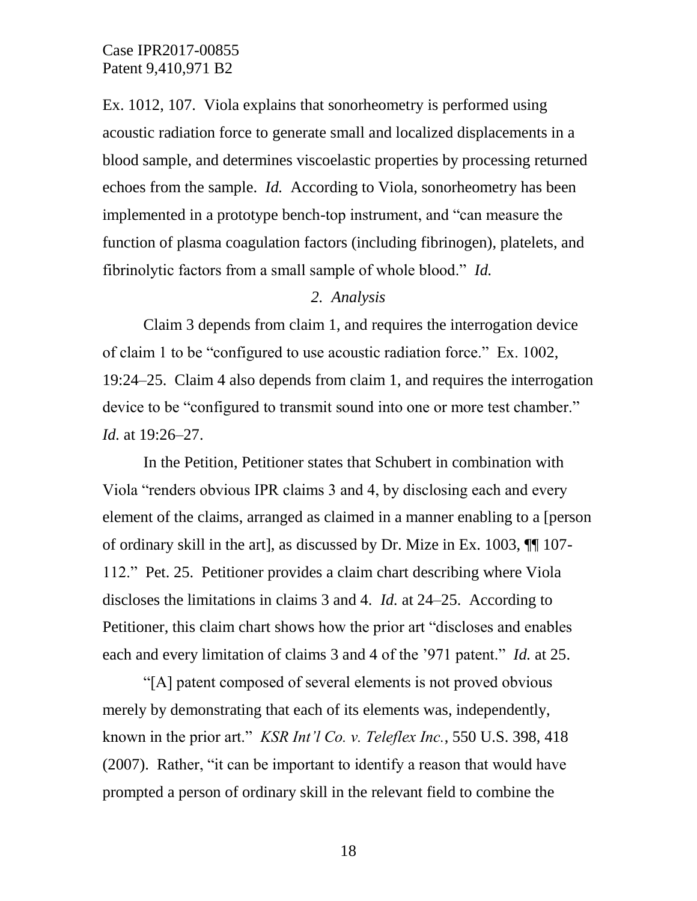Ex. 1012, 107. Viola explains that sonorheometry is performed using acoustic radiation force to generate small and localized displacements in a blood sample, and determines viscoelastic properties by processing returned echoes from the sample. *Id.* According to Viola, sonorheometry has been implemented in a prototype bench-top instrument, and "can measure the function of plasma coagulation factors (including fibrinogen), platelets, and fibrinolytic factors from a small sample of whole blood." *Id.*

*2. Analysis*

Claim 3 depends from claim 1, and requires the interrogation device of claim 1 to be "configured to use acoustic radiation force." Ex. 1002, 19:24–25. Claim 4 also depends from claim 1, and requires the interrogation device to be "configured to transmit sound into one or more test chamber." *Id.* at 19:26–27.

In the Petition, Petitioner states that Schubert in combination with Viola "renders obvious IPR claims 3 and 4, by disclosing each and every element of the claims, arranged as claimed in a manner enabling to a [person of ordinary skill in the art], as discussed by Dr. Mize in Ex. 1003, ¶¶ 107-112." Pet. 25. Petitioner provides a claim chart describing where Viola discloses the limitations in claims 3 and 4. *Id.* at 24–25. According to Petitioner, this claim chart shows how the prior art "discloses and enables each and every limitation of claims 3 and 4 of the '971 patent." *Id.* at 25.

"[A] patent composed of several elements is not proved obvious merely by demonstrating that each of its elements was, independently, known in the prior art." *KSR Int'l Co. v. Teleflex Inc.*, 550 U.S. 398, 418 (2007). Rather, "it can be important to identify a reason that would have prompted a person of ordinary skill in the relevant field to combine the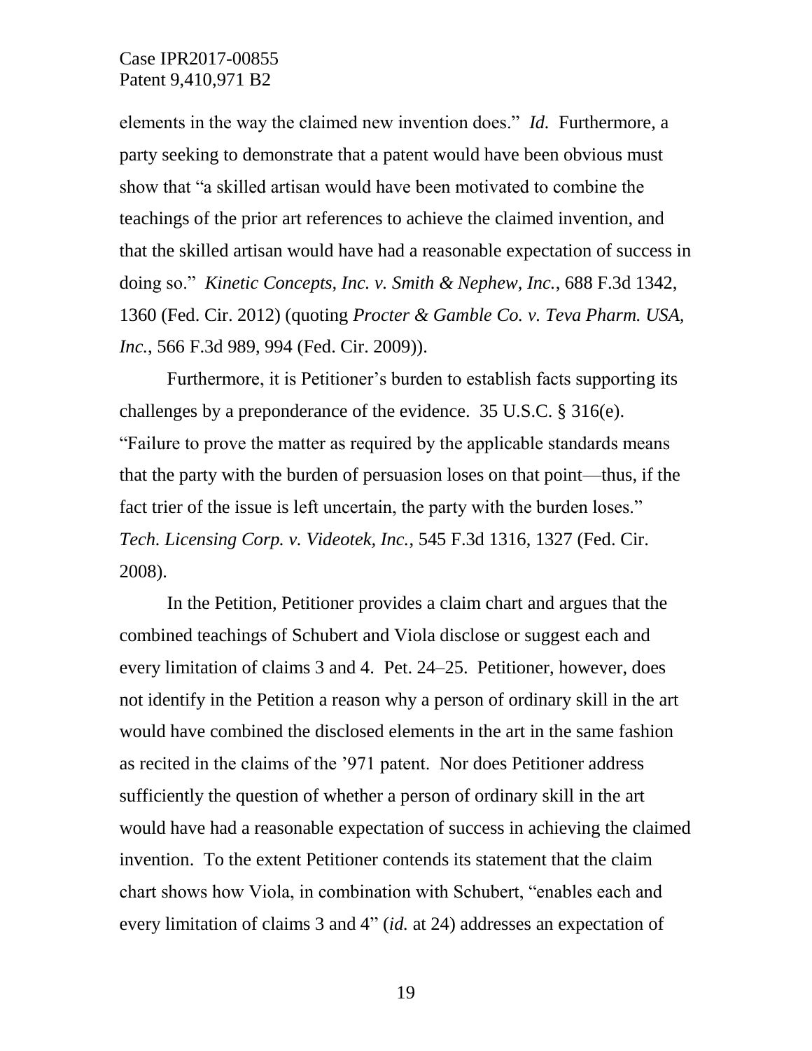elements in the way the claimed new invention does." *Id.* Furthermore, a party seeking to demonstrate that a patent would have been obvious must show that "a skilled artisan would have been motivated to combine the teachings of the prior art references to achieve the claimed invention, and that the skilled artisan would have had a reasonable expectation of success in doing so." *Kinetic Concepts, Inc. v. Smith & Nephew, Inc.*, 688 F.3d 1342, 1360 (Fed. Cir. 2012) (quoting *Procter & Gamble Co. v. Teva Pharm. USA, Inc.*, 566 F.3d 989, 994 (Fed. Cir. 2009)).

Furthermore, it is Petitioner's burden to establish facts supporting its challenges by a preponderance of the evidence. 35 U.S.C. § 316(e). "Failure to prove the matter as required by the applicable standards means that the party with the burden of persuasion loses on that point—thus, if the fact trier of the issue is left uncertain, the party with the burden loses." *Tech. Licensing Corp. v. Videotek, Inc.*, 545 F.3d 1316, 1327 (Fed. Cir. 2008).

In the Petition, Petitioner provides a claim chart and argues that the combined teachings of Schubert and Viola disclose or suggest each and every limitation of claims 3 and 4. Pet. 24–25. Petitioner, however, does not identify in the Petition a reason why a person of ordinary skill in the art would have combined the disclosed elements in the art in the same fashion as recited in the claims of the '971 patent. Nor does Petitioner address sufficiently the question of whether a person of ordinary skill in the art would have had a reasonable expectation of success in achieving the claimed invention. To the extent Petitioner contends its statement that the claim chart shows how Viola, in combination with Schubert, "enables each and every limitation of claims 3 and 4" (*id.* at 24) addresses an expectation of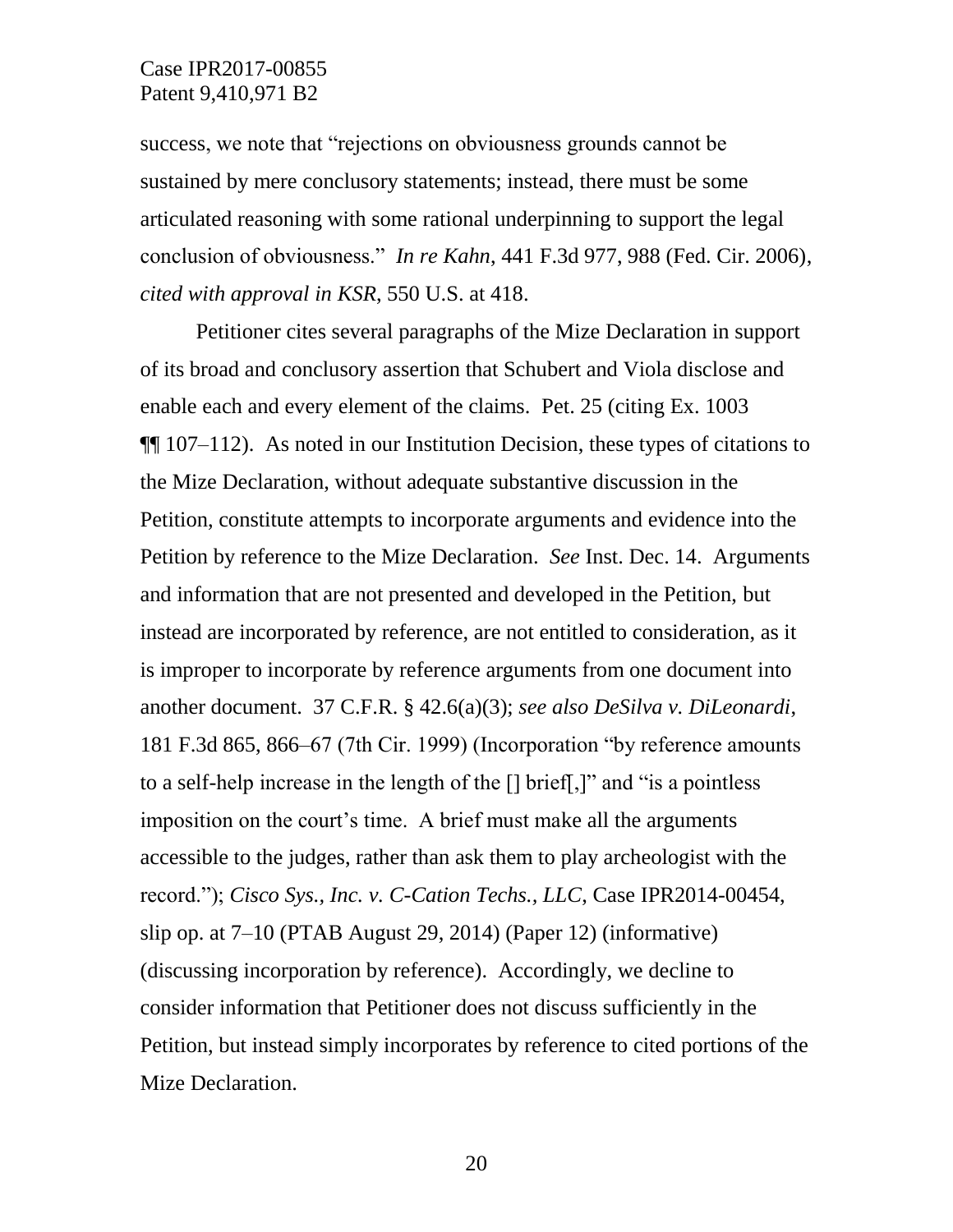success, we note that "rejections on obviousness grounds cannot be sustained by mere conclusory statements; instead, there must be some articulated reasoning with some rational underpinning to support the legal conclusion of obviousness." *In re Kahn*, 441 F.3d 977, 988 (Fed. Cir. 2006), *cited with approval in KSR*, 550 U.S. at 418.

Petitioner cites several paragraphs of the Mize Declaration in support of its broad and conclusory assertion that Schubert and Viola disclose and enable each and every element of the claims. Pet. 25 (citing Ex. 1003 ¶¶ 107–112). As noted in our Institution Decision, these types of citations to the Mize Declaration, without adequate substantive discussion in the Petition, constitute attempts to incorporate arguments and evidence into the Petition by reference to the Mize Declaration. *See* Inst. Dec. 14. Arguments and information that are not presented and developed in the Petition, but instead are incorporated by reference, are not entitled to consideration, as it is improper to incorporate by reference arguments from one document into another document. 37 C.F.R. § 42.6(a)(3); *see also DeSilva v. DiLeonardi*, 181 F.3d 865, 866–67 (7th Cir. 1999) (Incorporation "by reference amounts to a self-help increase in the length of the [] brief[,]" and "is a pointless imposition on the court's time. A brief must make all the arguments accessible to the judges, rather than ask them to play archeologist with the record."); *Cisco Sys., Inc. v. C-Cation Techs., LLC*, Case IPR2014-00454, slip op. at 7–10 (PTAB August 29, 2014) (Paper 12) (informative) (discussing incorporation by reference). Accordingly, we decline to consider information that Petitioner does not discuss sufficiently in the Petition, but instead simply incorporates by reference to cited portions of the Mize Declaration.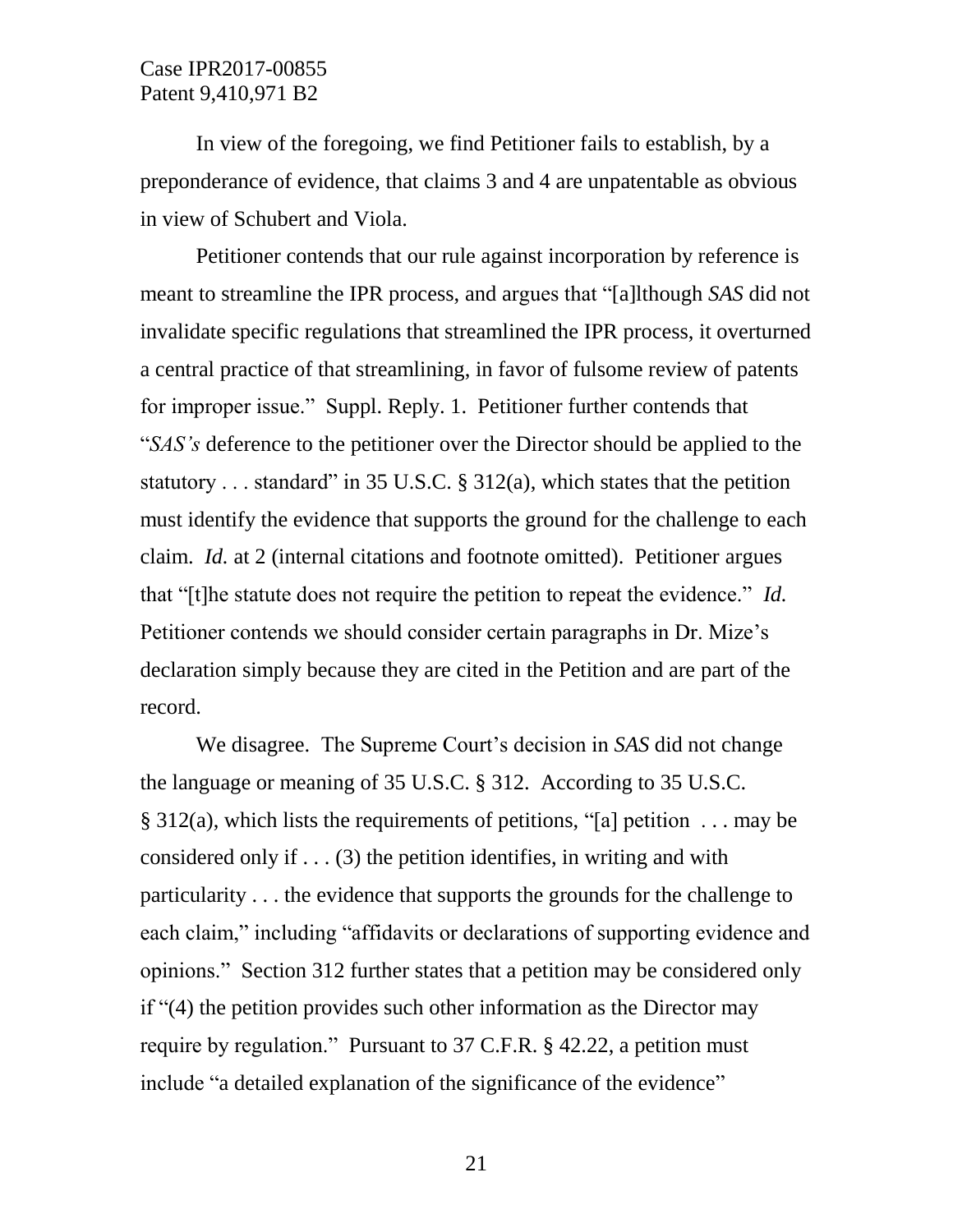In view of the foregoing, we find Petitioner fails to establish, by a preponderance of evidence, that claims 3 and 4 are unpatentable as obvious in view of Schubert and Viola.

Petitioner contends that our rule against incorporation by reference is meant to streamline the IPR process, and argues that "[a]lthough *SAS* did not invalidate specific regulations that streamlined the IPR process, it overturned a central practice of that streamlining, in favor of fulsome review of patents for improper issue." Suppl. Reply. 1. Petitioner further contends that "*SAS's* deference to the petitioner over the Director should be applied to the statutory . . . standard" in 35 U.S.C. § 312(a), which states that the petition must identify the evidence that supports the ground for the challenge to each claim. *Id.* at 2 (internal citations and footnote omitted). Petitioner argues that "[t]he statute does not require the petition to repeat the evidence." *Id.* Petitioner contends we should consider certain paragraphs in Dr. Mize's declaration simply because they are cited in the Petition and are part of the record.

We disagree. The Supreme Court's decision in *SAS* did not change the language or meaning of 35 U.S.C. § 312. According to 35 U.S.C. § 312(a), which lists the requirements of petitions, "[a] petition . . . may be considered only if . . . (3) the petition identifies, in writing and with particularity . . . the evidence that supports the grounds for the challenge to each claim," including "affidavits or declarations of supporting evidence and opinions." Section 312 further states that a petition may be considered only if "(4) the petition provides such other information as the Director may require by regulation." Pursuant to 37 C.F.R. § 42.22, a petition must include "a detailed explanation of the significance of the evidence"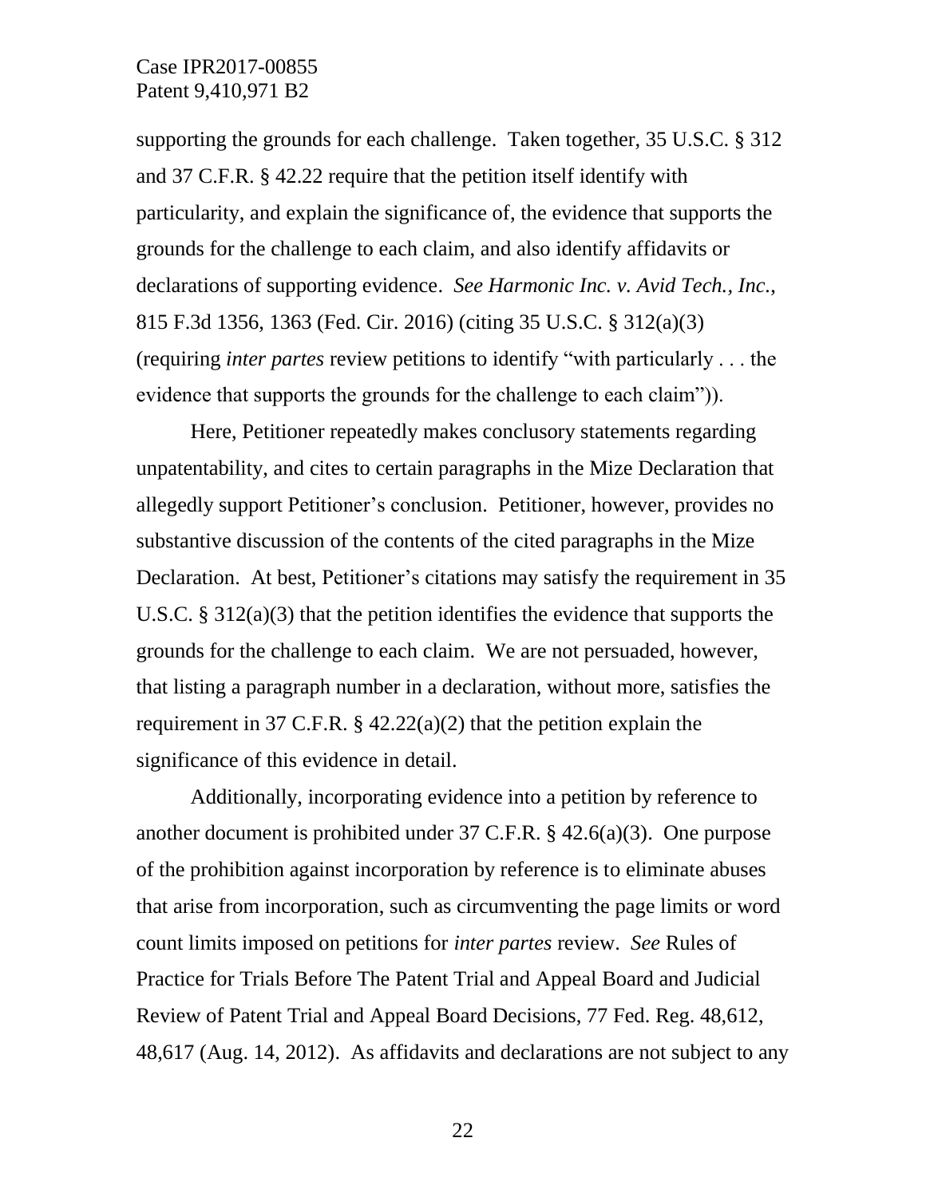supporting the grounds for each challenge. Taken together, 35 U.S.C. § 312 and 37 C.F.R. § 42.22 require that the petition itself identify with particularity, and explain the significance of, the evidence that supports the grounds for the challenge to each claim, and also identify affidavits or declarations of supporting evidence. *See Harmonic Inc. v. Avid Tech., Inc.*, 815 F.3d 1356, 1363 (Fed. Cir. 2016) (citing 35 U.S.C. § 312(a)(3) (requiring *inter partes* review petitions to identify "with particularly . . . the evidence that supports the grounds for the challenge to each claim")).

Here, Petitioner repeatedly makes conclusory statements regarding unpatentability, and cites to certain paragraphs in the Mize Declaration that allegedly support Petitioner's conclusion. Petitioner, however, provides no substantive discussion of the contents of the cited paragraphs in the Mize Declaration. At best, Petitioner's citations may satisfy the requirement in 35 U.S.C. § 312(a)(3) that the petition identifies the evidence that supports the grounds for the challenge to each claim. We are not persuaded, however, that listing a paragraph number in a declaration, without more, satisfies the requirement in 37 C.F.R. § 42.22(a)(2) that the petition explain the significance of this evidence in detail.

Additionally, incorporating evidence into a petition by reference to another document is prohibited under 37 C.F.R. § 42.6(a)(3). One purpose of the prohibition against incorporation by reference is to eliminate abuses that arise from incorporation, such as circumventing the page limits or word count limits imposed on petitions for *inter partes* review. *See* Rules of Practice for Trials Before The Patent Trial and Appeal Board and Judicial Review of Patent Trial and Appeal Board Decisions, 77 Fed. Reg. 48,612, 48,617 (Aug. 14, 2012). As affidavits and declarations are not subject to any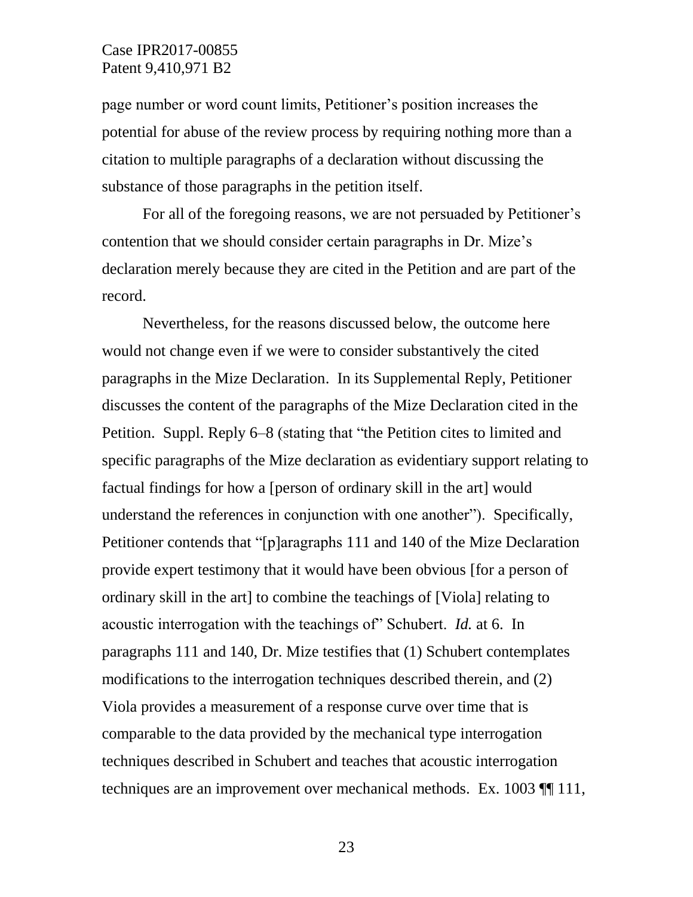page number or word count limits, Petitioner's position increases the potential for abuse of the review process by requiring nothing more than a citation to multiple paragraphs of a declaration without discussing the substance of those paragraphs in the petition itself.

For all of the foregoing reasons, we are not persuaded by Petitioner's contention that we should consider certain paragraphs in Dr. Mize's declaration merely because they are cited in the Petition and are part of the record.

Nevertheless, for the reasons discussed below, the outcome here would not change even if we were to consider substantively the cited paragraphs in the Mize Declaration. In its Supplemental Reply, Petitioner discusses the content of the paragraphs of the Mize Declaration cited in the Petition. Suppl. Reply 6–8 (stating that "the Petition cites to limited and specific paragraphs of the Mize declaration as evidentiary support relating to factual findings for how a [person of ordinary skill in the art] would understand the references in conjunction with one another"). Specifically, Petitioner contends that "[p]aragraphs 111 and 140 of the Mize Declaration provide expert testimony that it would have been obvious [for a person of ordinary skill in the art] to combine the teachings of [Viola] relating to acoustic interrogation with the teachings of" Schubert. *Id.* at 6. In paragraphs 111 and 140, Dr. Mize testifies that (1) Schubert contemplates modifications to the interrogation techniques described therein, and (2) Viola provides a measurement of a response curve over time that is comparable to the data provided by the mechanical type interrogation techniques described in Schubert and teaches that acoustic interrogation techniques are an improvement over mechanical methods. Ex. 1003 ¶¶ 111,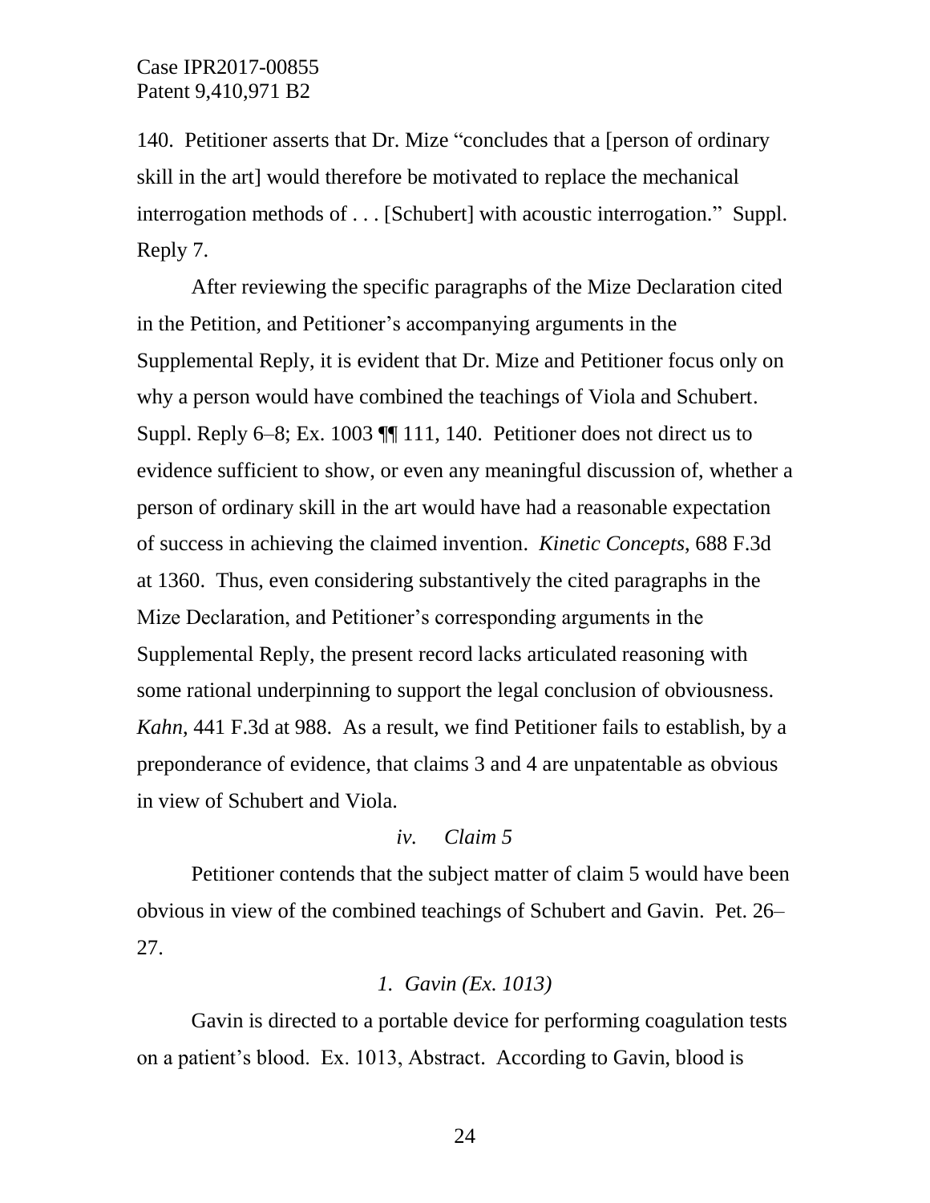140. Petitioner asserts that Dr. Mize "concludes that a [person of ordinary skill in the art] would therefore be motivated to replace the mechanical interrogation methods of . . . [Schubert] with acoustic interrogation." Suppl. Reply 7.

After reviewing the specific paragraphs of the Mize Declaration cited in the Petition, and Petitioner's accompanying arguments in the Supplemental Reply, it is evident that Dr. Mize and Petitioner focus only on why a person would have combined the teachings of Viola and Schubert. Suppl. Reply 6–8; Ex. 1003 ¶¶ 111, 140. Petitioner does not direct us to evidence sufficient to show, or even any meaningful discussion of, whether a person of ordinary skill in the art would have had a reasonable expectation of success in achieving the claimed invention. *Kinetic Concepts*, 688 F.3d at 1360. Thus, even considering substantively the cited paragraphs in the Mize Declaration, and Petitioner's corresponding arguments in the Supplemental Reply, the present record lacks articulated reasoning with some rational underpinning to support the legal conclusion of obviousness. *Kahn*, 441 F.3d at 988. As a result, we find Petitioner fails to establish, by a preponderance of evidence, that claims 3 and 4 are unpatentable as obvious in view of Schubert and Viola.

*iv. Claim 5*

Petitioner contends that the subject matter of claim 5 would have been obvious in view of the combined teachings of Schubert and Gavin. Pet. 26–27.

*1. Gavin (Ex. 1013)*

Gavin is directed to a portable device for performing coagulation tests on a patient's blood. Ex. 1013, Abstract. According to Gavin, blood is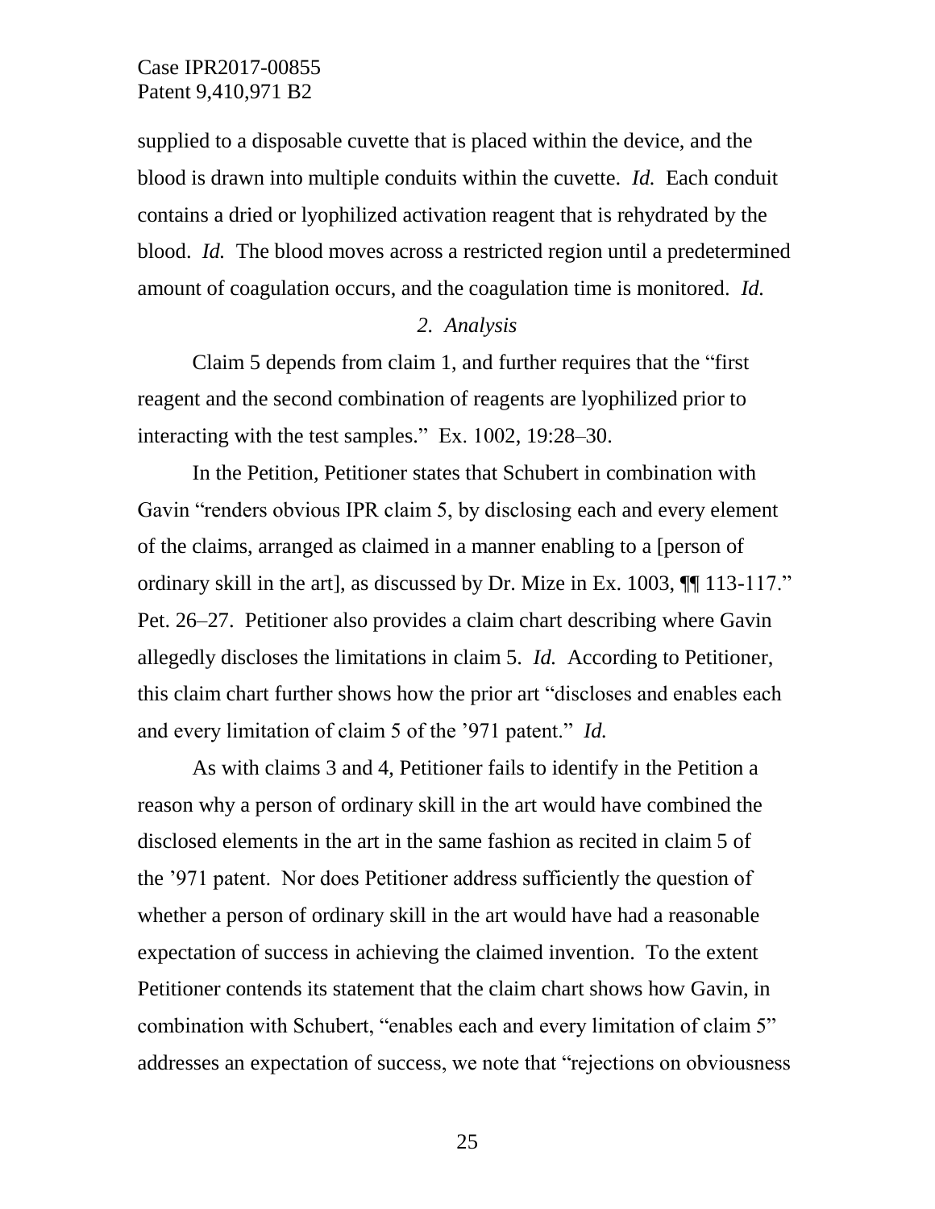supplied to a disposable cuvette that is placed within the device, and the blood is drawn into multiple conduits within the cuvette. *Id.* Each conduit contains a dried or lyophilized activation reagent that is rehydrated by the blood. *Id.* The blood moves across a restricted region until a predetermined amount of coagulation occurs, and the coagulation time is monitored. *Id.*

*2. Analysis*

Claim 5 depends from claim 1, and further requires that the "first reagent and the second combination of reagents are lyophilized prior to interacting with the test samples." Ex. 1002, 19:28–30.

In the Petition, Petitioner states that Schubert in combination with Gavin "renders obvious IPR claim 5, by disclosing each and every element of the claims, arranged as claimed in a manner enabling to a [person of ordinary skill in the art], as discussed by Dr. Mize in Ex. 1003, ¶¶ 113-117." Pet. 26–27. Petitioner also provides a claim chart describing where Gavin allegedly discloses the limitations in claim 5. *Id.* According to Petitioner, this claim chart further shows how the prior art "discloses and enables each and every limitation of claim 5 of the '971 patent." *Id.*

As with claims 3 and 4, Petitioner fails to identify in the Petition a reason why a person of ordinary skill in the art would have combined the disclosed elements in the art in the same fashion as recited in claim 5 of the '971 patent. Nor does Petitioner address sufficiently the question of whether a person of ordinary skill in the art would have had a reasonable expectation of success in achieving the claimed invention. To the extent Petitioner contends its statement that the claim chart shows how Gavin, in combination with Schubert, "enables each and every limitation of claim 5" addresses an expectation of success, we note that "rejections on obviousness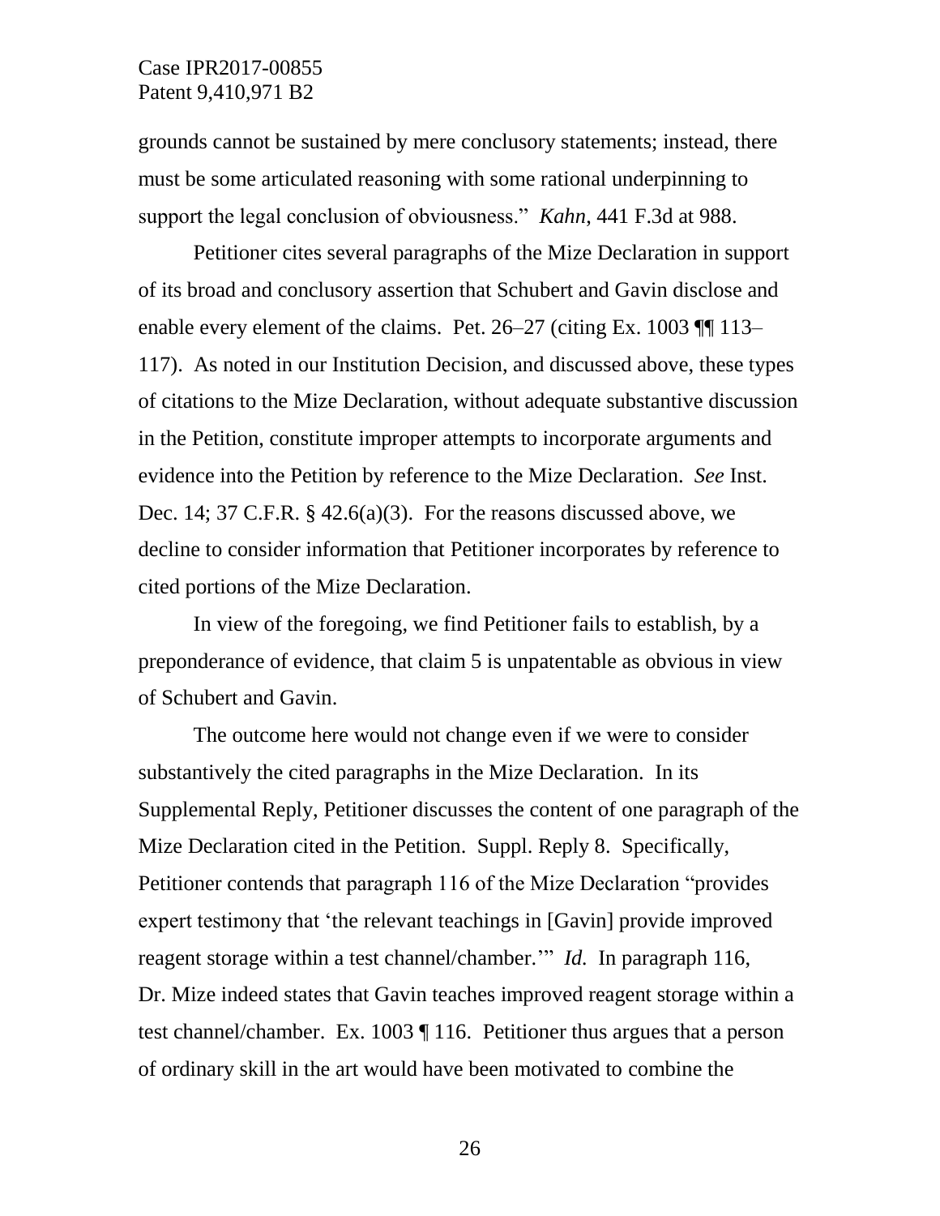grounds cannot be sustained by mere conclusory statements; instead, there must be some articulated reasoning with some rational underpinning to support the legal conclusion of obviousness." *Kahn*, 441 F.3d at 988.

Petitioner cites several paragraphs of the Mize Declaration in support of its broad and conclusory assertion that Schubert and Gavin disclose and enable every element of the claims. Pet. 26–27 (citing Ex. 1003 ¶¶ 113–117). As noted in our Institution Decision, and discussed above, these types of citations to the Mize Declaration, without adequate substantive discussion in the Petition, constitute improper attempts to incorporate arguments and evidence into the Petition by reference to the Mize Declaration. *See* Inst. Dec. 14; 37 C.F.R. § 42.6(a)(3). For the reasons discussed above, we decline to consider information that Petitioner incorporates by reference to cited portions of the Mize Declaration.

In view of the foregoing, we find Petitioner fails to establish, by a preponderance of evidence, that claim 5 is unpatentable as obvious in view of Schubert and Gavin.

The outcome here would not change even if we were to consider substantively the cited paragraphs in the Mize Declaration. In its Supplemental Reply, Petitioner discusses the content of one paragraph of the Mize Declaration cited in the Petition. Suppl. Reply 8. Specifically, Petitioner contends that paragraph 116 of the Mize Declaration "provides expert testimony that 'the relevant teachings in [Gavin] provide improved reagent storage within a test channel/chamber.'" *Id.* In paragraph 116, Dr. Mize indeed states that Gavin teaches improved reagent storage within a test channel/chamber. Ex. 1003 ¶ 116. Petitioner thus argues that a person of ordinary skill in the art would have been motivated to combine the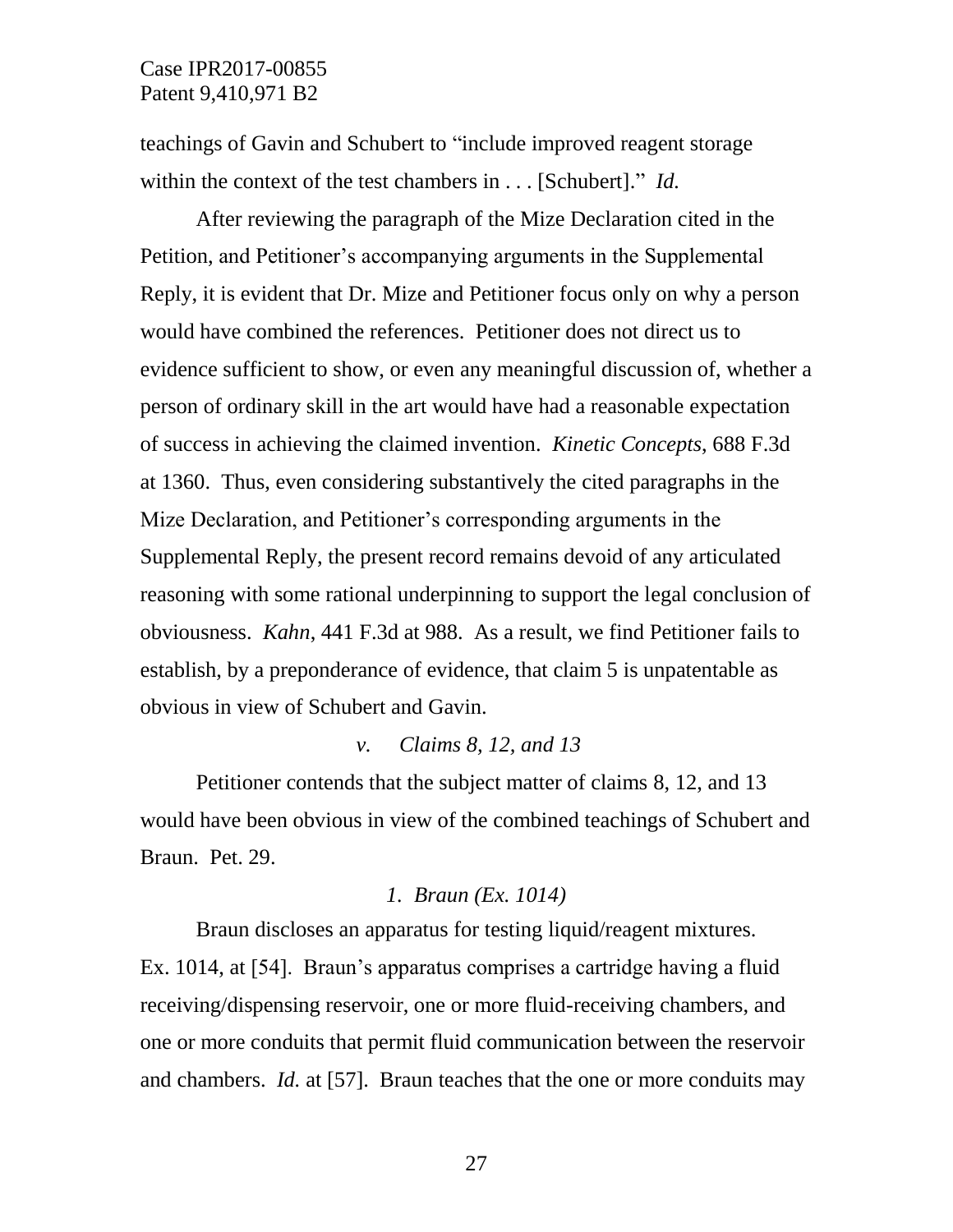teachings of Gavin and Schubert to "include improved reagent storage within the context of the test chambers in . . . [Schubert]." *Id.*

After reviewing the paragraph of the Mize Declaration cited in the Petition, and Petitioner's accompanying arguments in the Supplemental Reply, it is evident that Dr. Mize and Petitioner focus only on why a person would have combined the references. Petitioner does not direct us to evidence sufficient to show, or even any meaningful discussion of, whether a person of ordinary skill in the art would have had a reasonable expectation of success in achieving the claimed invention. *Kinetic Concepts*, 688 F.3d at 1360. Thus, even considering substantively the cited paragraphs in the Mize Declaration, and Petitioner's corresponding arguments in the Supplemental Reply, the present record remains devoid of any articulated reasoning with some rational underpinning to support the legal conclusion of obviousness. *Kahn*, 441 F.3d at 988. As a result, we find Petitioner fails to establish, by a preponderance of evidence, that claim 5 is unpatentable as obvious in view of Schubert and Gavin.

*v. Claims 8, 12, and 13*

Petitioner contends that the subject matter of claims 8, 12, and 13 would have been obvious in view of the combined teachings of Schubert and Braun. Pet. 29.

*1. Braun (Ex. 1014)*

Braun discloses an apparatus for testing liquid/reagent mixtures. Ex. 1014, at [54]. Braun's apparatus comprises a cartridge having a fluid receiving/dispensing reservoir, one or more fluid-receiving chambers, and one or more conduits that permit fluid communication between the reservoir and chambers. *Id.* at [57]. Braun teaches that the one or more conduits may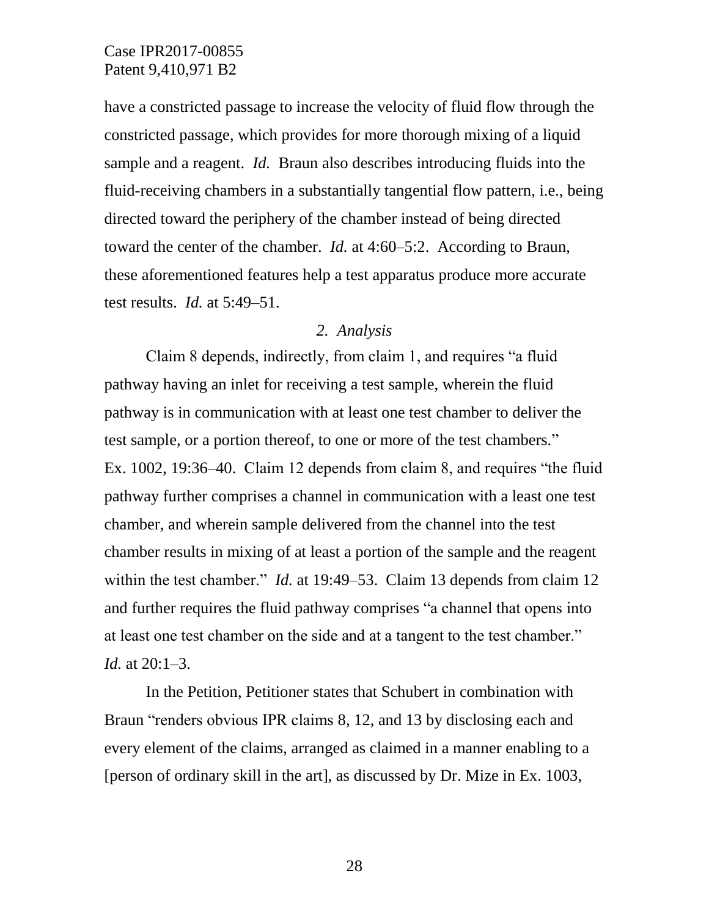have a constricted passage to increase the velocity of fluid flow through the constricted passage, which provides for more thorough mixing of a liquid sample and a reagent. *Id.* Braun also describes introducing fluids into the fluid-receiving chambers in a substantially tangential flow pattern, i.e., being directed toward the periphery of the chamber instead of being directed toward the center of the chamber. *Id.* at 4:60–5:2. According to Braun, these aforementioned features help a test apparatus produce more accurate test results. *Id.* at 5:49–51.

*2. Analysis*

Claim 8 depends, indirectly, from claim 1, and requires "a fluid pathway having an inlet for receiving a test sample, wherein the fluid pathway is in communication with at least one test chamber to deliver the test sample, or a portion thereof, to one or more of the test chambers." Ex. 1002, 19:36–40. Claim 12 depends from claim 8, and requires "the fluid pathway further comprises a channel in communication with a least one test chamber, and wherein sample delivered from the channel into the test chamber results in mixing of at least a portion of the sample and the reagent within the test chamber." *Id.* at 19:49–53. Claim 13 depends from claim 12 and further requires the fluid pathway comprises "a channel that opens into at least one test chamber on the side and at a tangent to the test chamber." *Id.* at 20:1–3.

In the Petition, Petitioner states that Schubert in combination with Braun "renders obvious IPR claims 8, 12, and 13 by disclosing each and every element of the claims, arranged as claimed in a manner enabling to a [person of ordinary skill in the art], as discussed by Dr. Mize in Ex. 1003,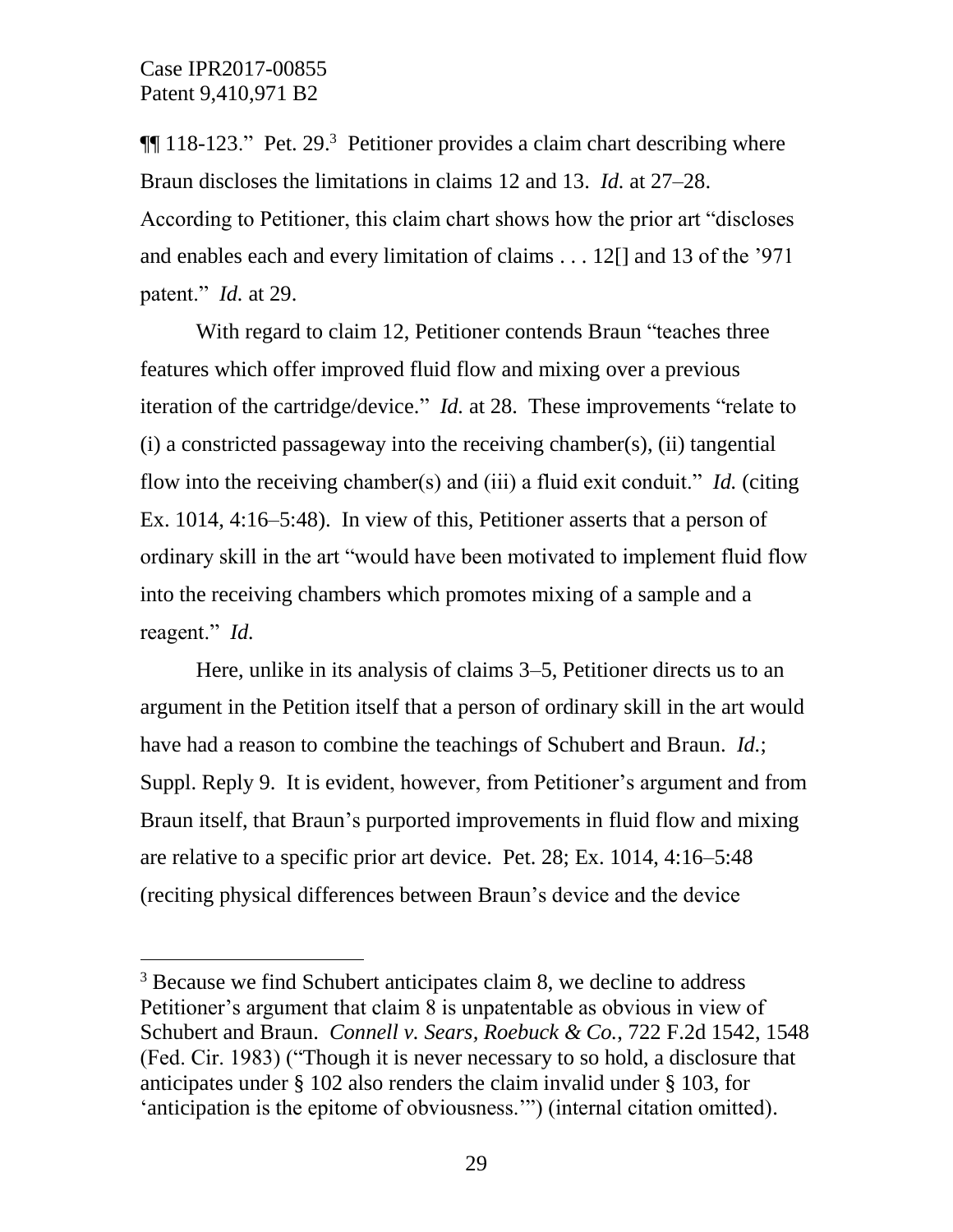¶¶ 118-123." Pet. 29.[3] Petitioner provides a claim chart describing where Braun discloses the limitations in claims 12 and 13. *Id.* at 27–28. According to Petitioner, this claim chart shows how the prior art "discloses and enables each and every limitation of claims . . . 12[] and 13 of the '971 patent." *Id.* at 29.

With regard to claim 12, Petitioner contends Braun "teaches three features which offer improved fluid flow and mixing over a previous iteration of the cartridge/device." *Id.* at 28. These improvements "relate to (i) a constricted passageway into the receiving chamber(s), (ii) tangential flow into the receiving chamber(s) and (iii) a fluid exit conduit." *Id.* (citing Ex. 1014, 4:16–5:48). In view of this, Petitioner asserts that a person of ordinary skill in the art "would have been motivated to implement fluid flow into the receiving chambers which promotes mixing of a sample and a reagent." *Id.*

Here, unlike in its analysis of claims 3–5, Petitioner directs us to an argument in the Petition itself that a person of ordinary skill in the art would have had a reason to combine the teachings of Schubert and Braun. *Id.*; Suppl. Reply 9. It is evident, however, from Petitioner's argument and from Braun itself, that Braun's purported improvements in fluid flow and mixing are relative to a specific prior art device. Pet. 28; Ex. 1014, 4:16–5:48 (reciting physical differences between Braun's device and the device

---

[3] Because we find Schubert anticipates claim 8, we decline to address Petitioner's argument that claim 8 is unpatentable as obvious in view of Schubert and Braun. *Connell v. Sears, Roebuck & Co.*, 722 F.2d 1542, 1548 (Fed. Cir. 1983) ("Though it is never necessary to so hold, a disclosure that anticipates under § 102 also renders the claim invalid under § 103, for 'anticipation is the epitome of obviousness.'") (internal citation omitted).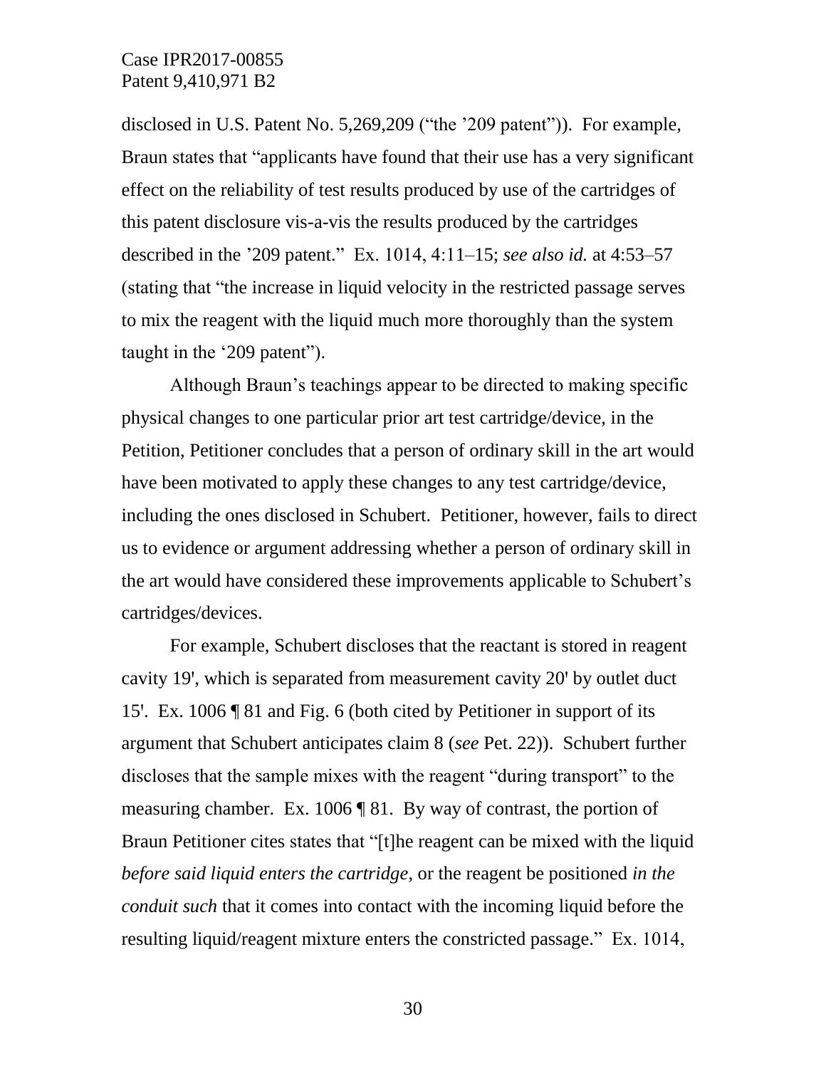disclosed in U.S. Patent No. 5,269,209 ("the '209 patent")). For example, Braun states that "applicants have found that their use has a very significant effect on the reliability of test results produced by use of the cartridges of this patent disclosure vis-a-vis the results produced by the cartridges described in the '209 patent." Ex. 1014, 4:11–15; *see also id.* at 4:53–57 (stating that "the increase in liquid velocity in the restricted passage serves to mix the reagent with the liquid much more thoroughly than the system taught in the '209 patent").

Although Braun's teachings appear to be directed to making specific physical changes to one particular prior art test cartridge/device, in the Petition, Petitioner concludes that a person of ordinary skill in the art would have been motivated to apply these changes to any test cartridge/device, including the ones disclosed in Schubert. Petitioner, however, fails to direct us to evidence or argument addressing whether a person of ordinary skill in the art would have considered these improvements applicable to Schubert's cartridges/devices.

For example, Schubert discloses that the reactant is stored in reagent cavity 19', which is separated from measurement cavity 20' by outlet duct 15'. Ex. 1006 ¶ 81 and Fig. 6 (both cited by Petitioner in support of its argument that Schubert anticipates claim 8 (*see* Pet. 22)). Schubert further discloses that the sample mixes with the reagent "during transport" to the measuring chamber. Ex. 1006 ¶ 81. By way of contrast, the portion of Braun Petitioner cites states that "[t]he reagent can be mixed with the liquid *before said liquid enters the cartridge*, or the reagent be positioned *in the conduit such* that it comes into contact with the incoming liquid before the resulting liquid/reagent mixture enters the constricted passage." Ex. 1014,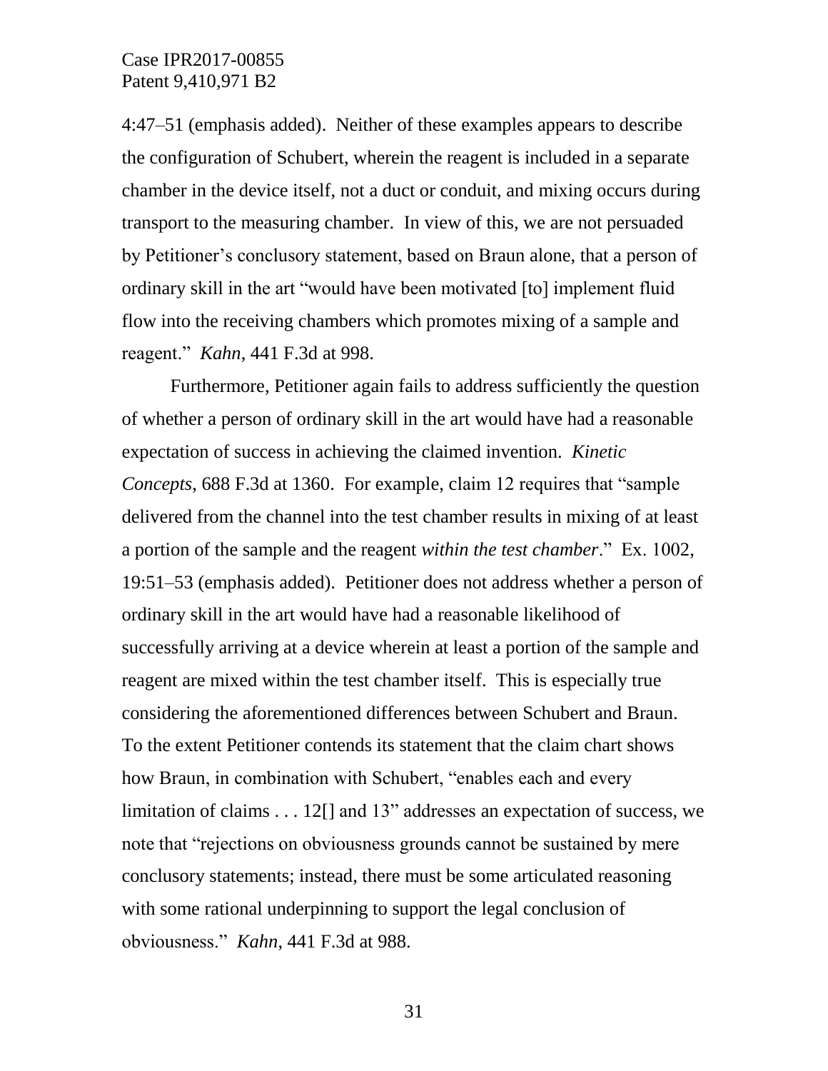4:47–51 (emphasis added). Neither of these examples appears to describe the configuration of Schubert, wherein the reagent is included in a separate chamber in the device itself, not a duct or conduit, and mixing occurs during transport to the measuring chamber. In view of this, we are not persuaded by Petitioner's conclusory statement, based on Braun alone, that a person of ordinary skill in the art "would have been motivated [to] implement fluid flow into the receiving chambers which promotes mixing of a sample and reagent." *Kahn*, 441 F.3d at 998.

Furthermore, Petitioner again fails to address sufficiently the question of whether a person of ordinary skill in the art would have had a reasonable expectation of success in achieving the claimed invention. *Kinetic Concepts*, 688 F.3d at 1360. For example, claim 12 requires that "sample delivered from the channel into the test chamber results in mixing of at least a portion of the sample and the reagent *within the test chamber*." Ex. 1002, 19:51–53 (emphasis added). Petitioner does not address whether a person of ordinary skill in the art would have had a reasonable likelihood of successfully arriving at a device wherein at least a portion of the sample and reagent are mixed within the test chamber itself. This is especially true considering the aforementioned differences between Schubert and Braun. To the extent Petitioner contends its statement that the claim chart shows how Braun, in combination with Schubert, "enables each and every limitation of claims . . . 12[] and 13" addresses an expectation of success, we note that "rejections on obviousness grounds cannot be sustained by mere conclusory statements; instead, there must be some articulated reasoning with some rational underpinning to support the legal conclusion of obviousness." *Kahn*, 441 F.3d at 988.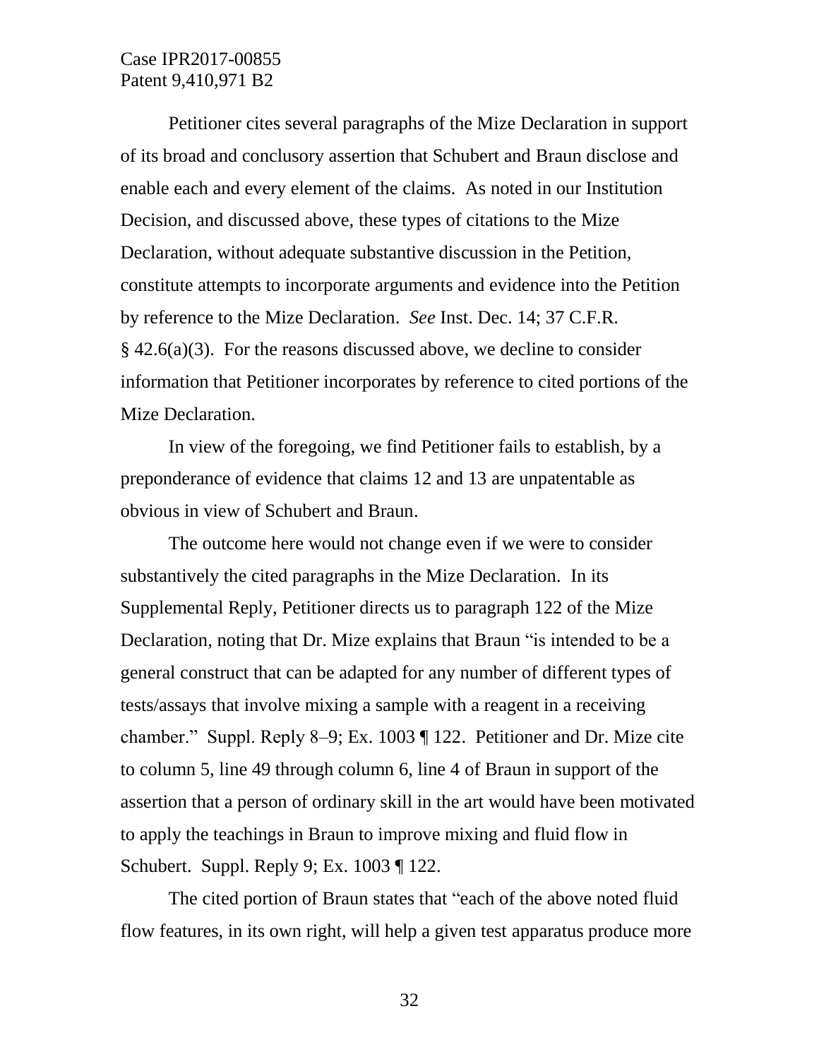Petitioner cites several paragraphs of the Mize Declaration in support of its broad and conclusory assertion that Schubert and Braun disclose and enable each and every element of the claims. As noted in our Institution Decision, and discussed above, these types of citations to the Mize Declaration, without adequate substantive discussion in the Petition, constitute attempts to incorporate arguments and evidence into the Petition by reference to the Mize Declaration. *See* Inst. Dec. 14; 37 C.F.R. § 42.6(a)(3). For the reasons discussed above, we decline to consider information that Petitioner incorporates by reference to cited portions of the Mize Declaration.

In view of the foregoing, we find Petitioner fails to establish, by a preponderance of evidence that claims 12 and 13 are unpatentable as obvious in view of Schubert and Braun.

The outcome here would not change even if we were to consider substantively the cited paragraphs in the Mize Declaration. In its Supplemental Reply, Petitioner directs us to paragraph 122 of the Mize Declaration, noting that Dr. Mize explains that Braun "is intended to be a general construct that can be adapted for any number of different types of tests/assays that involve mixing a sample with a reagent in a receiving chamber." Suppl. Reply 8–9; Ex. 1003 ¶ 122. Petitioner and Dr. Mize cite to column 5, line 49 through column 6, line 4 of Braun in support of the assertion that a person of ordinary skill in the art would have been motivated to apply the teachings in Braun to improve mixing and fluid flow in Schubert. Suppl. Reply 9; Ex. 1003 ¶ 122.

The cited portion of Braun states that "each of the above noted fluid flow features, in its own right, will help a given test apparatus produce more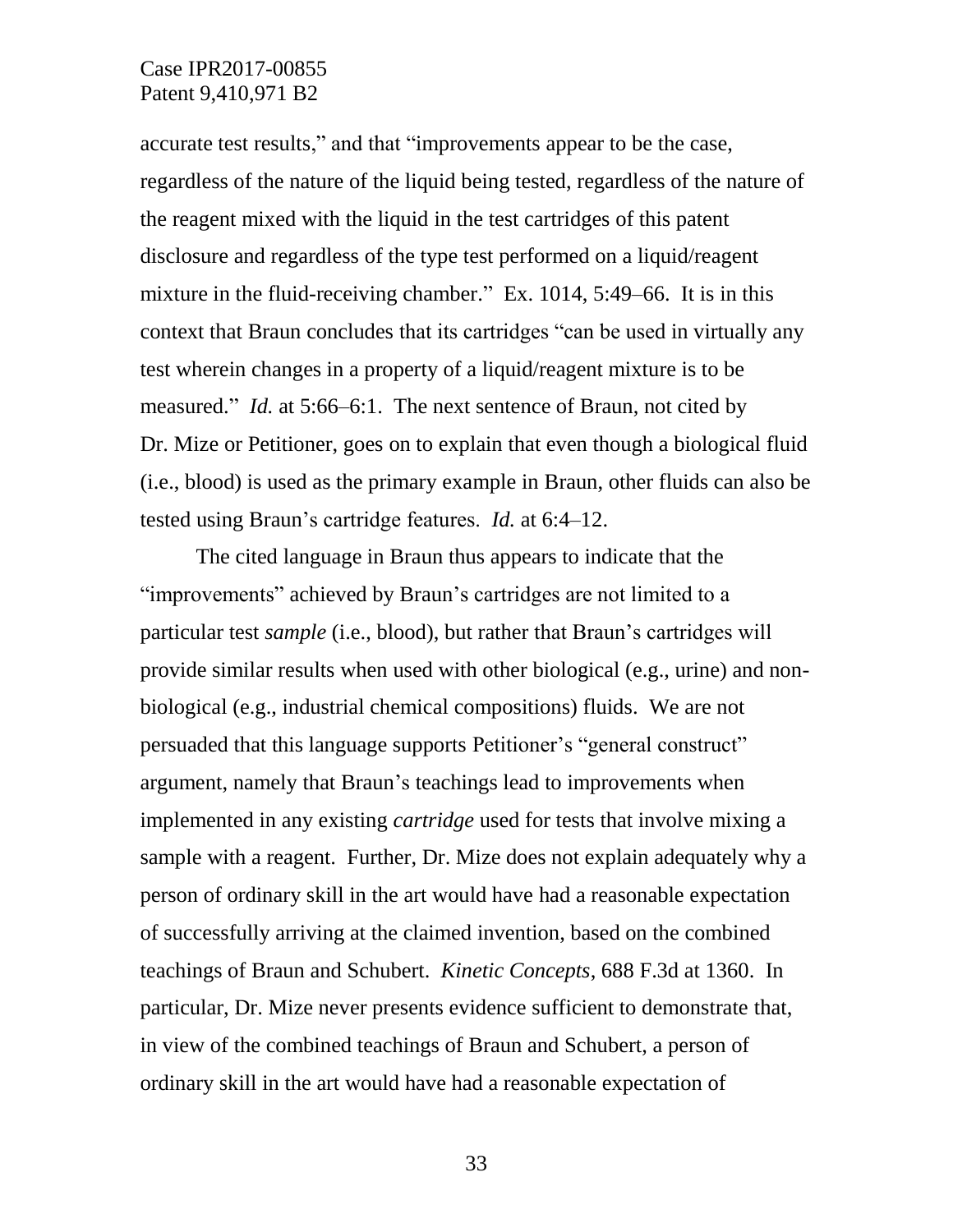accurate test results," and that "improvements appear to be the case, regardless of the nature of the liquid being tested, regardless of the nature of the reagent mixed with the liquid in the test cartridges of this patent disclosure and regardless of the type test performed on a liquid/reagent mixture in the fluid-receiving chamber." Ex. 1014, 5:49–66. It is in this context that Braun concludes that its cartridges "can be used in virtually any test wherein changes in a property of a liquid/reagent mixture is to be measured." *Id.* at 5:66–6:1. The next sentence of Braun, not cited by Dr. Mize or Petitioner, goes on to explain that even though a biological fluid (i.e., blood) is used as the primary example in Braun, other fluids can also be tested using Braun's cartridge features. *Id.* at 6:4–12.

The cited language in Braun thus appears to indicate that the "improvements" achieved by Braun's cartridges are not limited to a particular test *sample* (i.e., blood), but rather that Braun's cartridges will provide similar results when used with other biological (e.g., urine) and non-biological (e.g., industrial chemical compositions) fluids. We are not persuaded that this language supports Petitioner's "general construct" argument, namely that Braun's teachings lead to improvements when implemented in any existing *cartridge* used for tests that involve mixing a sample with a reagent. Further, Dr. Mize does not explain adequately why a person of ordinary skill in the art would have had a reasonable expectation of successfully arriving at the claimed invention, based on the combined teachings of Braun and Schubert. *Kinetic Concepts*, 688 F.3d at 1360. In particular, Dr. Mize never presents evidence sufficient to demonstrate that, in view of the combined teachings of Braun and Schubert, a person of ordinary skill in the art would have had a reasonable expectation of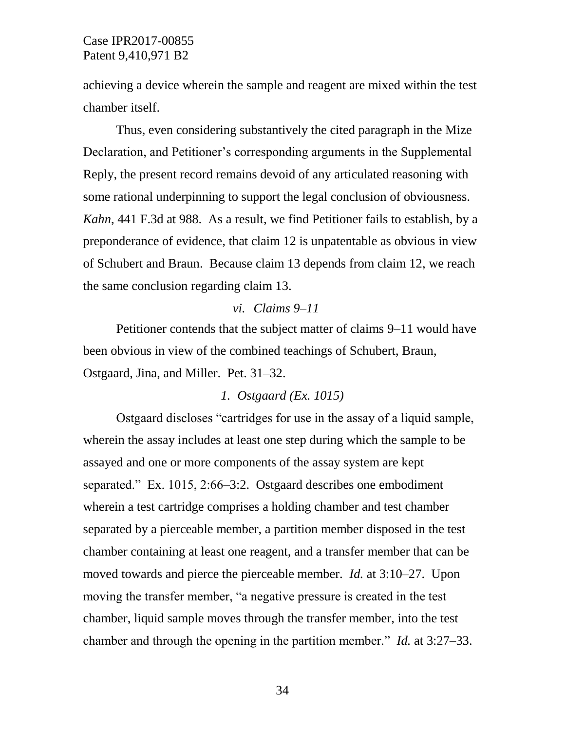achieving a device wherein the sample and reagent are mixed within the test chamber itself.

Thus, even considering substantively the cited paragraph in the Mize Declaration, and Petitioner's corresponding arguments in the Supplemental Reply, the present record remains devoid of any articulated reasoning with some rational underpinning to support the legal conclusion of obviousness. *Kahn*, 441 F.3d at 988. As a result, we find Petitioner fails to establish, by a preponderance of evidence, that claim 12 is unpatentable as obvious in view of Schubert and Braun. Because claim 13 depends from claim 12, we reach the same conclusion regarding claim 13.

*vi. Claims 9–11*

Petitioner contends that the subject matter of claims 9–11 would have been obvious in view of the combined teachings of Schubert, Braun, Ostgaard, Jina, and Miller. Pet. 31–32.

*1. Ostgaard (Ex. 1015)*

Ostgaard discloses "cartridges for use in the assay of a liquid sample, wherein the assay includes at least one step during which the sample to be assayed and one or more components of the assay system are kept separated." Ex. 1015, 2:66–3:2. Ostgaard describes one embodiment wherein a test cartridge comprises a holding chamber and test chamber separated by a pierceable member, a partition member disposed in the test chamber containing at least one reagent, and a transfer member that can be moved towards and pierce the pierceable member. *Id.* at 3:10–27. Upon moving the transfer member, "a negative pressure is created in the test chamber, liquid sample moves through the transfer member, into the test chamber and through the opening in the partition member." *Id.* at 3:27–33.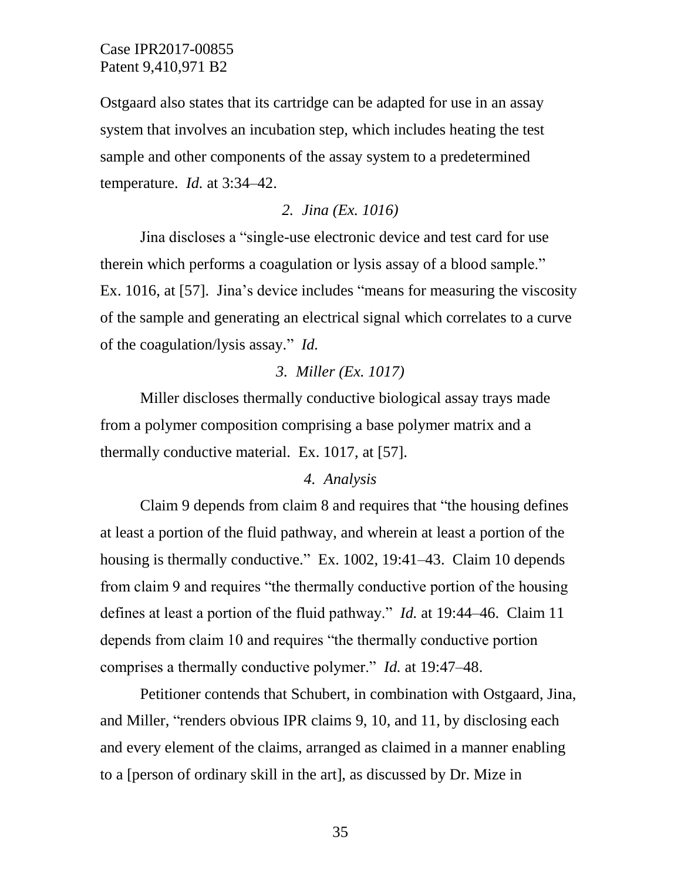Ostgaard also states that its cartridge can be adapted for use in an assay system that involves an incubation step, which includes heating the test sample and other components of the assay system to a predetermined temperature. *Id.* at 3:34–42.

### *2. Jina (Ex. 1016)*

Jina discloses a "single-use electronic device and test card for use therein which performs a coagulation or lysis assay of a blood sample." Ex. 1016, at [57]. Jina's device includes "means for measuring the viscosity of the sample and generating an electrical signal which correlates to a curve of the coagulation/lysis assay." *Id.*

### *3. Miller (Ex. 1017)*

Miller discloses thermally conductive biological assay trays made from a polymer composition comprising a base polymer matrix and a thermally conductive material. Ex. 1017, at [57].

### *4. Analysis*

Claim 9 depends from claim 8 and requires that "the housing defines at least a portion of the fluid pathway, and wherein at least a portion of the housing is thermally conductive." Ex. 1002, 19:41–43. Claim 10 depends from claim 9 and requires "the thermally conductive portion of the housing defines at least a portion of the fluid pathway." *Id.* at 19:44–46. Claim 11 depends from claim 10 and requires "the thermally conductive portion comprises a thermally conductive polymer." *Id.* at 19:47–48.

Petitioner contends that Schubert, in combination with Ostgaard, Jina, and Miller, "renders obvious IPR claims 9, 10, and 11, by disclosing each and every element of the claims, arranged as claimed in a manner enabling to a [person of ordinary skill in the art], as discussed by Dr. Mize in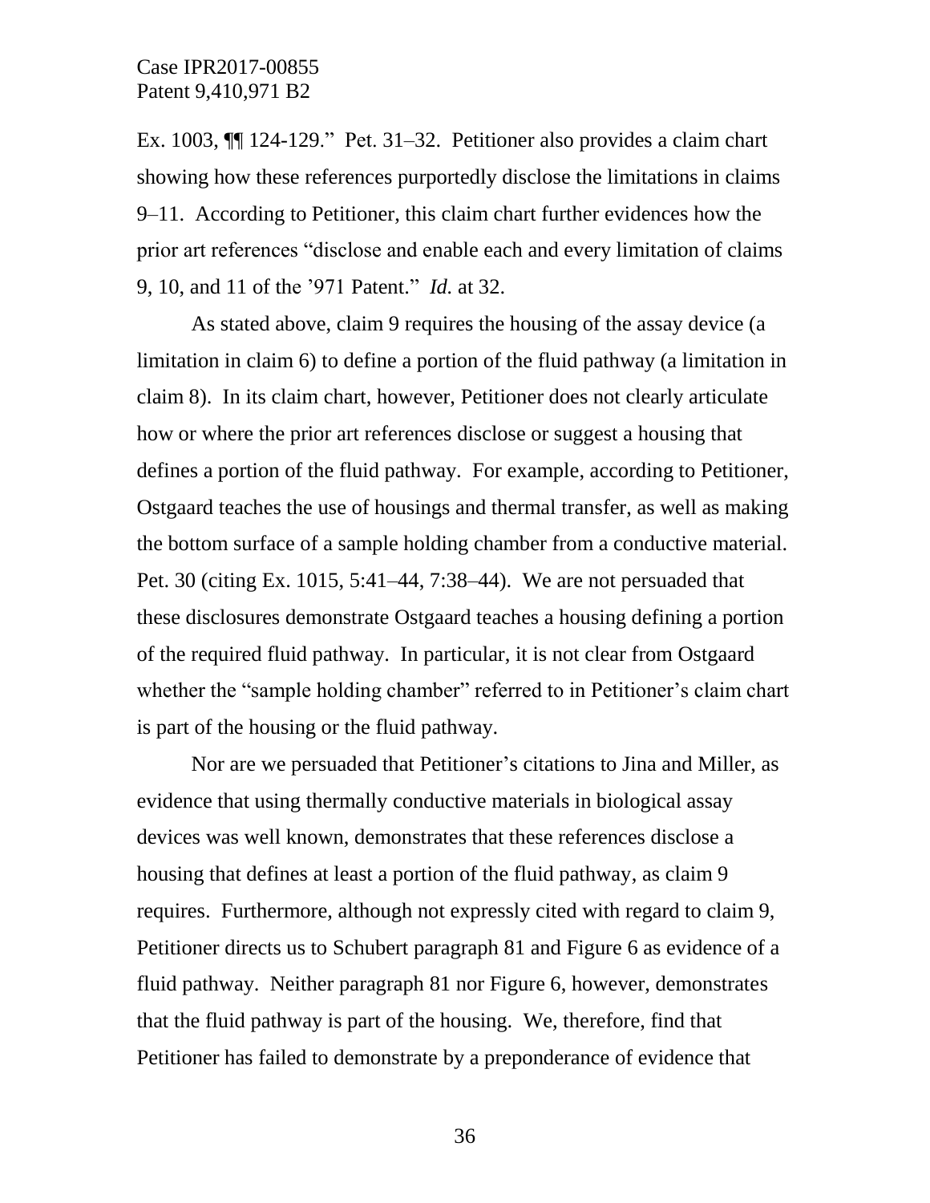Ex. 1003, ¶¶ 124-129." Pet. 31–32. Petitioner also provides a claim chart showing how these references purportedly disclose the limitations in claims 9–11. According to Petitioner, this claim chart further evidences how the prior art references "disclose and enable each and every limitation of claims 9, 10, and 11 of the '971 Patent." *Id.* at 32.

As stated above, claim 9 requires the housing of the assay device (a limitation in claim 6) to define a portion of the fluid pathway (a limitation in claim 8). In its claim chart, however, Petitioner does not clearly articulate how or where the prior art references disclose or suggest a housing that defines a portion of the fluid pathway. For example, according to Petitioner, Ostgaard teaches the use of housings and thermal transfer, as well as making the bottom surface of a sample holding chamber from a conductive material. Pet. 30 (citing Ex. 1015, 5:41–44, 7:38–44). We are not persuaded that these disclosures demonstrate Ostgaard teaches a housing defining a portion of the required fluid pathway. In particular, it is not clear from Ostgaard whether the "sample holding chamber" referred to in Petitioner's claim chart is part of the housing or the fluid pathway.

Nor are we persuaded that Petitioner's citations to Jina and Miller, as evidence that using thermally conductive materials in biological assay devices was well known, demonstrates that these references disclose a housing that defines at least a portion of the fluid pathway, as claim 9 requires. Furthermore, although not expressly cited with regard to claim 9, Petitioner directs us to Schubert paragraph 81 and Figure 6 as evidence of a fluid pathway. Neither paragraph 81 nor Figure 6, however, demonstrates that the fluid pathway is part of the housing. We, therefore, find that Petitioner has failed to demonstrate by a preponderance of evidence that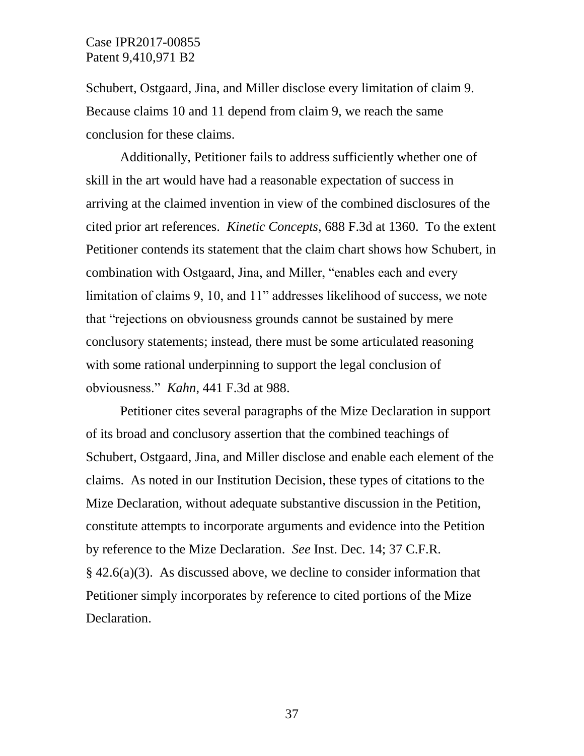Schubert, Ostgaard, Jina, and Miller disclose every limitation of claim 9. Because claims 10 and 11 depend from claim 9, we reach the same conclusion for these claims.

Additionally, Petitioner fails to address sufficiently whether one of skill in the art would have had a reasonable expectation of success in arriving at the claimed invention in view of the combined disclosures of the cited prior art references. *Kinetic Concepts*, 688 F.3d at 1360. To the extent Petitioner contends its statement that the claim chart shows how Schubert, in combination with Ostgaard, Jina, and Miller, "enables each and every limitation of claims 9, 10, and 11" addresses likelihood of success, we note that "rejections on obviousness grounds cannot be sustained by mere conclusory statements; instead, there must be some articulated reasoning with some rational underpinning to support the legal conclusion of obviousness." *Kahn*, 441 F.3d at 988.

Petitioner cites several paragraphs of the Mize Declaration in support of its broad and conclusory assertion that the combined teachings of Schubert, Ostgaard, Jina, and Miller disclose and enable each element of the claims. As noted in our Institution Decision, these types of citations to the Mize Declaration, without adequate substantive discussion in the Petition, constitute attempts to incorporate arguments and evidence into the Petition by reference to the Mize Declaration. *See* Inst. Dec. 14; 37 C.F.R. § 42.6(a)(3). As discussed above, we decline to consider information that Petitioner simply incorporates by reference to cited portions of the Mize Declaration.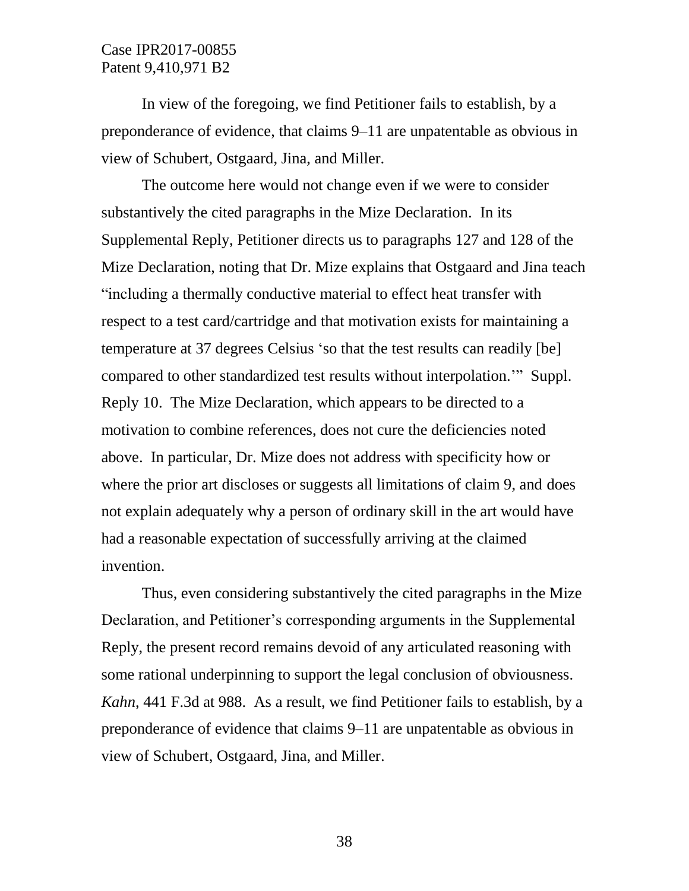In view of the foregoing, we find Petitioner fails to establish, by a preponderance of evidence, that claims 9–11 are unpatentable as obvious in view of Schubert, Ostgaard, Jina, and Miller.

The outcome here would not change even if we were to consider substantively the cited paragraphs in the Mize Declaration. In its Supplemental Reply, Petitioner directs us to paragraphs 127 and 128 of the Mize Declaration, noting that Dr. Mize explains that Ostgaard and Jina teach "including a thermally conductive material to effect heat transfer with respect to a test card/cartridge and that motivation exists for maintaining a temperature at 37 degrees Celsius 'so that the test results can readily [be] compared to other standardized test results without interpolation.'" Suppl. Reply 10. The Mize Declaration, which appears to be directed to a motivation to combine references, does not cure the deficiencies noted above. In particular, Dr. Mize does not address with specificity how or where the prior art discloses or suggests all limitations of claim 9, and does not explain adequately why a person of ordinary skill in the art would have had a reasonable expectation of successfully arriving at the claimed invention.

Thus, even considering substantively the cited paragraphs in the Mize Declaration, and Petitioner's corresponding arguments in the Supplemental Reply, the present record remains devoid of any articulated reasoning with some rational underpinning to support the legal conclusion of obviousness. *Kahn*, 441 F.3d at 988. As a result, we find Petitioner fails to establish, by a preponderance of evidence that claims 9–11 are unpatentable as obvious in view of Schubert, Ostgaard, Jina, and Miller.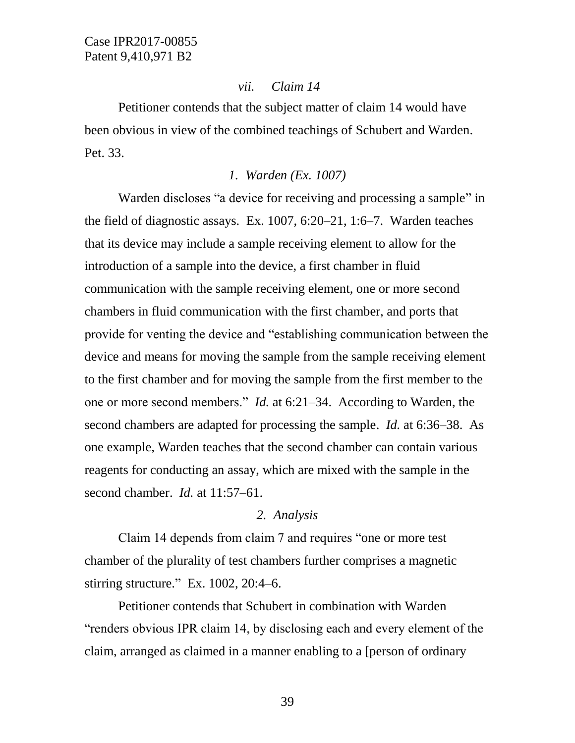*vii. Claim 14*

Petitioner contends that the subject matter of claim 14 would have been obvious in view of the combined teachings of Schubert and Warden. Pet. 33.

*1. Warden (Ex. 1007)*

Warden discloses "a device for receiving and processing a sample" in the field of diagnostic assays. Ex. 1007, 6:20–21, 1:6–7. Warden teaches that its device may include a sample receiving element to allow for the introduction of a sample into the device, a first chamber in fluid communication with the sample receiving element, one or more second chambers in fluid communication with the first chamber, and ports that provide for venting the device and "establishing communication between the device and means for moving the sample from the sample receiving element to the first chamber and for moving the sample from the first member to the one or more second members." *Id.* at 6:21–34. According to Warden, the second chambers are adapted for processing the sample. *Id.* at 6:36–38. As one example, Warden teaches that the second chamber can contain various reagents for conducting an assay, which are mixed with the sample in the second chamber. *Id.* at 11:57–61.

*2. Analysis*

Claim 14 depends from claim 7 and requires "one or more test chamber of the plurality of test chambers further comprises a magnetic stirring structure." Ex. 1002, 20:4–6.

Petitioner contends that Schubert in combination with Warden "renders obvious IPR claim 14, by disclosing each and every element of the claim, arranged as claimed in a manner enabling to a [person of ordinary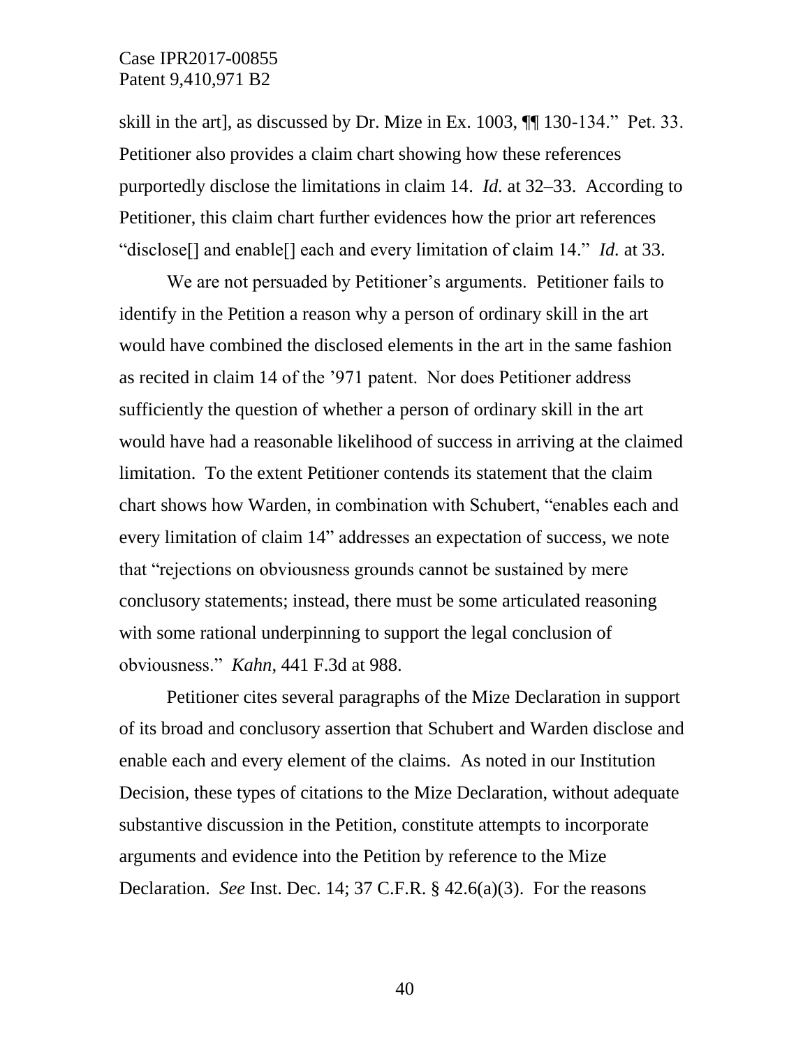skill in the art], as discussed by Dr. Mize in Ex. 1003, ¶¶ 130-134." Pet. 33. Petitioner also provides a claim chart showing how these references purportedly disclose the limitations in claim 14. *Id.* at 32–33. According to Petitioner, this claim chart further evidences how the prior art references "disclose[] and enable[] each and every limitation of claim 14." *Id.* at 33.

We are not persuaded by Petitioner's arguments. Petitioner fails to identify in the Petition a reason why a person of ordinary skill in the art would have combined the disclosed elements in the art in the same fashion as recited in claim 14 of the '971 patent. Nor does Petitioner address sufficiently the question of whether a person of ordinary skill in the art would have had a reasonable likelihood of success in arriving at the claimed limitation. To the extent Petitioner contends its statement that the claim chart shows how Warden, in combination with Schubert, "enables each and every limitation of claim 14" addresses an expectation of success, we note that "rejections on obviousness grounds cannot be sustained by mere conclusory statements; instead, there must be some articulated reasoning with some rational underpinning to support the legal conclusion of obviousness." *Kahn*, 441 F.3d at 988.

Petitioner cites several paragraphs of the Mize Declaration in support of its broad and conclusory assertion that Schubert and Warden disclose and enable each and every element of the claims. As noted in our Institution Decision, these types of citations to the Mize Declaration, without adequate substantive discussion in the Petition, constitute attempts to incorporate arguments and evidence into the Petition by reference to the Mize Declaration. *See* Inst. Dec. 14; 37 C.F.R. § 42.6(a)(3). For the reasons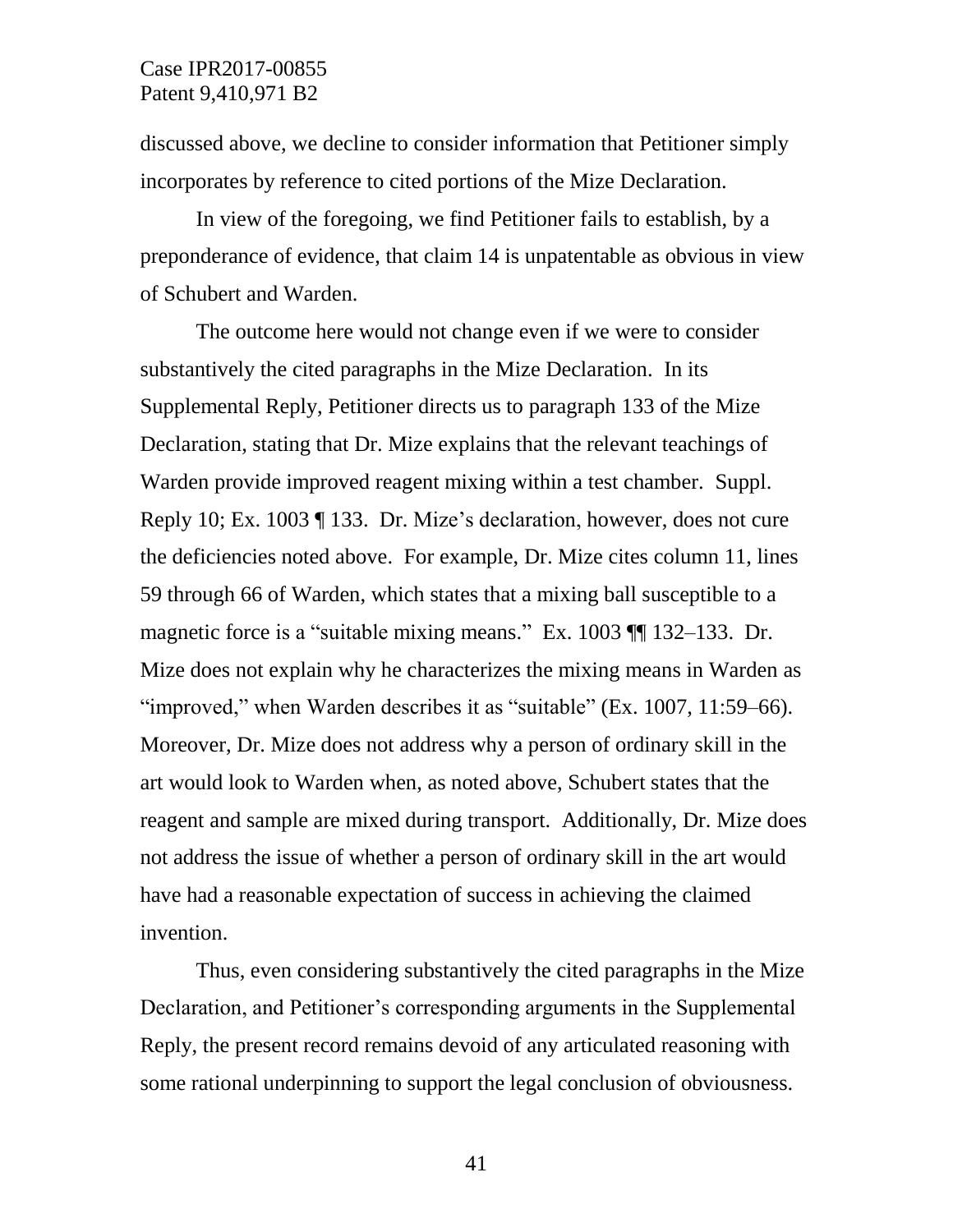discussed above, we decline to consider information that Petitioner simply incorporates by reference to cited portions of the Mize Declaration.

In view of the foregoing, we find Petitioner fails to establish, by a preponderance of evidence, that claim 14 is unpatentable as obvious in view of Schubert and Warden.

The outcome here would not change even if we were to consider substantively the cited paragraphs in the Mize Declaration. In its Supplemental Reply, Petitioner directs us to paragraph 133 of the Mize Declaration, stating that Dr. Mize explains that the relevant teachings of Warden provide improved reagent mixing within a test chamber. Suppl. Reply 10; Ex. 1003 ¶ 133. Dr. Mize's declaration, however, does not cure the deficiencies noted above. For example, Dr. Mize cites column 11, lines 59 through 66 of Warden, which states that a mixing ball susceptible to a magnetic force is a "suitable mixing means." Ex. 1003 ¶¶ 132–133. Dr. Mize does not explain why he characterizes the mixing means in Warden as "improved," when Warden describes it as "suitable" (Ex. 1007, 11:59–66). Moreover, Dr. Mize does not address why a person of ordinary skill in the art would look to Warden when, as noted above, Schubert states that the reagent and sample are mixed during transport. Additionally, Dr. Mize does not address the issue of whether a person of ordinary skill in the art would have had a reasonable expectation of success in achieving the claimed invention.

Thus, even considering substantively the cited paragraphs in the Mize Declaration, and Petitioner's corresponding arguments in the Supplemental Reply, the present record remains devoid of any articulated reasoning with some rational underpinning to support the legal conclusion of obviousness.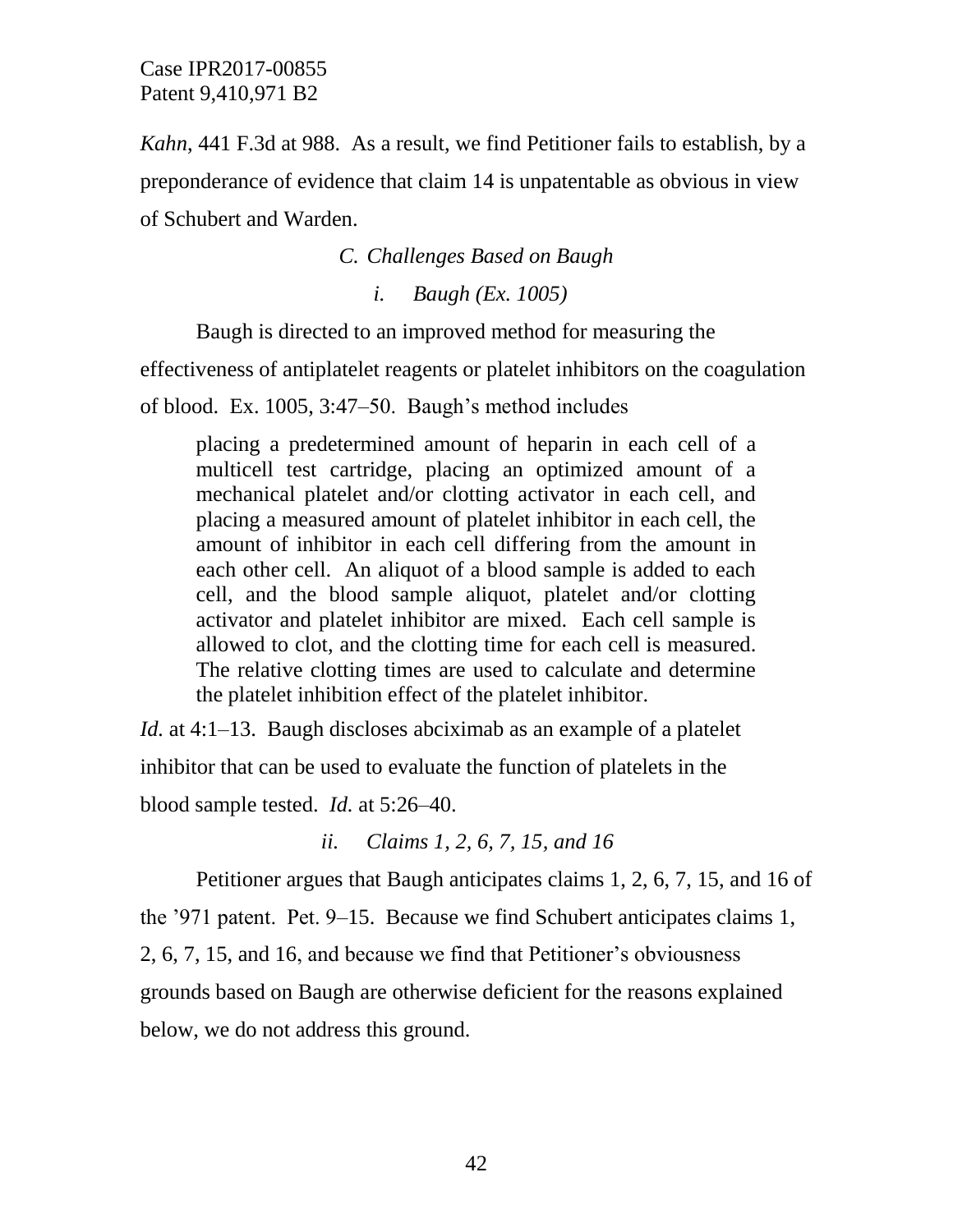*Kahn*, 441 F.3d at 988. As a result, we find Petitioner fails to establish, by a preponderance of evidence that claim 14 is unpatentable as obvious in view of Schubert and Warden.

### *C. Challenges Based on Baugh*

#### *i. Baugh (Ex. 1005)*

Baugh is directed to an improved method for measuring the effectiveness of antiplatelet reagents or platelet inhibitors on the coagulation of blood. Ex. 1005, 3:47–50. Baugh's method includes

> placing a predetermined amount of heparin in each cell of a multicell test cartridge, placing an optimized amount of a mechanical platelet and/or clotting activator in each cell, and placing a measured amount of platelet inhibitor in each cell, the amount of inhibitor in each cell differing from the amount in each other cell. An aliquot of a blood sample is added to each cell, and the blood sample aliquot, platelet and/or clotting activator and platelet inhibitor are mixed. Each cell sample is allowed to clot, and the clotting time for each cell is measured. The relative clotting times are used to calculate and determine the platelet inhibition effect of the platelet inhibitor.

*Id.* at 4:1–13. Baugh discloses abciximab as an example of a platelet inhibitor that can be used to evaluate the function of platelets in the blood sample tested. *Id.* at 5:26–40.

#### *ii. Claims 1, 2, 6, 7, 15, and 16*

Petitioner argues that Baugh anticipates claims 1, 2, 6, 7, 15, and 16 of the '971 patent. Pet. 9–15. Because we find Schubert anticipates claims 1, 2, 6, 7, 15, and 16, and because we find that Petitioner's obviousness grounds based on Baugh are otherwise deficient for the reasons explained below, we do not address this ground.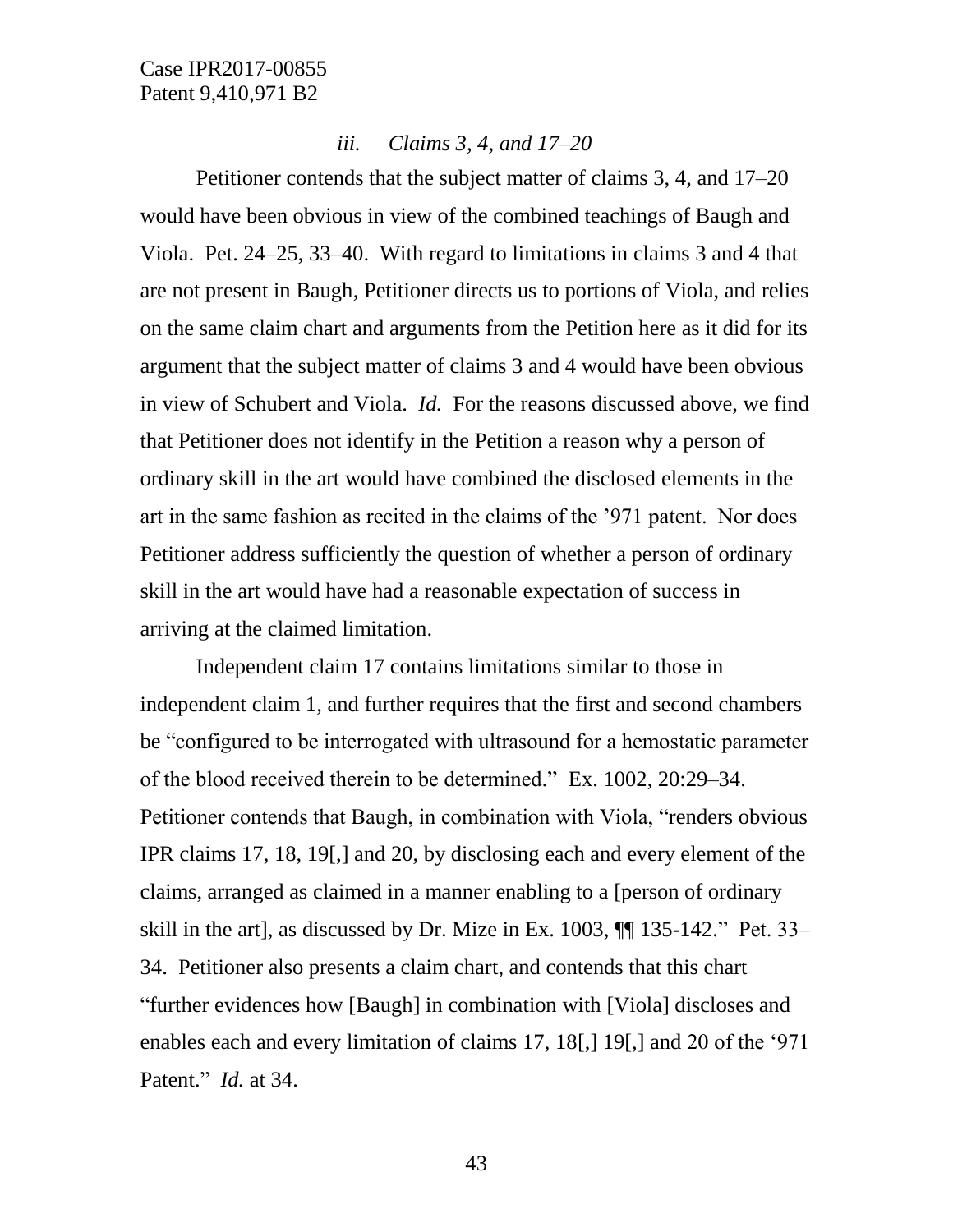*iii. Claims 3, 4, and 17–20*

Petitioner contends that the subject matter of claims 3, 4, and 17–20 would have been obvious in view of the combined teachings of Baugh and Viola. Pet. 24–25, 33–40. With regard to limitations in claims 3 and 4 that are not present in Baugh, Petitioner directs us to portions of Viola, and relies on the same claim chart and arguments from the Petition here as it did for its argument that the subject matter of claims 3 and 4 would have been obvious in view of Schubert and Viola. *Id.* For the reasons discussed above, we find that Petitioner does not identify in the Petition a reason why a person of ordinary skill in the art would have combined the disclosed elements in the art in the same fashion as recited in the claims of the '971 patent. Nor does Petitioner address sufficiently the question of whether a person of ordinary skill in the art would have had a reasonable expectation of success in arriving at the claimed limitation.

Independent claim 17 contains limitations similar to those in independent claim 1, and further requires that the first and second chambers be "configured to be interrogated with ultrasound for a hemostatic parameter of the blood received therein to be determined." Ex. 1002, 20:29–34. Petitioner contends that Baugh, in combination with Viola, "renders obvious IPR claims 17, 18, 19[,] and 20, by disclosing each and every element of the claims, arranged as claimed in a manner enabling to a [person of ordinary skill in the art], as discussed by Dr. Mize in Ex. 1003, ¶¶ 135-142." Pet. 33–34. Petitioner also presents a claim chart, and contends that this chart "further evidences how [Baugh] in combination with [Viola] discloses and enables each and every limitation of claims 17, 18[,] 19[,] and 20 of the '971 Patent." *Id.* at 34.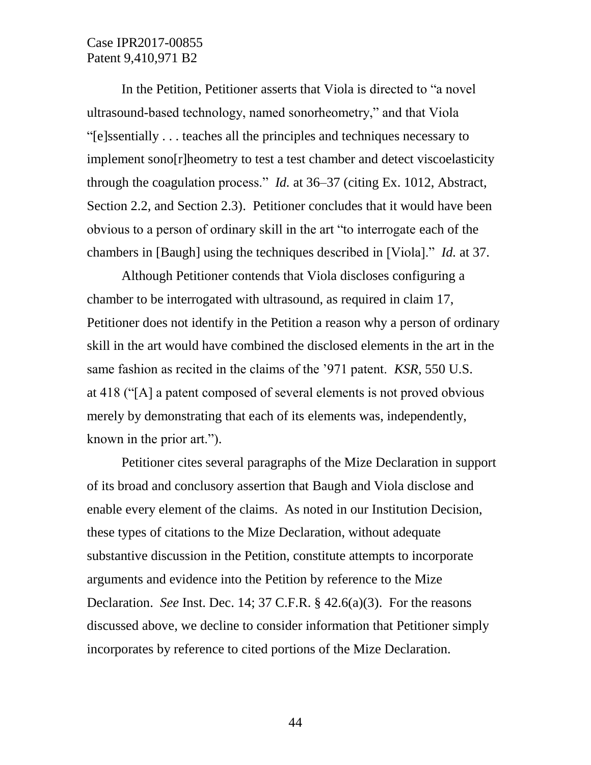In the Petition, Petitioner asserts that Viola is directed to "a novel ultrasound-based technology, named sonorheometry," and that Viola "[e]ssentially . . . teaches all the principles and techniques necessary to implement sono[r]heometry to test a test chamber and detect viscoelasticity through the coagulation process." *Id.* at 36–37 (citing Ex. 1012, Abstract, Section 2.2, and Section 2.3). Petitioner concludes that it would have been obvious to a person of ordinary skill in the art "to interrogate each of the chambers in [Baugh] using the techniques described in [Viola]." *Id.* at 37.

Although Petitioner contends that Viola discloses configuring a chamber to be interrogated with ultrasound, as required in claim 17, Petitioner does not identify in the Petition a reason why a person of ordinary skill in the art would have combined the disclosed elements in the art in the same fashion as recited in the claims of the '971 patent. *KSR*, 550 U.S. at 418 ("[A] a patent composed of several elements is not proved obvious merely by demonstrating that each of its elements was, independently, known in the prior art.").

Petitioner cites several paragraphs of the Mize Declaration in support of its broad and conclusory assertion that Baugh and Viola disclose and enable every element of the claims. As noted in our Institution Decision, these types of citations to the Mize Declaration, without adequate substantive discussion in the Petition, constitute attempts to incorporate arguments and evidence into the Petition by reference to the Mize Declaration. *See* Inst. Dec. 14; 37 C.F.R. § 42.6(a)(3). For the reasons discussed above, we decline to consider information that Petitioner simply incorporates by reference to cited portions of the Mize Declaration.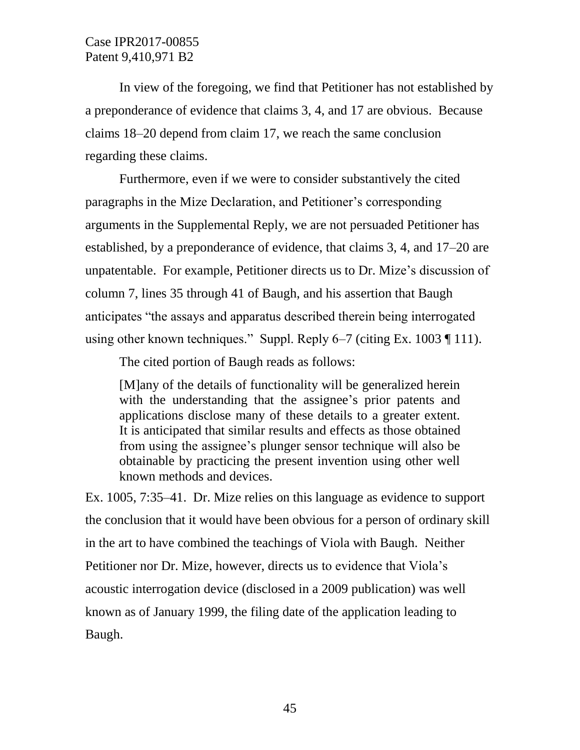In view of the foregoing, we find that Petitioner has not established by a preponderance of evidence that claims 3, 4, and 17 are obvious. Because claims 18–20 depend from claim 17, we reach the same conclusion regarding these claims.

Furthermore, even if we were to consider substantively the cited paragraphs in the Mize Declaration, and Petitioner's corresponding arguments in the Supplemental Reply, we are not persuaded Petitioner has established, by a preponderance of evidence, that claims 3, 4, and 17–20 are unpatentable. For example, Petitioner directs us to Dr. Mize's discussion of column 7, lines 35 through 41 of Baugh, and his assertion that Baugh anticipates "the assays and apparatus described therein being interrogated using other known techniques." Suppl. Reply 6–7 (citing Ex. 1003 ¶ 111).

The cited portion of Baugh reads as follows:

> [M]any of the details of functionality will be generalized herein with the understanding that the assignee's prior patents and applications disclose many of these details to a greater extent. It is anticipated that similar results and effects as those obtained from using the assignee's plunger sensor technique will also be obtainable by practicing the present invention using other well known methods and devices.

Ex. 1005, 7:35–41. Dr. Mize relies on this language as evidence to support the conclusion that it would have been obvious for a person of ordinary skill in the art to have combined the teachings of Viola with Baugh. Neither Petitioner nor Dr. Mize, however, directs us to evidence that Viola's acoustic interrogation device (disclosed in a 2009 publication) was well known as of January 1999, the filing date of the application leading to Baugh.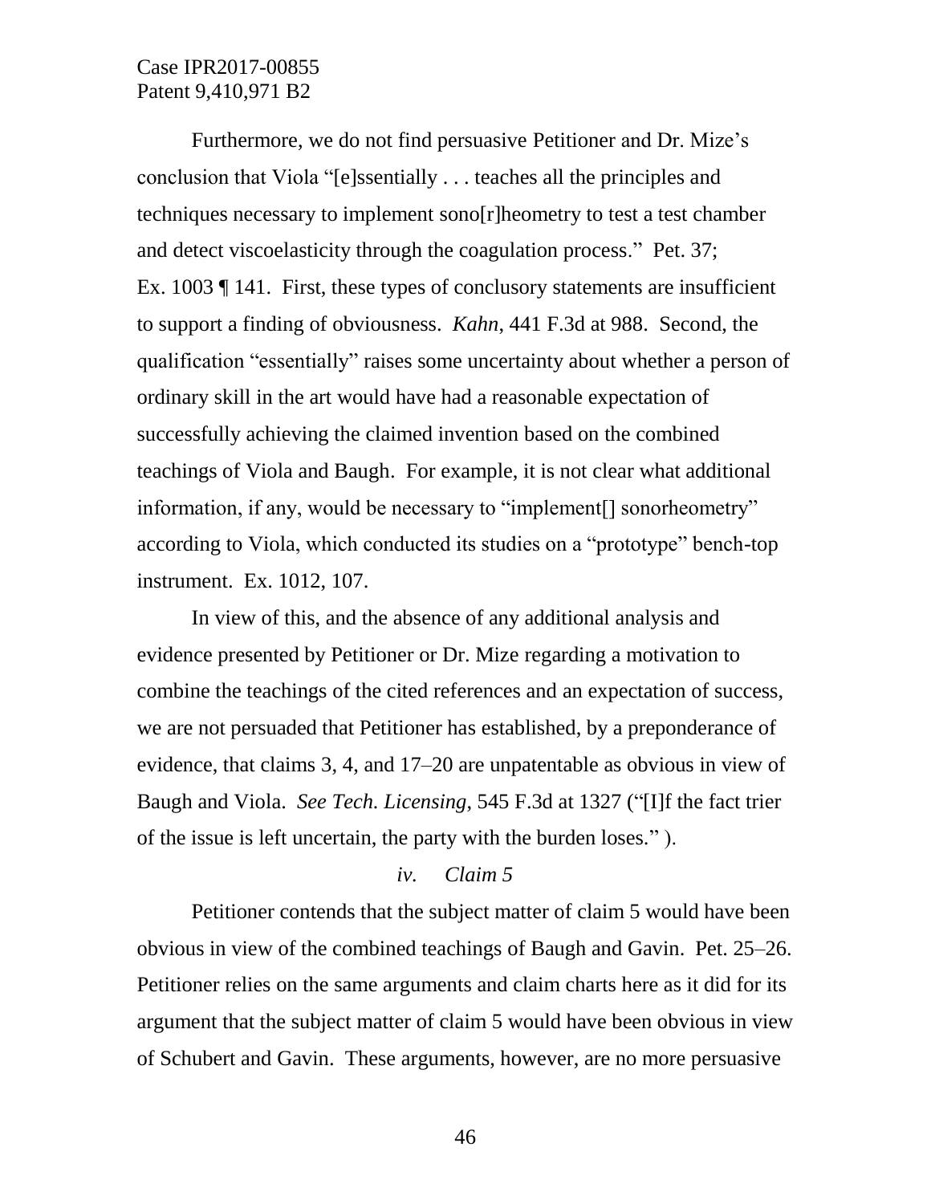Furthermore, we do not find persuasive Petitioner and Dr. Mize's conclusion that Viola "[e]ssentially . . . teaches all the principles and techniques necessary to implement sono[r]heometry to test a test chamber and detect viscoelasticity through the coagulation process." Pet. 37; Ex. 1003 ¶ 141. First, these types of conclusory statements are insufficient to support a finding of obviousness. *Kahn*, 441 F.3d at 988. Second, the qualification "essentially" raises some uncertainty about whether a person of ordinary skill in the art would have had a reasonable expectation of successfully achieving the claimed invention based on the combined teachings of Viola and Baugh. For example, it is not clear what additional information, if any, would be necessary to "implement[] sonorheometry" according to Viola, which conducted its studies on a "prototype" bench-top instrument. Ex. 1012, 107.

In view of this, and the absence of any additional analysis and evidence presented by Petitioner or Dr. Mize regarding a motivation to combine the teachings of the cited references and an expectation of success, we are not persuaded that Petitioner has established, by a preponderance of evidence, that claims 3, 4, and 17–20 are unpatentable as obvious in view of Baugh and Viola. *See Tech. Licensing*, 545 F.3d at 1327 ("[I]f the fact trier of the issue is left uncertain, the party with the burden loses." ).

*iv. Claim 5*

Petitioner contends that the subject matter of claim 5 would have been obvious in view of the combined teachings of Baugh and Gavin. Pet. 25–26. Petitioner relies on the same arguments and claim charts here as it did for its argument that the subject matter of claim 5 would have been obvious in view of Schubert and Gavin. These arguments, however, are no more persuasive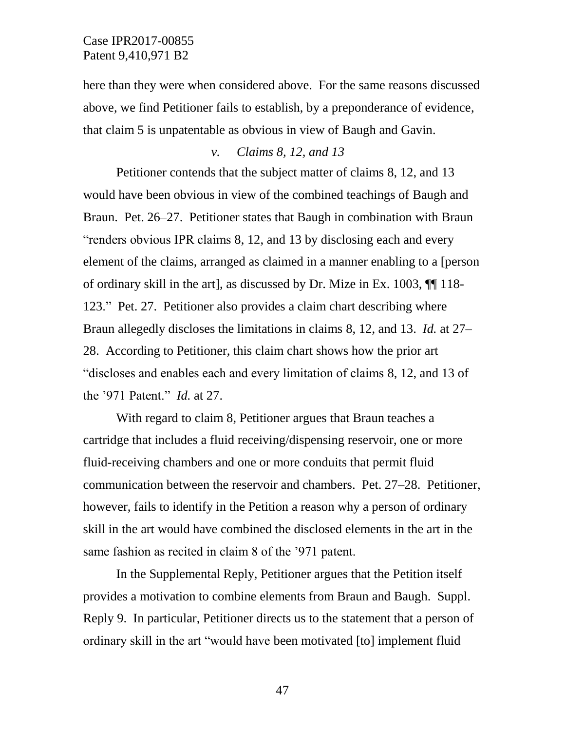here than they were when considered above. For the same reasons discussed above, we find Petitioner fails to establish, by a preponderance of evidence, that claim 5 is unpatentable as obvious in view of Baugh and Gavin.

*v. Claims 8, 12, and 13*

Petitioner contends that the subject matter of claims 8, 12, and 13 would have been obvious in view of the combined teachings of Baugh and Braun. Pet. 26–27. Petitioner states that Baugh in combination with Braun "renders obvious IPR claims 8, 12, and 13 by disclosing each and every element of the claims, arranged as claimed in a manner enabling to a [person of ordinary skill in the art], as discussed by Dr. Mize in Ex. 1003, ¶¶ 118-123." Pet. 27. Petitioner also provides a claim chart describing where Braun allegedly discloses the limitations in claims 8, 12, and 13. *Id.* at 27–28. According to Petitioner, this claim chart shows how the prior art "discloses and enables each and every limitation of claims 8, 12, and 13 of the '971 Patent." *Id.* at 27.

With regard to claim 8, Petitioner argues that Braun teaches a cartridge that includes a fluid receiving/dispensing reservoir, one or more fluid-receiving chambers and one or more conduits that permit fluid communication between the reservoir and chambers. Pet. 27–28. Petitioner, however, fails to identify in the Petition a reason why a person of ordinary skill in the art would have combined the disclosed elements in the art in the same fashion as recited in claim 8 of the '971 patent.

In the Supplemental Reply, Petitioner argues that the Petition itself provides a motivation to combine elements from Braun and Baugh. Suppl. Reply 9. In particular, Petitioner directs us to the statement that a person of ordinary skill in the art "would have been motivated [to] implement fluid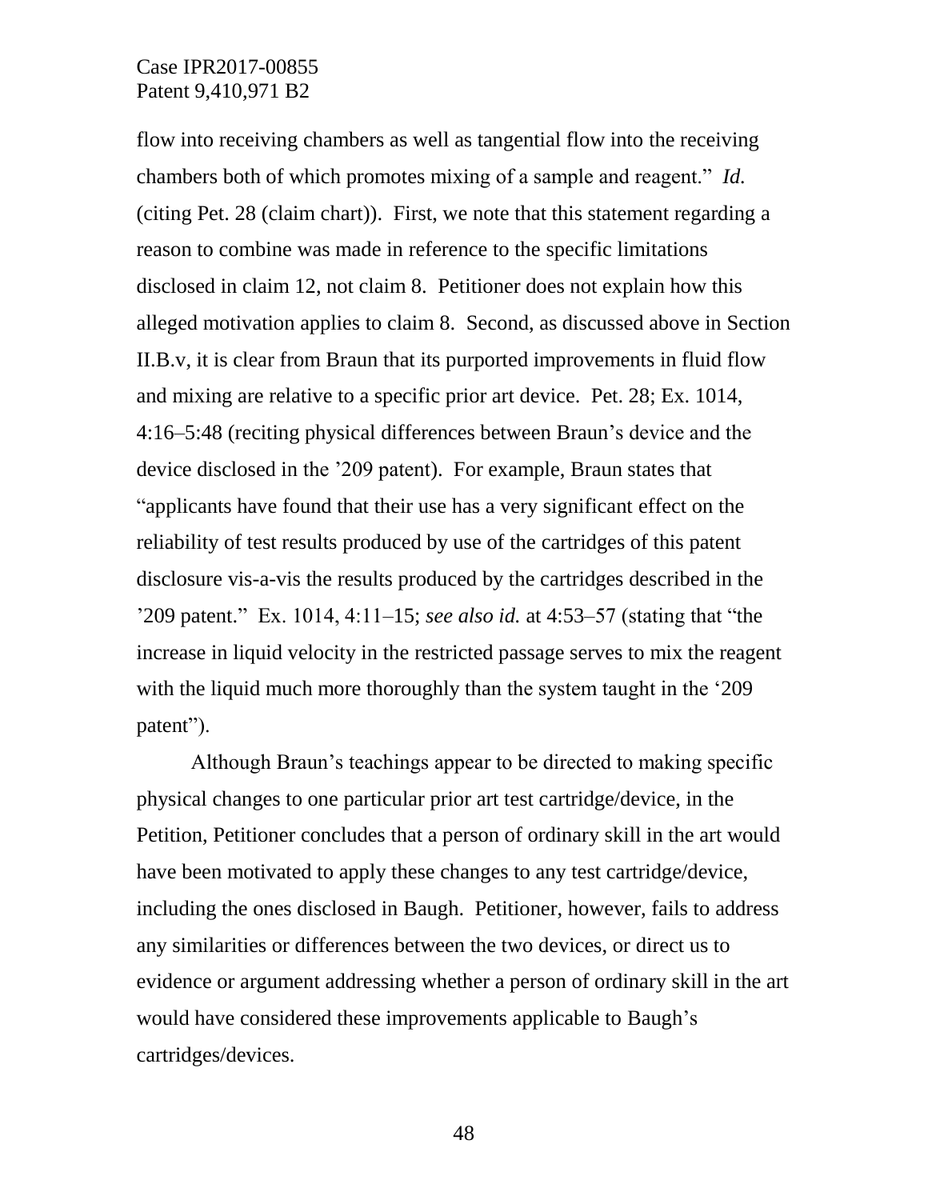flow into receiving chambers as well as tangential flow into the receiving chambers both of which promotes mixing of a sample and reagent." *Id.* (citing Pet. 28 (claim chart)). First, we note that this statement regarding a reason to combine was made in reference to the specific limitations disclosed in claim 12, not claim 8. Petitioner does not explain how this alleged motivation applies to claim 8. Second, as discussed above in Section II.B.v, it is clear from Braun that its purported improvements in fluid flow and mixing are relative to a specific prior art device. Pet. 28; Ex. 1014, 4:16–5:48 (reciting physical differences between Braun's device and the device disclosed in the '209 patent). For example, Braun states that "applicants have found that their use has a very significant effect on the reliability of test results produced by use of the cartridges of this patent disclosure vis-a-vis the results produced by the cartridges described in the '209 patent." Ex. 1014, 4:11–15; *see also id.* at 4:53–57 (stating that "the increase in liquid velocity in the restricted passage serves to mix the reagent with the liquid much more thoroughly than the system taught in the '209 patent").

Although Braun's teachings appear to be directed to making specific physical changes to one particular prior art test cartridge/device, in the Petition, Petitioner concludes that a person of ordinary skill in the art would have been motivated to apply these changes to any test cartridge/device, including the ones disclosed in Baugh. Petitioner, however, fails to address any similarities or differences between the two devices, or direct us to evidence or argument addressing whether a person of ordinary skill in the art would have considered these improvements applicable to Baugh's cartridges/devices.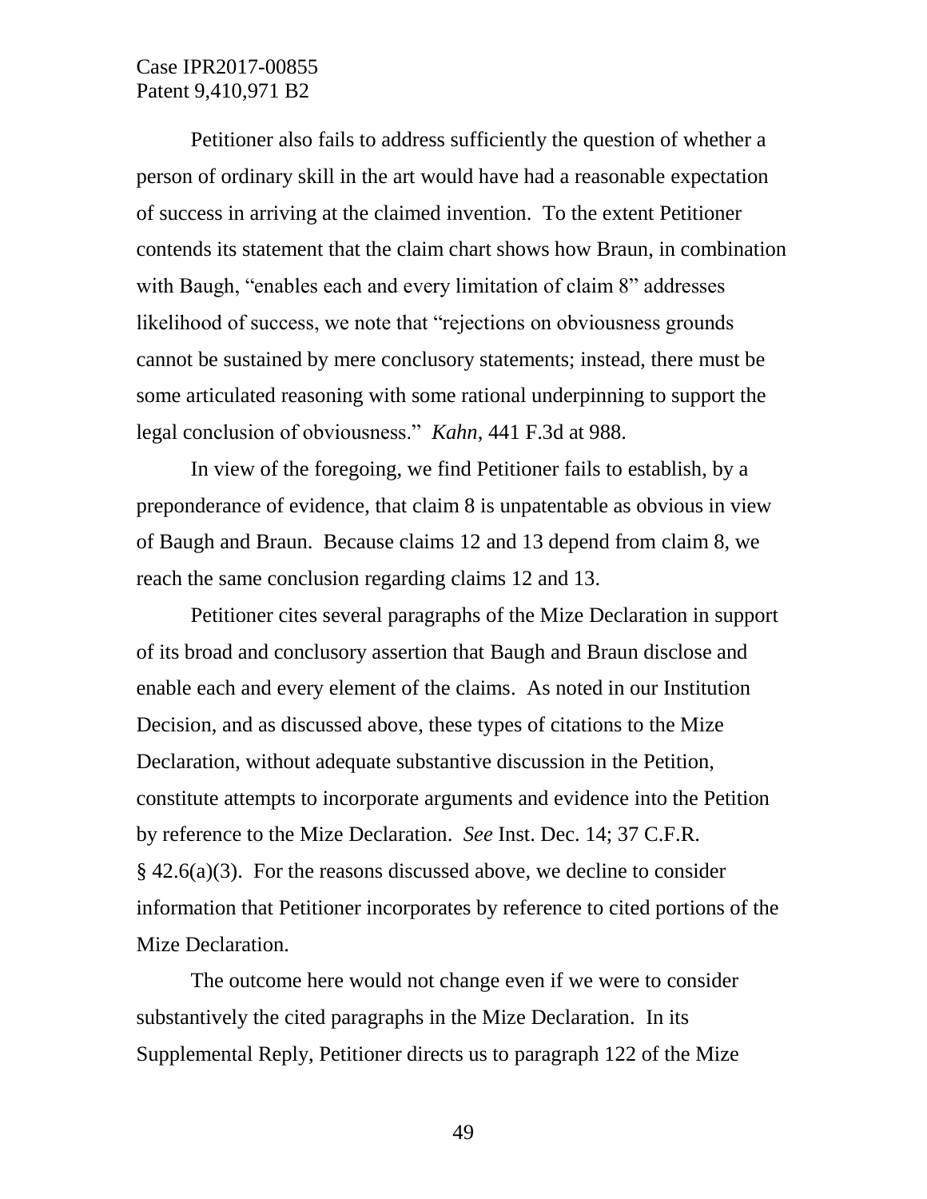Petitioner also fails to address sufficiently the question of whether a person of ordinary skill in the art would have had a reasonable expectation of success in arriving at the claimed invention. To the extent Petitioner contends its statement that the claim chart shows how Braun, in combination with Baugh, "enables each and every limitation of claim 8" addresses likelihood of success, we note that "rejections on obviousness grounds cannot be sustained by mere conclusory statements; instead, there must be some articulated reasoning with some rational underpinning to support the legal conclusion of obviousness." *Kahn*, 441 F.3d at 988.

In view of the foregoing, we find Petitioner fails to establish, by a preponderance of evidence, that claim 8 is unpatentable as obvious in view of Baugh and Braun. Because claims 12 and 13 depend from claim 8, we reach the same conclusion regarding claims 12 and 13.

Petitioner cites several paragraphs of the Mize Declaration in support of its broad and conclusory assertion that Baugh and Braun disclose and enable each and every element of the claims. As noted in our Institution Decision, and as discussed above, these types of citations to the Mize Declaration, without adequate substantive discussion in the Petition, constitute attempts to incorporate arguments and evidence into the Petition by reference to the Mize Declaration. *See* Inst. Dec. 14; 37 C.F.R. § 42.6(a)(3). For the reasons discussed above, we decline to consider information that Petitioner incorporates by reference to cited portions of the Mize Declaration.

The outcome here would not change even if we were to consider substantively the cited paragraphs in the Mize Declaration. In its Supplemental Reply, Petitioner directs us to paragraph 122 of the Mize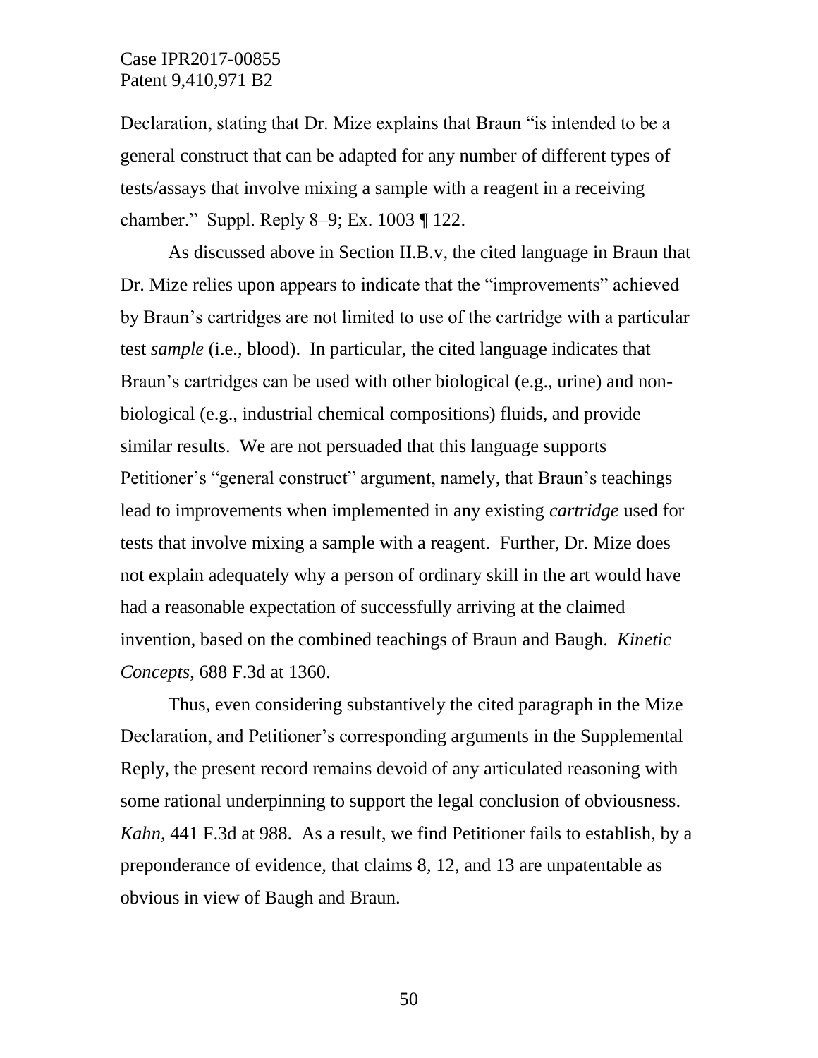Declaration, stating that Dr. Mize explains that Braun "is intended to be a general construct that can be adapted for any number of different types of tests/assays that involve mixing a sample with a reagent in a receiving chamber." Suppl. Reply 8–9; Ex. 1003 ¶ 122.

As discussed above in Section II.B.v, the cited language in Braun that Dr. Mize relies upon appears to indicate that the "improvements" achieved by Braun's cartridges are not limited to use of the cartridge with a particular test *sample* (i.e., blood). In particular, the cited language indicates that Braun's cartridges can be used with other biological (e.g., urine) and non-biological (e.g., industrial chemical compositions) fluids, and provide similar results. We are not persuaded that this language supports Petitioner's "general construct" argument, namely, that Braun's teachings lead to improvements when implemented in any existing *cartridge* used for tests that involve mixing a sample with a reagent. Further, Dr. Mize does not explain adequately why a person of ordinary skill in the art would have had a reasonable expectation of successfully arriving at the claimed invention, based on the combined teachings of Braun and Baugh. *Kinetic Concepts*, 688 F.3d at 1360.

Thus, even considering substantively the cited paragraph in the Mize Declaration, and Petitioner's corresponding arguments in the Supplemental Reply, the present record remains devoid of any articulated reasoning with some rational underpinning to support the legal conclusion of obviousness. *Kahn*, 441 F.3d at 988. As a result, we find Petitioner fails to establish, by a preponderance of evidence, that claims 8, 12, and 13 are unpatentable as obvious in view of Baugh and Braun.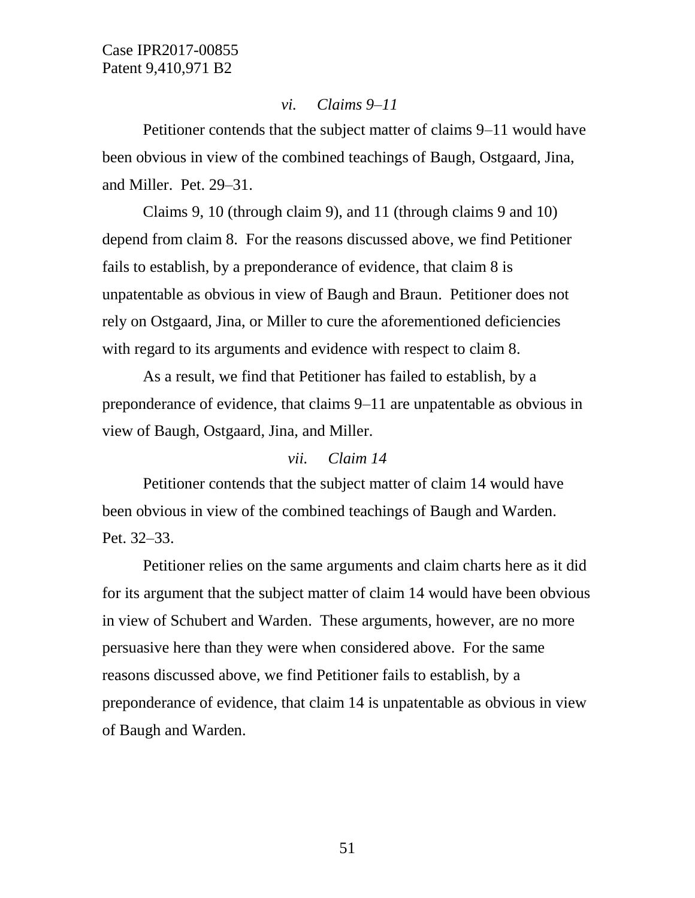*vi. Claims 9–11*

Petitioner contends that the subject matter of claims 9–11 would have been obvious in view of the combined teachings of Baugh, Ostgaard, Jina, and Miller. Pet. 29–31.

Claims 9, 10 (through claim 9), and 11 (through claims 9 and 10) depend from claim 8. For the reasons discussed above, we find Petitioner fails to establish, by a preponderance of evidence, that claim 8 is unpatentable as obvious in view of Baugh and Braun. Petitioner does not rely on Ostgaard, Jina, or Miller to cure the aforementioned deficiencies with regard to its arguments and evidence with respect to claim 8.

As a result, we find that Petitioner has failed to establish, by a preponderance of evidence, that claims 9–11 are unpatentable as obvious in view of Baugh, Ostgaard, Jina, and Miller.

*vii. Claim 14*

Petitioner contends that the subject matter of claim 14 would have been obvious in view of the combined teachings of Baugh and Warden. Pet. 32–33.

Petitioner relies on the same arguments and claim charts here as it did for its argument that the subject matter of claim 14 would have been obvious in view of Schubert and Warden. These arguments, however, are no more persuasive here than they were when considered above. For the same reasons discussed above, we find Petitioner fails to establish, by a preponderance of evidence, that claim 14 is unpatentable as obvious in view of Baugh and Warden.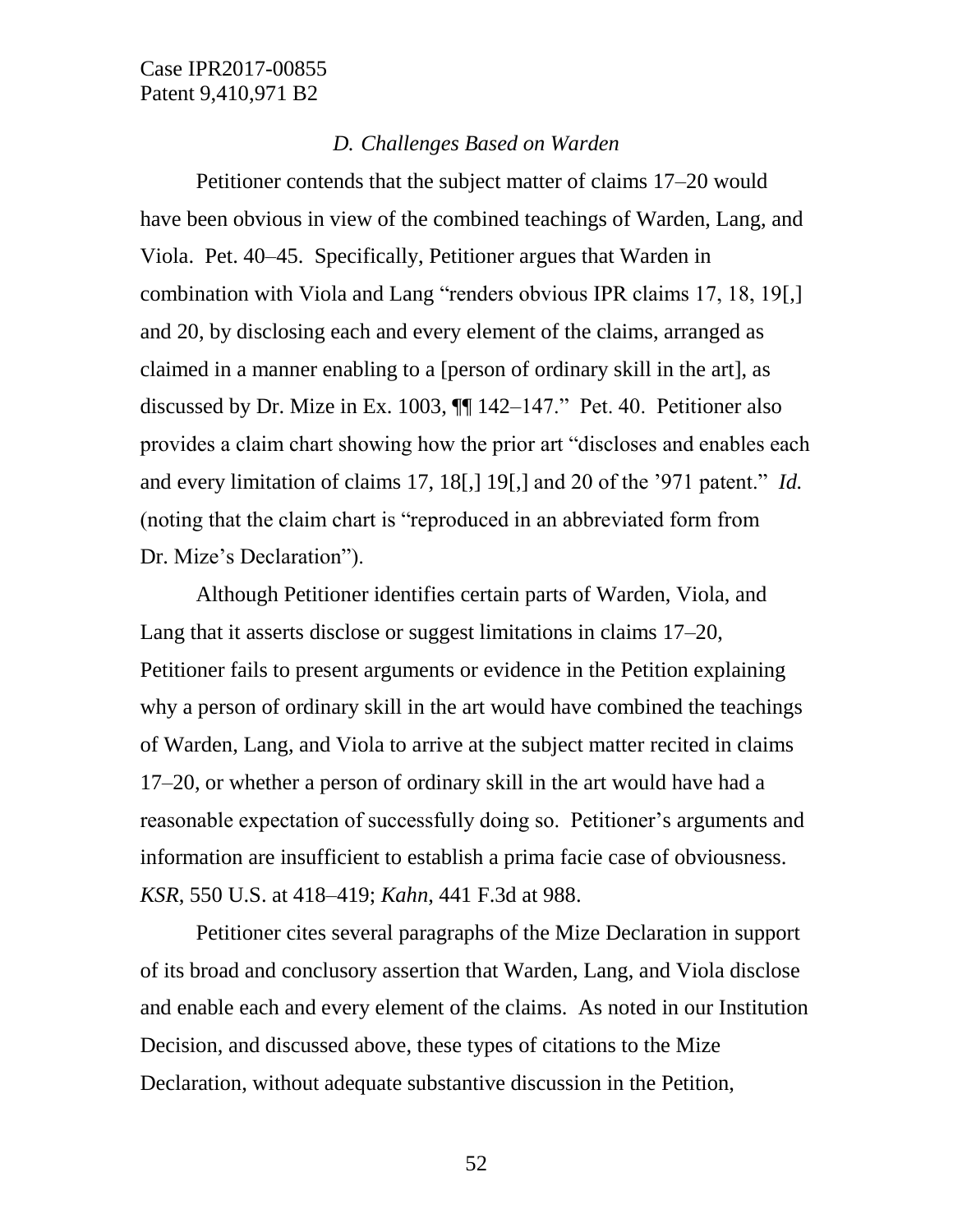*D. Challenges Based on Warden*

Petitioner contends that the subject matter of claims 17–20 would have been obvious in view of the combined teachings of Warden, Lang, and Viola. Pet. 40–45. Specifically, Petitioner argues that Warden in combination with Viola and Lang "renders obvious IPR claims 17, 18, 19[,] and 20, by disclosing each and every element of the claims, arranged as claimed in a manner enabling to a [person of ordinary skill in the art], as discussed by Dr. Mize in Ex. 1003, ¶¶ 142–147." Pet. 40. Petitioner also provides a claim chart showing how the prior art "discloses and enables each and every limitation of claims 17, 18[,] 19[,] and 20 of the '971 patent." *Id.* (noting that the claim chart is "reproduced in an abbreviated form from Dr. Mize's Declaration").

Although Petitioner identifies certain parts of Warden, Viola, and Lang that it asserts disclose or suggest limitations in claims 17–20, Petitioner fails to present arguments or evidence in the Petition explaining why a person of ordinary skill in the art would have combined the teachings of Warden, Lang, and Viola to arrive at the subject matter recited in claims 17–20, or whether a person of ordinary skill in the art would have had a reasonable expectation of successfully doing so. Petitioner's arguments and information are insufficient to establish a prima facie case of obviousness. *KSR*, 550 U.S. at 418–419; *Kahn*, 441 F.3d at 988.

Petitioner cites several paragraphs of the Mize Declaration in support of its broad and conclusory assertion that Warden, Lang, and Viola disclose and enable each and every element of the claims. As noted in our Institution Decision, and discussed above, these types of citations to the Mize Declaration, without adequate substantive discussion in the Petition,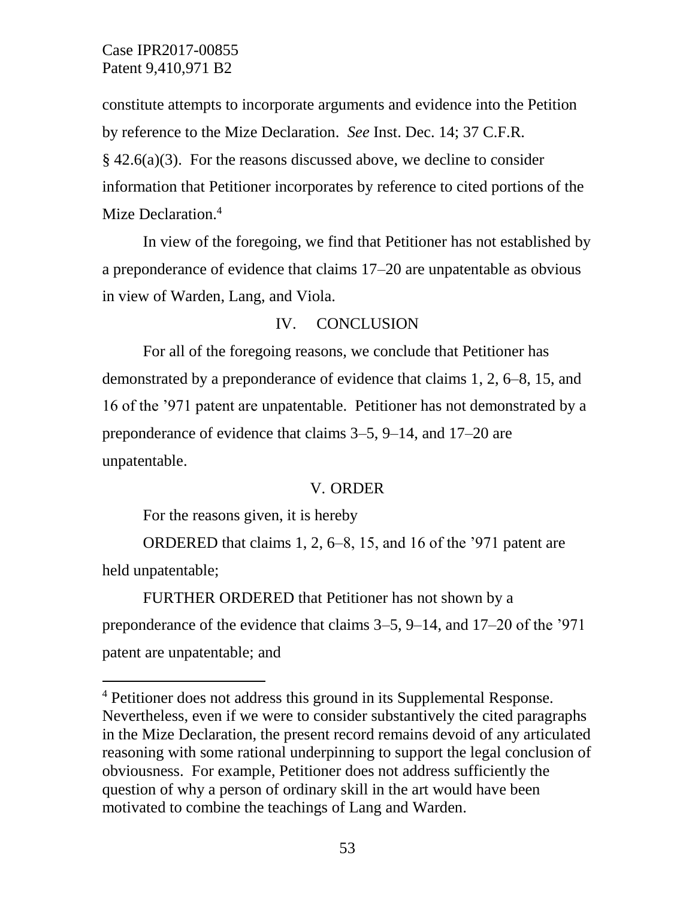constitute attempts to incorporate arguments and evidence into the Petition by reference to the Mize Declaration. *See* Inst. Dec. 14; 37 C.F.R. § 42.6(a)(3). For the reasons discussed above, we decline to consider information that Petitioner incorporates by reference to cited portions of the Mize Declaration.[4]

In view of the foregoing, we find that Petitioner has not established by a preponderance of evidence that claims 17–20 are unpatentable as obvious in view of Warden, Lang, and Viola.

## IV. CONCLUSION

For all of the foregoing reasons, we conclude that Petitioner has demonstrated by a preponderance of evidence that claims 1, 2, 6–8, 15, and 16 of the ’971 patent are unpatentable. Petitioner has not demonstrated by a preponderance of evidence that claims 3–5, 9–14, and 17–20 are unpatentable.

## V. ORDER

For the reasons given, it is hereby

ORDERED that claims 1, 2, 6–8, 15, and 16 of the ’971 patent are held unpatentable;

FURTHER ORDERED that Petitioner has not shown by a preponderance of the evidence that claims 3–5, 9–14, and 17–20 of the ’971 patent are unpatentable; and

---

[4] Petitioner does not address this ground in its Supplemental Response. Nevertheless, even if we were to consider substantively the cited paragraphs in the Mize Declaration, the present record remains devoid of any articulated reasoning with some rational underpinning to support the legal conclusion of obviousness. For example, Petitioner does not address sufficiently the question of why a person of ordinary skill in the art would have been motivated to combine the teachings of Lang and Warden.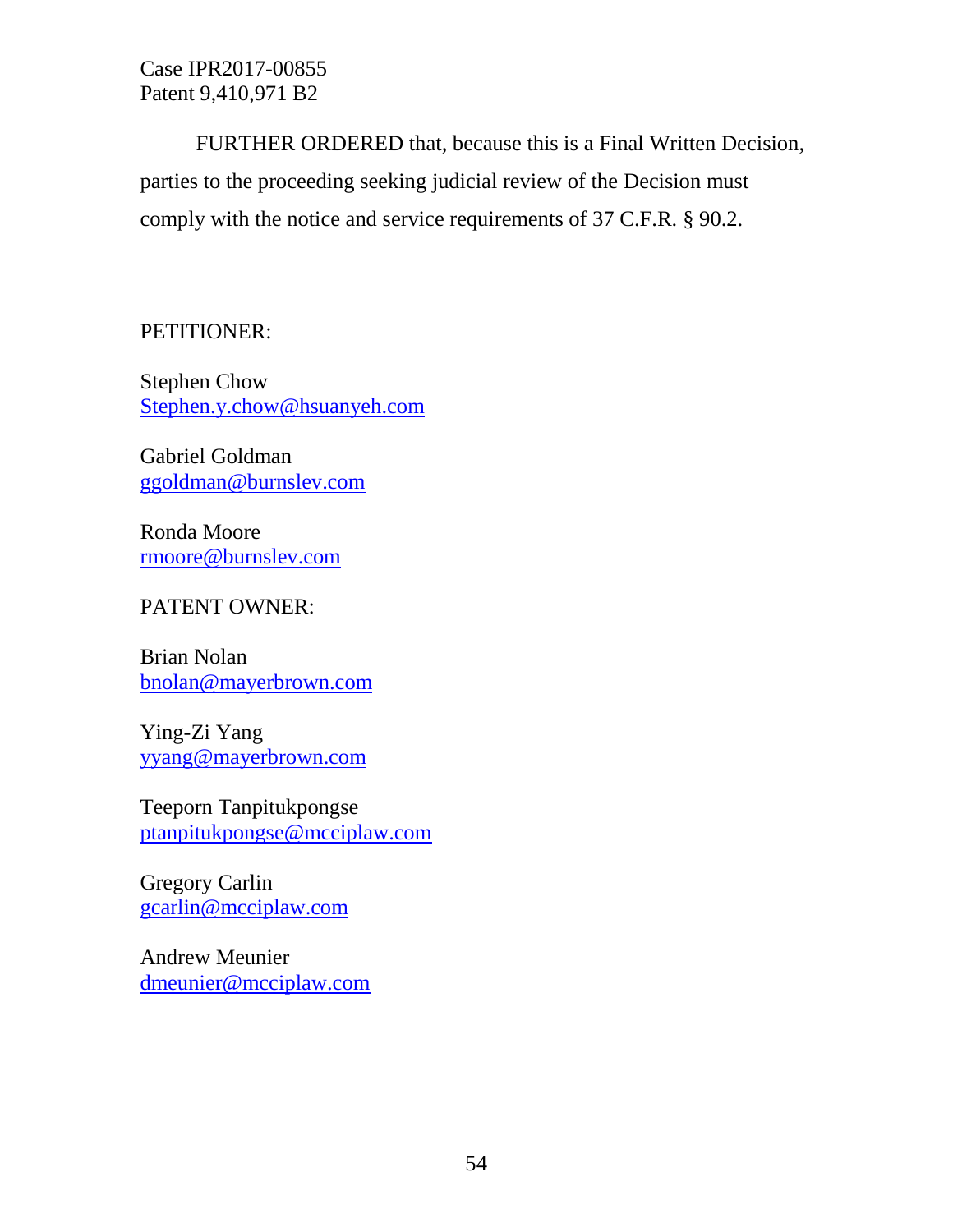FURTHER ORDERED that, because this is a Final Written Decision, parties to the proceeding seeking judicial review of the Decision must comply with the notice and service requirements of 37 C.F.R. § 90.2.

PETITIONER:

Stephen Chow
Stephen.y.chow@hsuanyeh.com

Gabriel Goldman
ggoldman@burnslev.com

Ronda Moore
rmoore@burnslev.com

PATENT OWNER:

Brian Nolan
bnolan@mayerbrown.com

Ying-Zi Yang
yyang@mayerbrown.com

Teeporn Tanpitukpongse
ptanpitukpongse@mcciplaw.com

Gregory Carlin
gcarlin@mcciplaw.com

Andrew Meunier
dmeunier@mcciplaw.com